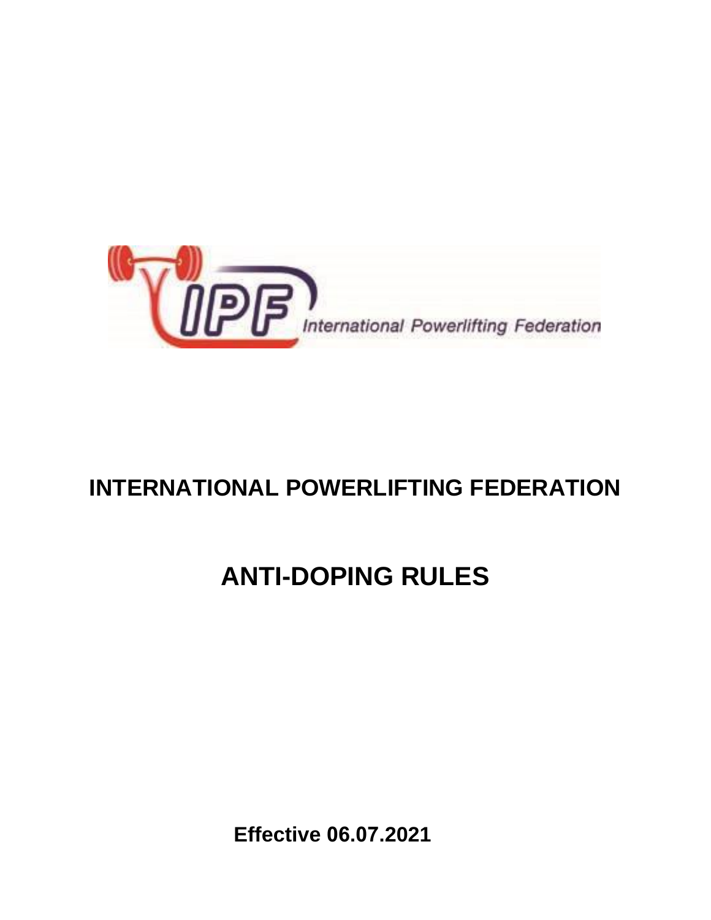# INTERNATIONAL POWERLIFTING FEDERATION

# ANTI-DOPING RULES

**Effective 06.07.2021**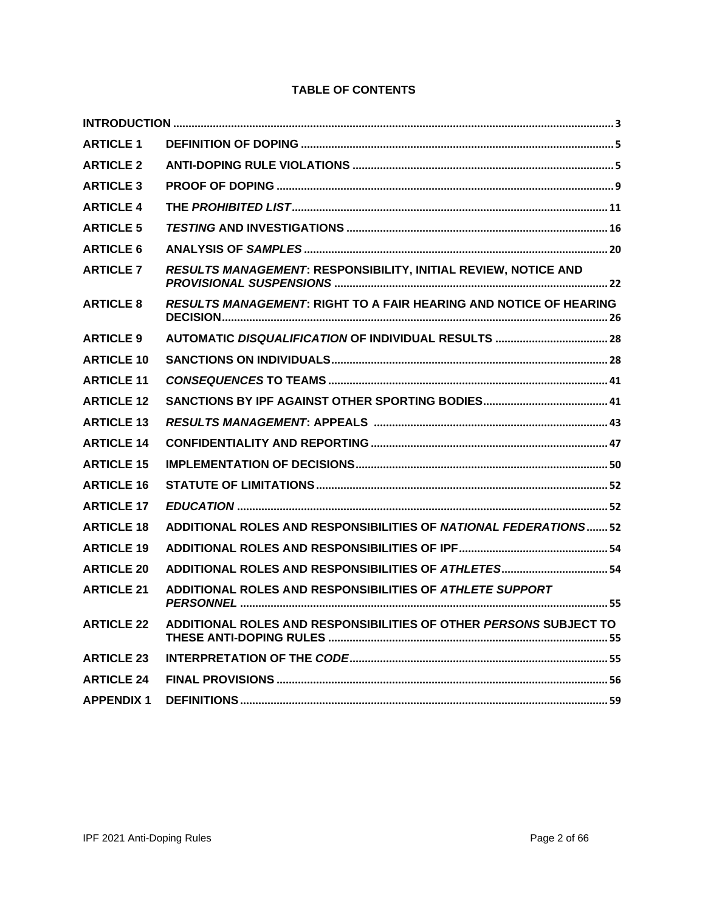## TABLE OF CONTENTS

| | | |
|---|---|---|
| **INTRODUCTION** | | 3 |
| **ARTICLE 1** | **DEFINITION OF DOPING** | 5 |
| **ARTICLE 2** | **ANTI-DOPING RULE VIOLATIONS** | 5 |
| **ARTICLE 3** | **PROOF OF DOPING** | 9 |
| **ARTICLE 4** | **THE *PROHIBITED LIST*** | 11 |
| **ARTICLE 5** | ***TESTING* AND INVESTIGATIONS** | 16 |
| **ARTICLE 6** | **ANALYSIS OF *SAMPLES*** | 20 |
| **ARTICLE 7** | ***RESULTS MANAGEMENT*: RESPONSIBILITY, INITIAL REVIEW, NOTICE AND *PROVISIONAL SUSPENSIONS*** | 22 |
| **ARTICLE 8** | ***RESULTS MANAGEMENT*: RIGHT TO A FAIR HEARING AND NOTICE OF HEARING DECISION** | 26 |
| **ARTICLE 9** | **AUTOMATIC *DISQUALIFICATION* OF INDIVIDUAL RESULTS** | 28 |
| **ARTICLE 10** | **SANCTIONS ON INDIVIDUALS** | 28 |
| **ARTICLE 11** | ***CONSEQUENCES* TO TEAMS** | 41 |
| **ARTICLE 12** | **SANCTIONS BY IPF AGAINST OTHER SPORTING BODIES** | 41 |
| **ARTICLE 13** | ***RESULTS MANAGEMENT*: APPEALS** | 43 |
| **ARTICLE 14** | **CONFIDENTIALITY AND REPORTING** | 47 |
| **ARTICLE 15** | **IMPLEMENTATION OF DECISIONS** | 50 |
| **ARTICLE 16** | **STATUTE OF LIMITATIONS** | 52 |
| **ARTICLE 17** | ***EDUCATION*** | 52 |
| **ARTICLE 18** | **ADDITIONAL ROLES AND RESPONSIBILITIES OF *NATIONAL FEDERATIONS*** | 52 |
| **ARTICLE 19** | **ADDITIONAL ROLES AND RESPONSIBILITIES OF IPF** | 54 |
| **ARTICLE 20** | **ADDITIONAL ROLES AND RESPONSIBILITIES OF *ATHLETES*** | 54 |
| **ARTICLE 21** | **ADDITIONAL ROLES AND RESPONSIBILITIES OF *ATHLETE SUPPORT PERSONNEL*** | 55 |
| **ARTICLE 22** | **ADDITIONAL ROLES AND RESPONSIBILITIES OF OTHER *PERSONS* SUBJECT TO THESE ANTI-DOPING RULES** | 55 |
| **ARTICLE 23** | **INTERPRETATION OF THE *CODE*** | 55 |
| **ARTICLE 24** | **FINAL PROVISIONS** | 56 |
| **APPENDIX 1** | **DEFINITIONS** | 59 |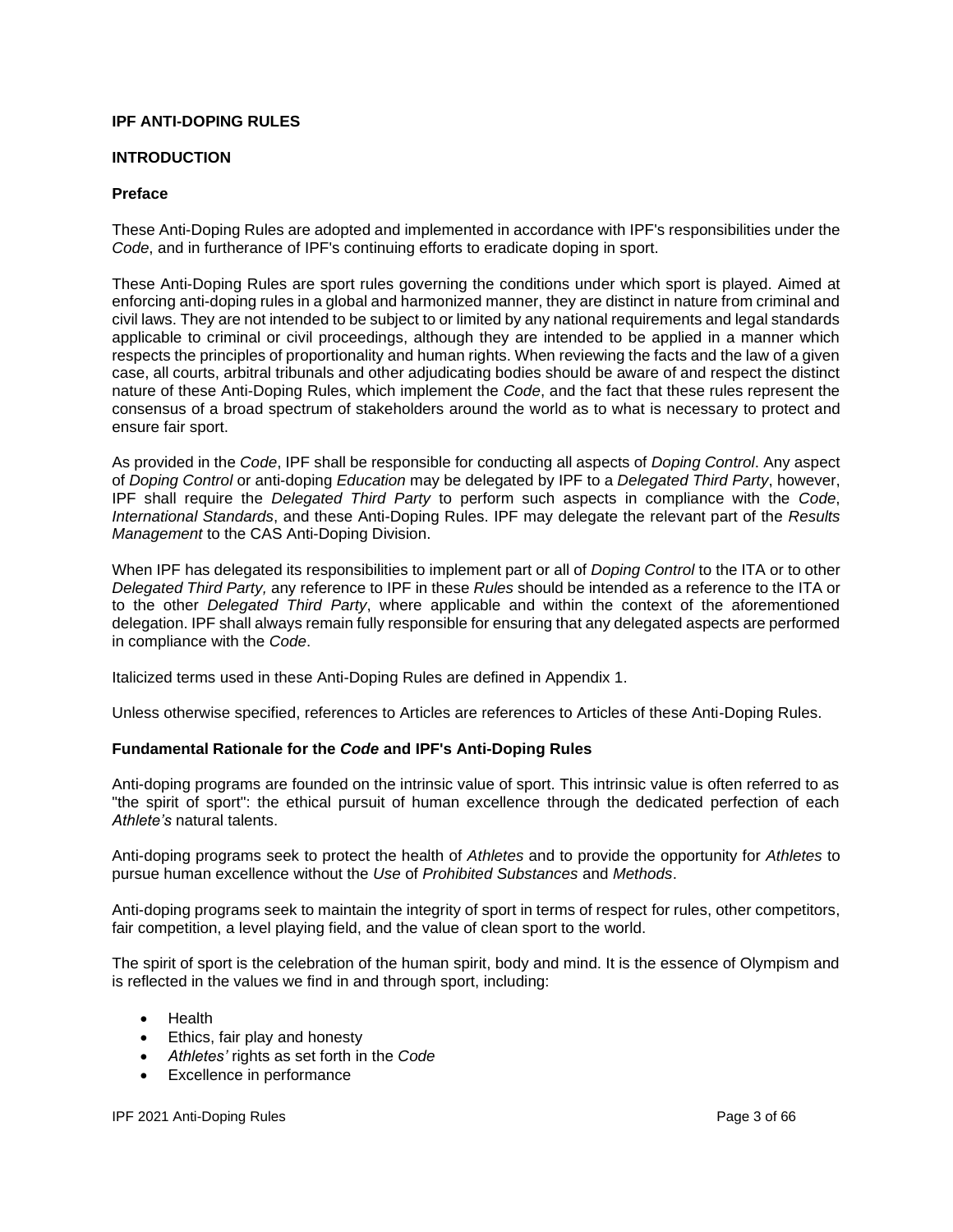# IPF ANTI-DOPING RULES

## INTRODUCTION

### Preface

These Anti-Doping Rules are adopted and implemented in accordance with IPF's responsibilities under the *Code*, and in furtherance of IPF's continuing efforts to eradicate doping in sport.

These Anti-Doping Rules are sport rules governing the conditions under which sport is played. Aimed at enforcing anti-doping rules in a global and harmonized manner, they are distinct in nature from criminal and civil laws. They are not intended to be subject to or limited by any national requirements and legal standards applicable to criminal or civil proceedings, although they are intended to be applied in a manner which respects the principles of proportionality and human rights. When reviewing the facts and the law of a given case, all courts, arbitral tribunals and other adjudicating bodies should be aware of and respect the distinct nature of these Anti-Doping Rules, which implement the *Code*, and the fact that these rules represent the consensus of a broad spectrum of stakeholders around the world as to what is necessary to protect and ensure fair sport.

As provided in the *Code*, IPF shall be responsible for conducting all aspects of *Doping Control*. Any aspect of *Doping Control* or anti-doping *Education* may be delegated by IPF to a *Delegated Third Party*, however, IPF shall require the *Delegated Third Party* to perform such aspects in compliance with the *Code*, *International Standards*, and these Anti-Doping Rules. IPF may delegate the relevant part of the *Results Management* to the CAS Anti-Doping Division.

When IPF has delegated its responsibilities to implement part or all of *Doping Control* to the ITA or to other *Delegated Third Party,* any reference to IPF in these *Rules* should be intended as a reference to the ITA or to the other *Delegated Third Party*, where applicable and within the context of the aforementioned delegation. IPF shall always remain fully responsible for ensuring that any delegated aspects are performed in compliance with the *Code*.

Italicized terms used in these Anti-Doping Rules are defined in Appendix 1.

Unless otherwise specified, references to Articles are references to Articles of these Anti-Doping Rules.

### Fundamental Rationale for the *Code* and IPF's Anti-Doping Rules

Anti-doping programs are founded on the intrinsic value of sport. This intrinsic value is often referred to as "the spirit of sport": the ethical pursuit of human excellence through the dedicated perfection of each *Athlete's* natural talents.

Anti-doping programs seek to protect the health of *Athletes* and to provide the opportunity for *Athletes* to pursue human excellence without the *Use* of *Prohibited Substances* and *Methods*.

Anti-doping programs seek to maintain the integrity of sport in terms of respect for rules, other competitors, fair competition, a level playing field, and the value of clean sport to the world.

The spirit of sport is the celebration of the human spirit, body and mind. It is the essence of Olympism and is reflected in the values we find in and through sport, including:

- Health
- Ethics, fair play and honesty
- *Athletes'* rights as set forth in the *Code*
- Excellence in performance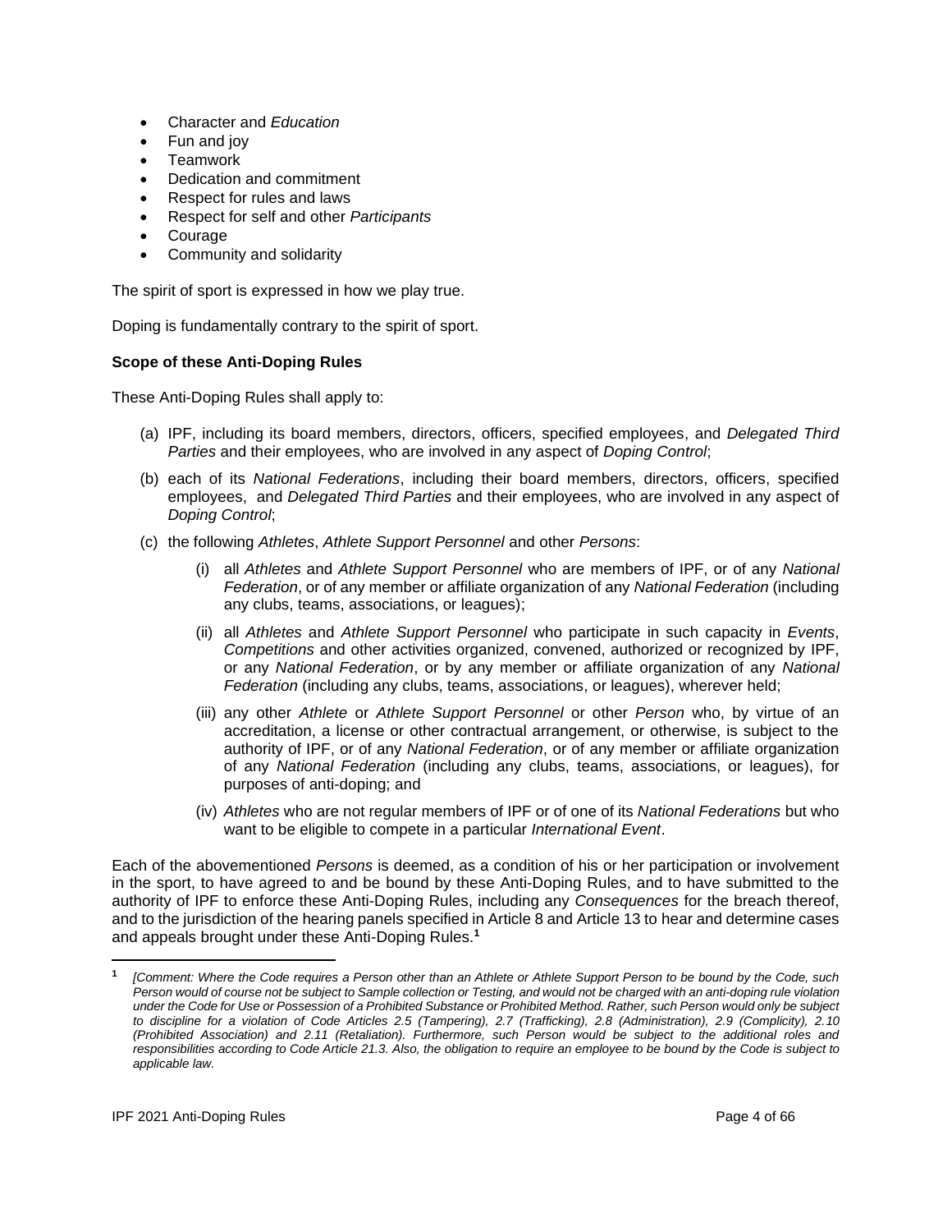- Character and *Education*
- Fun and joy
- Teamwork
- Dedication and commitment
- Respect for rules and laws
- Respect for self and other *Participants*
- Courage
- Community and solidarity

The spirit of sport is expressed in how we play true.

Doping is fundamentally contrary to the spirit of sport.

**Scope of these Anti-Doping Rules**

These Anti-Doping Rules shall apply to:

(a) IPF, including its board members, directors, officers, specified employees, and *Delegated Third Parties* and their employees, who are involved in any aspect of *Doping Control*;

(b) each of its *National Federations*, including their board members, directors, officers, specified employees, and *Delegated Third Parties* and their employees, who are involved in any aspect of *Doping Control*;

(c) the following *Athletes*, *Athlete Support Personnel* and other *Persons*:

  (i) all *Athletes* and *Athlete Support Personnel* who are members of IPF, or of any *National Federation*, or of any member or affiliate organization of any *National Federation* (including any clubs, teams, associations, or leagues);

  (ii) all *Athletes* and *Athlete Support Personnel* who participate in such capacity in *Events*, *Competitions* and other activities organized, convened, authorized or recognized by IPF, or any *National Federation*, or by any member or affiliate organization of any *National Federation* (including any clubs, teams, associations, or leagues), wherever held;

  (iii) any other *Athlete* or *Athlete Support Personnel* or other *Person* who, by virtue of an accreditation, a license or other contractual arrangement, or otherwise, is subject to the authority of IPF, or of any *National Federation*, or of any member or affiliate organization of any *National Federation* (including any clubs, teams, associations, or leagues), for purposes of anti-doping; and

  (iv) *Athletes* who are not regular members of IPF or of one of its *National Federations* but who want to be eligible to compete in a particular *International Event*.

Each of the abovementioned *Persons* is deemed, as a condition of his or her participation or involvement in the sport, to have agreed to and be bound by these Anti-Doping Rules, and to have submitted to the authority of IPF to enforce these Anti-Doping Rules, including any *Consequences* for the breach thereof, and to the jurisdiction of the hearing panels specified in Article 8 and Article 13 to hear and determine cases and appeals brought under these Anti-Doping Rules.[1]

---

[1] *[Comment: Where the Code requires a Person other than an Athlete or Athlete Support Person to be bound by the Code, such Person would of course not be subject to Sample collection or Testing, and would not be charged with an anti-doping rule violation under the Code for Use or Possession of a Prohibited Substance or Prohibited Method. Rather, such Person would only be subject to discipline for a violation of Code Articles 2.5 (Tampering), 2.7 (Trafficking), 2.8 (Administration), 2.9 (Complicity), 2.10 (Prohibited Association) and 2.11 (Retaliation). Furthermore, such Person would be subject to the additional roles and responsibilities according to Code Article 21.3. Also, the obligation to require an employee to be bound by the Code is subject to applicable law.*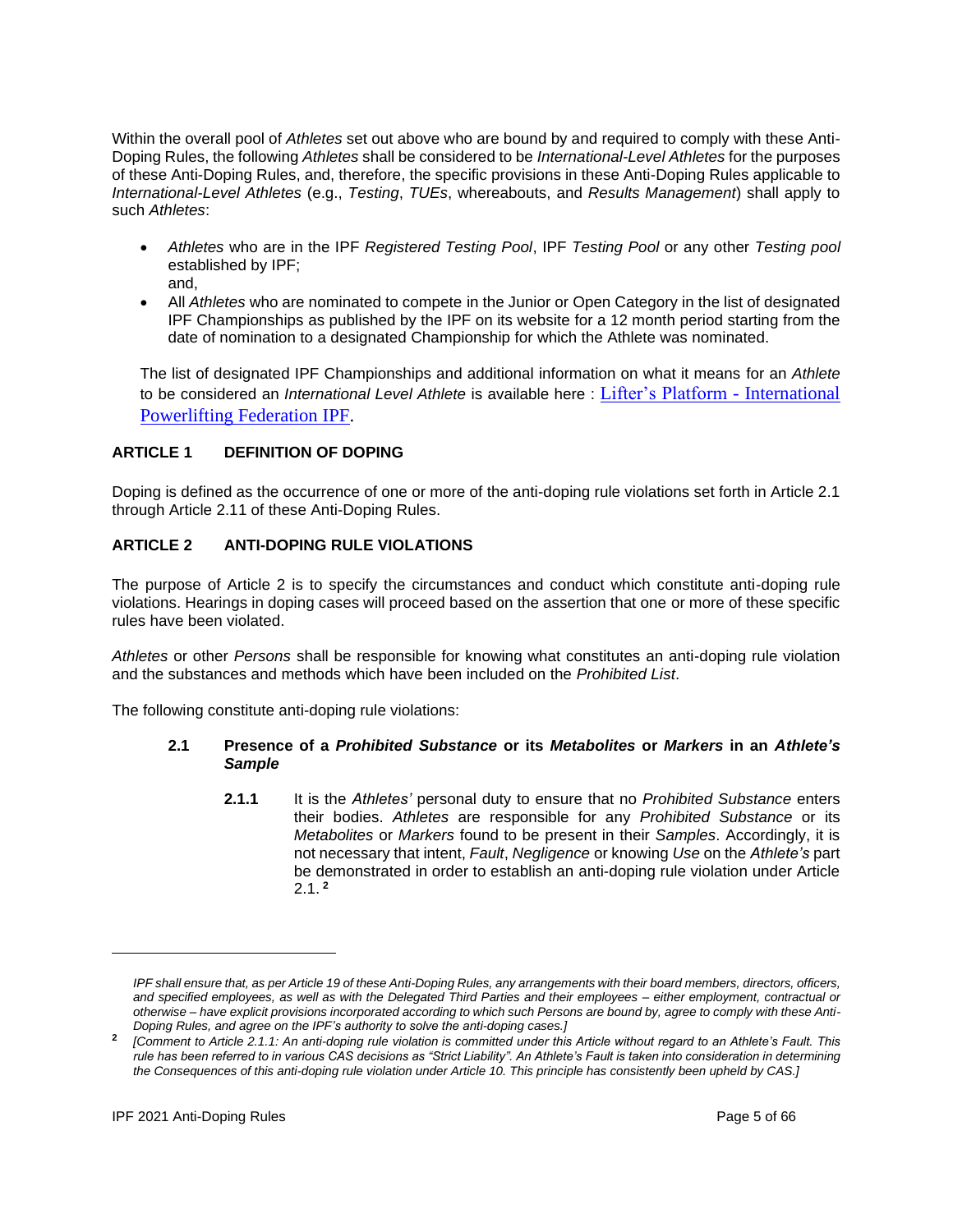Within the overall pool of *Athletes* set out above who are bound by and required to comply with these Anti-Doping Rules, the following *Athletes* shall be considered to be *International-Level Athletes* for the purposes of these Anti-Doping Rules, and, therefore, the specific provisions in these Anti-Doping Rules applicable to *International-Level Athletes* (e.g., *Testing*, *TUEs*, whereabouts, and *Results Management*) shall apply to such *Athletes*:

- *Athletes* who are in the IPF *Registered Testing Pool*, IPF *Testing Pool* or any other *Testing pool* established by IPF;
  and,
- All *Athletes* who are nominated to compete in the Junior or Open Category in the list of designated IPF Championships as published by the IPF on its website for a 12 month period starting from the date of nomination to a designated Championship for which the Athlete was nominated.

The list of designated IPF Championships and additional information on what it means for an *Athlete* to be considered an *International Level Athlete* is available here : Lifter's Platform - International Powerlifting Federation IPF.

## ARTICLE 1 DEFINITION OF DOPING

Doping is defined as the occurrence of one or more of the anti-doping rule violations set forth in Article 2.1 through Article 2.11 of these Anti-Doping Rules.

## ARTICLE 2 ANTI-DOPING RULE VIOLATIONS

The purpose of Article 2 is to specify the circumstances and conduct which constitute anti-doping rule violations. Hearings in doping cases will proceed based on the assertion that one or more of these specific rules have been violated.

*Athletes* or other *Persons* shall be responsible for knowing what constitutes an anti-doping rule violation and the substances and methods which have been included on the *Prohibited List*.

The following constitute anti-doping rule violations:

### 2.1 Presence of a *Prohibited Substance* or its *Metabolites* or *Markers* in an *Athlete's Sample*

**2.1.1** It is the *Athletes'* personal duty to ensure that no *Prohibited Substance* enters their bodies. *Athletes* are responsible for any *Prohibited Substance* or its *Metabolites* or *Markers* found to be present in their *Samples*. Accordingly, it is not necessary that intent, *Fault*, *Negligence* or knowing *Use* on the *Athlete's* part be demonstrated in order to establish an anti-doping rule violation under Article 2.1. [2]

---

*IPF shall ensure that, as per Article 19 of these Anti-Doping Rules, any arrangements with their board members, directors, officers, and specified employees, as well as with the Delegated Third Parties and their employees – either employment, contractual or otherwise – have explicit provisions incorporated according to which such Persons are bound by, agree to comply with these Anti-Doping Rules, and agree on the IPF's authority to solve the anti-doping cases.]*

[2] *[Comment to Article 2.1.1: An anti-doping rule violation is committed under this Article without regard to an Athlete's Fault. This rule has been referred to in various CAS decisions as "Strict Liability". An Athlete's Fault is taken into consideration in determining the Consequences of this anti-doping rule violation under Article 10. This principle has consistently been upheld by CAS.]*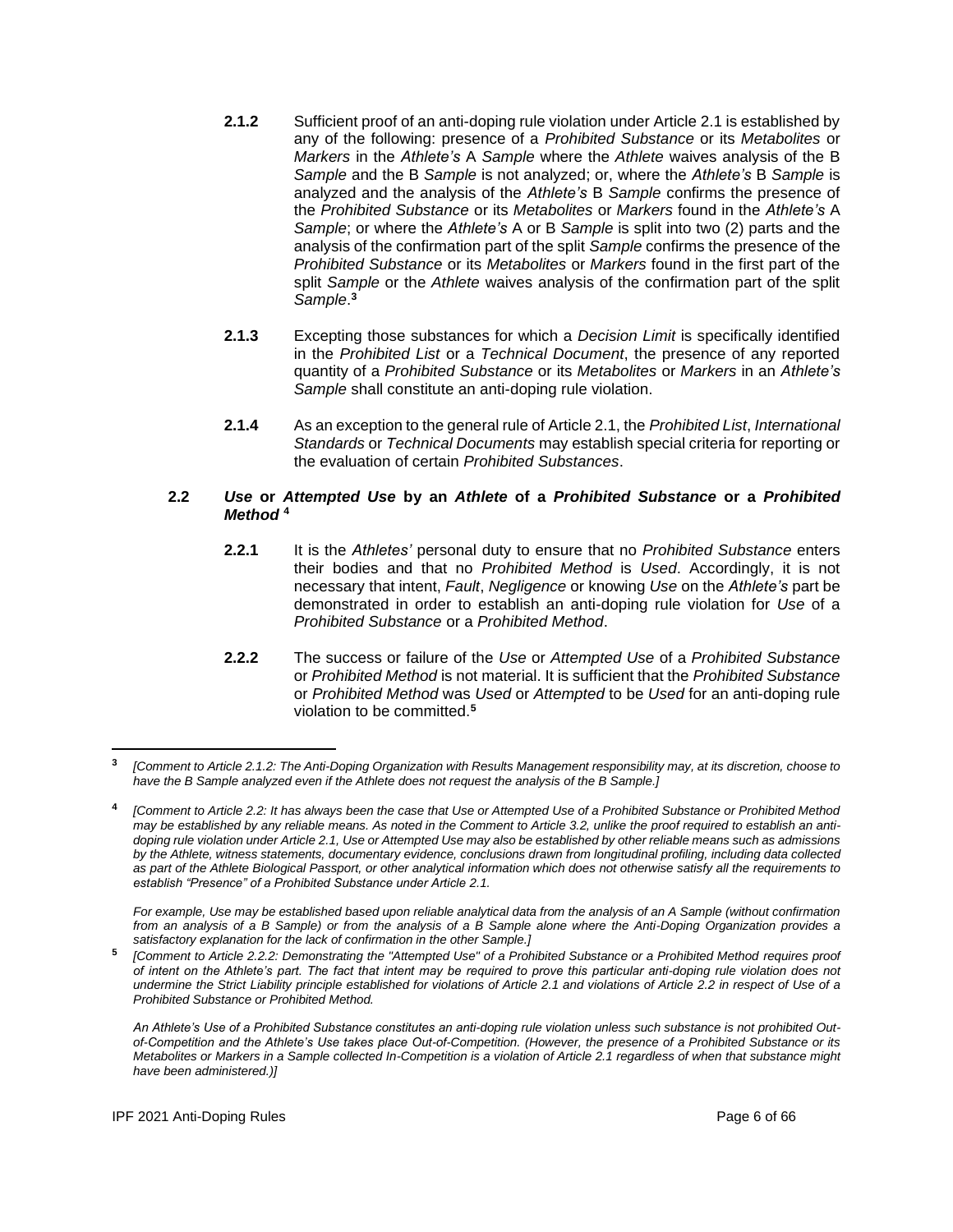**2.1.2** Sufficient proof of an anti-doping rule violation under Article 2.1 is established by any of the following: presence of a *Prohibited Substance* or its *Metabolites* or *Markers* in the *Athlete's* A *Sample* where the *Athlete* waives analysis of the B *Sample* and the B *Sample* is not analyzed; or, where the *Athlete's* B *Sample* is analyzed and the analysis of the *Athlete's* B *Sample* confirms the presence of the *Prohibited Substance* or its *Metabolites* or *Markers* found in the *Athlete's* A *Sample*; or where the *Athlete's* A or B *Sample* is split into two (2) parts and the analysis of the confirmation part of the split *Sample* confirms the presence of the *Prohibited Substance* or its *Metabolites* or *Markers* found in the first part of the split *Sample* or the *Athlete* waives analysis of the confirmation part of the split *Sample*.[3]

**2.1.3** Excepting those substances for which a *Decision Limit* is specifically identified in the *Prohibited List* or a *Technical Document*, the presence of any reported quantity of a *Prohibited Substance* or its *Metabolites* or *Markers* in an *Athlete's Sample* shall constitute an anti-doping rule violation.

**2.1.4** As an exception to the general rule of Article 2.1, the *Prohibited List*, *International Standards* or *Technical Documents* may establish special criteria for reporting or the evaluation of certain *Prohibited Substances*.

### 2.2 *Use* or *Attempted Use* by an *Athlete* of a *Prohibited Substance* or a *Prohibited Method* [4]

**2.2.1** It is the *Athletes'* personal duty to ensure that no *Prohibited Substance* enters their bodies and that no *Prohibited Method* is *Used*. Accordingly, it is not necessary that intent, *Fault*, *Negligence* or knowing *Use* on the *Athlete's* part be demonstrated in order to establish an anti-doping rule violation for *Use* of a *Prohibited Substance* or a *Prohibited Method*.

**2.2.2** The success or failure of the *Use* or *Attempted Use* of a *Prohibited Substance* or *Prohibited Method* is not material. It is sufficient that the *Prohibited Substance* or *Prohibited Method* was *Used* or *Attempted* to be *Used* for an anti-doping rule violation to be committed.[5]

---

[3] *[Comment to Article 2.1.2: The Anti-Doping Organization with Results Management responsibility may, at its discretion, choose to have the B Sample analyzed even if the Athlete does not request the analysis of the B Sample.]*

[4] *[Comment to Article 2.2: It has always been the case that Use or Attempted Use of a Prohibited Substance or Prohibited Method may be established by any reliable means. As noted in the Comment to Article 3.2, unlike the proof required to establish an anti-doping rule violation under Article 2.1, Use or Attempted Use may also be established by other reliable means such as admissions by the Athlete, witness statements, documentary evidence, conclusions drawn from longitudinal profiling, including data collected as part of the Athlete Biological Passport, or other analytical information which does not otherwise satisfy all the requirements to establish "Presence" of a Prohibited Substance under Article 2.1.*

*For example, Use may be established based upon reliable analytical data from the analysis of an A Sample (without confirmation from an analysis of a B Sample) or from the analysis of a B Sample alone where the Anti-Doping Organization provides a satisfactory explanation for the lack of confirmation in the other Sample.]*

[5] *[Comment to Article 2.2.2: Demonstrating the "Attempted Use" of a Prohibited Substance or a Prohibited Method requires proof of intent on the Athlete's part. The fact that intent may be required to prove this particular anti-doping rule violation does not undermine the Strict Liability principle established for violations of Article 2.1 and violations of Article 2.2 in respect of Use of a Prohibited Substance or Prohibited Method.*

*An Athlete's Use of a Prohibited Substance constitutes an anti-doping rule violation unless such substance is not prohibited Out-of-Competition and the Athlete's Use takes place Out-of-Competition. (However, the presence of a Prohibited Substance or its Metabolites or Markers in a Sample collected In-Competition is a violation of Article 2.1 regardless of when that substance might have been administered.)]*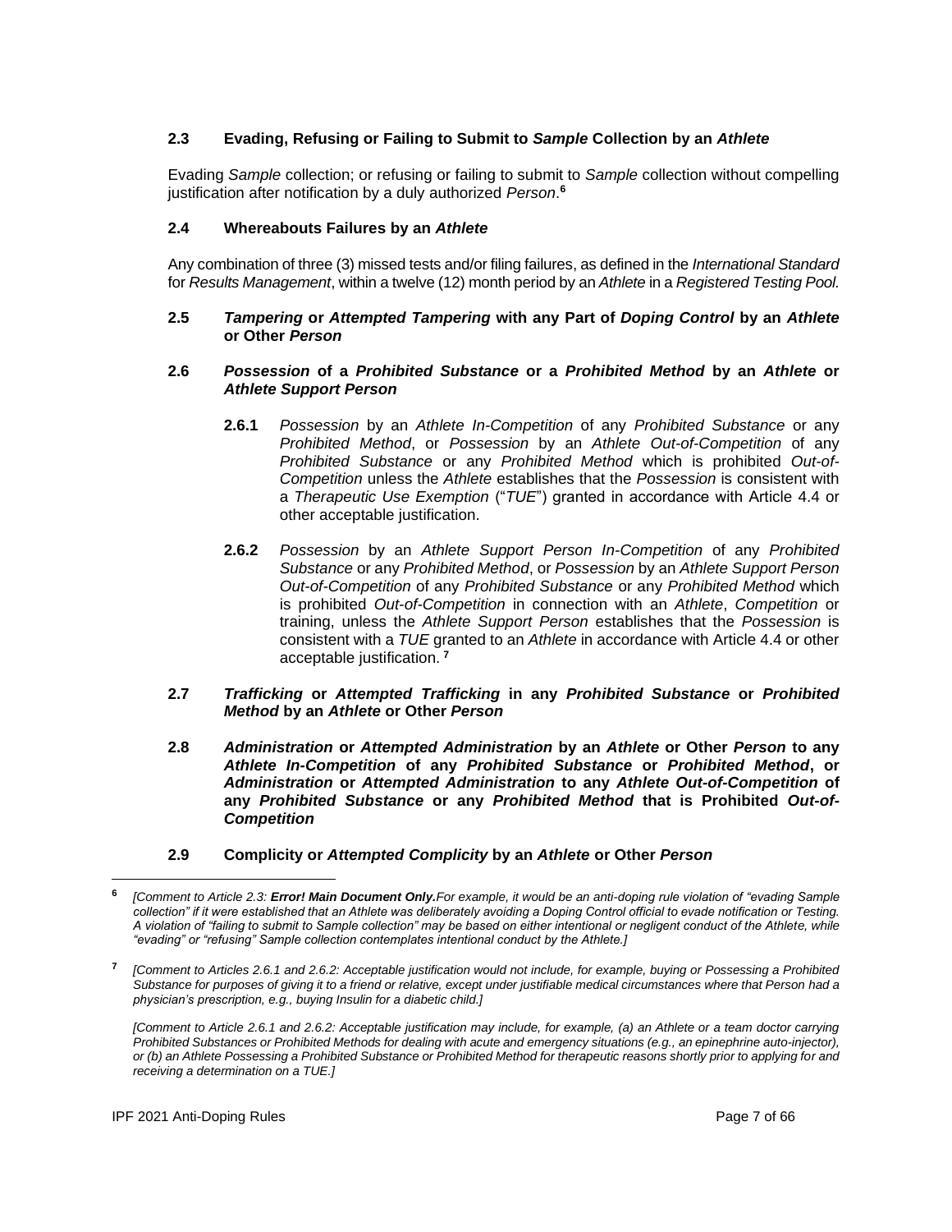### 2.3 Evading, Refusing or Failing to Submit to *Sample* Collection by an *Athlete*

Evading *Sample* collection; or refusing or failing to submit to *Sample* collection without compelling justification after notification by a duly authorized *Person*.[6]

### 2.4 Whereabouts Failures by an *Athlete*

Any combination of three (3) missed tests and/or filing failures, as defined in the *International Standard* for *Results Management*, within a twelve (12) month period by an *Athlete* in a *Registered Testing Pool.*

### 2.5 *Tampering* or *Attempted Tampering* with any Part of *Doping Control* by an *Athlete* or Other *Person*

### 2.6 *Possession* of a *Prohibited Substance* or a *Prohibited Method* by an *Athlete* or *Athlete Support Person*

**2.6.1** *Possession* by an *Athlete In-Competition* of any *Prohibited Substance* or any *Prohibited Method*, or *Possession* by an *Athlete Out-of-Competition* of any *Prohibited Substance* or any *Prohibited Method* which is prohibited *Out-of-Competition* unless the *Athlete* establishes that the *Possession* is consistent with a *Therapeutic Use Exemption* ("*TUE*") granted in accordance with Article 4.4 or other acceptable justification.

**2.6.2** *Possession* by an *Athlete Support Person In-Competition* of any *Prohibited Substance* or any *Prohibited Method*, or *Possession* by an *Athlete Support Person Out-of-Competition* of any *Prohibited Substance* or any *Prohibited Method* which is prohibited *Out-of-Competition* in connection with an *Athlete*, *Competition* or training, unless the *Athlete Support Person* establishes that the *Possession* is consistent with a *TUE* granted to an *Athlete* in accordance with Article 4.4 or other acceptable justification.[7]

### 2.7 *Trafficking* or *Attempted Trafficking* in any *Prohibited Substance* or *Prohibited Method* by an *Athlete* or Other *Person*

### 2.8 *Administration* or *Attempted Administration* by an *Athlete* or Other *Person* to any *Athlete In-Competition* of any *Prohibited Substance* or *Prohibited Method*, or *Administration* or *Attempted Administration* to any *Athlete Out-of-Competition* of any *Prohibited Substance* or any *Prohibited Method* that is Prohibited *Out-of-Competition*

### 2.9 Complicity or *Attempted Complicity* by an *Athlete* or Other *Person*

---

[6] *[Comment to Article 2.3: **Error! Main Document Only.**For example, it would be an anti-doping rule violation of "evading Sample collection" if it were established that an Athlete was deliberately avoiding a Doping Control official to evade notification or Testing. A violation of "failing to submit to Sample collection" may be based on either intentional or negligent conduct of the Athlete, while "evading" or "refusing" Sample collection contemplates intentional conduct by the Athlete.]*

[7] *[Comment to Articles 2.6.1 and 2.6.2: Acceptable justification would not include, for example, buying or Possessing a Prohibited Substance for purposes of giving it to a friend or relative, except under justifiable medical circumstances where that Person had a physician's prescription, e.g., buying Insulin for a diabetic child.]*

*[Comment to Article 2.6.1 and 2.6.2: Acceptable justification may include, for example, (a) an Athlete or a team doctor carrying Prohibited Substances or Prohibited Methods for dealing with acute and emergency situations (e.g., an epinephrine auto-injector), or (b) an Athlete Possessing a Prohibited Substance or Prohibited Method for therapeutic reasons shortly prior to applying for and receiving a determination on a TUE.]*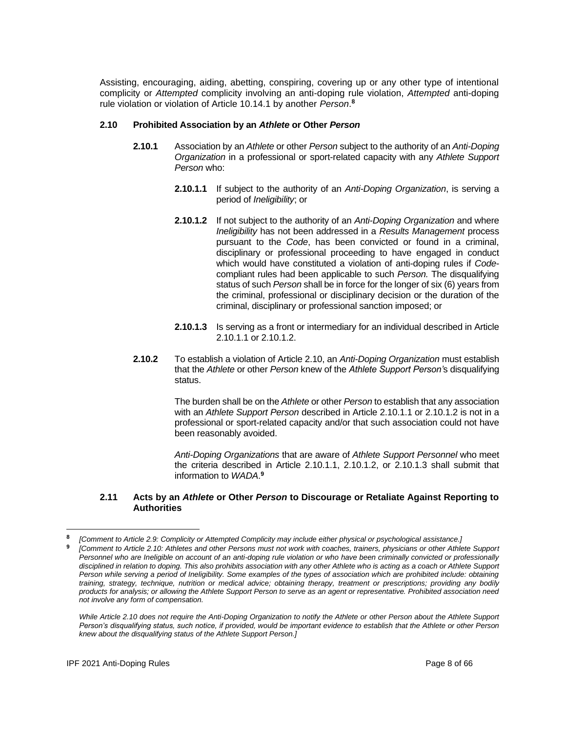Assisting, encouraging, aiding, abetting, conspiring, covering up or any other type of intentional complicity or *Attempted* complicity involving an anti-doping rule violation, *Attempted* anti-doping rule violation or violation of Article 10.14.1 by another *Person*.[8]

### 2.10 Prohibited Association by an *Athlete* or Other *Person*

**2.10.1** Association by an *Athlete* or other *Person* subject to the authority of an *Anti-Doping Organization* in a professional or sport-related capacity with any *Athlete Support Person* who:

**2.10.1.1** If subject to the authority of an *Anti-Doping Organization*, is serving a period of *Ineligibility*; or

**2.10.1.2** If not subject to the authority of an *Anti-Doping Organization* and where *Ineligibility* has not been addressed in a *Results Management* process pursuant to the *Code*, has been convicted or found in a criminal, disciplinary or professional proceeding to have engaged in conduct which would have constituted a violation of anti-doping rules if *Code*-compliant rules had been applicable to such *Person.* The disqualifying status of such *Person* shall be in force for the longer of six (6) years from the criminal, professional or disciplinary decision or the duration of the criminal, disciplinary or professional sanction imposed; or

**2.10.1.3** Is serving as a front or intermediary for an individual described in Article 2.10.1.1 or 2.10.1.2.

**2.10.2** To establish a violation of Article 2.10, an *Anti-Doping Organization* must establish that the *Athlete* or other *Person* knew of the *Athlete Support Person'*s disqualifying status.

The burden shall be on the *Athlete* or other *Person* to establish that any association with an *Athlete Support Person* described in Article 2.10.1.1 or 2.10.1.2 is not in a professional or sport-related capacity and/or that such association could not have been reasonably avoided.

*Anti-Doping Organizations* that are aware of *Athlete Support Personnel* who meet the criteria described in Article 2.10.1.1, 2.10.1.2, or 2.10.1.3 shall submit that information to *WADA*.[9]

### 2.11 Acts by an *Athlete* or Other *Person* to Discourage or Retaliate Against Reporting to Authorities

---

[8] *[Comment to Article 2.9: Complicity or Attempted Complicity may include either physical or psychological assistance.]*

[9] *[Comment to Article 2.10: Athletes and other Persons must not work with coaches, trainers, physicians or other Athlete Support Personnel who are Ineligible on account of an anti-doping rule violation or who have been criminally convicted or professionally disciplined in relation to doping. This also prohibits association with any other Athlete who is acting as a coach or Athlete Support Person while serving a period of Ineligibility. Some examples of the types of association which are prohibited include: obtaining training, strategy, technique, nutrition or medical advice; obtaining therapy, treatment or prescriptions; providing any bodily products for analysis; or allowing the Athlete Support Person to serve as an agent or representative. Prohibited association need not involve any form of compensation.*

*While Article 2.10 does not require the Anti-Doping Organization to notify the Athlete or other Person about the Athlete Support Person's disqualifying status, such notice, if provided, would be important evidence to establish that the Athlete or other Person knew about the disqualifying status of the Athlete Support Person.]*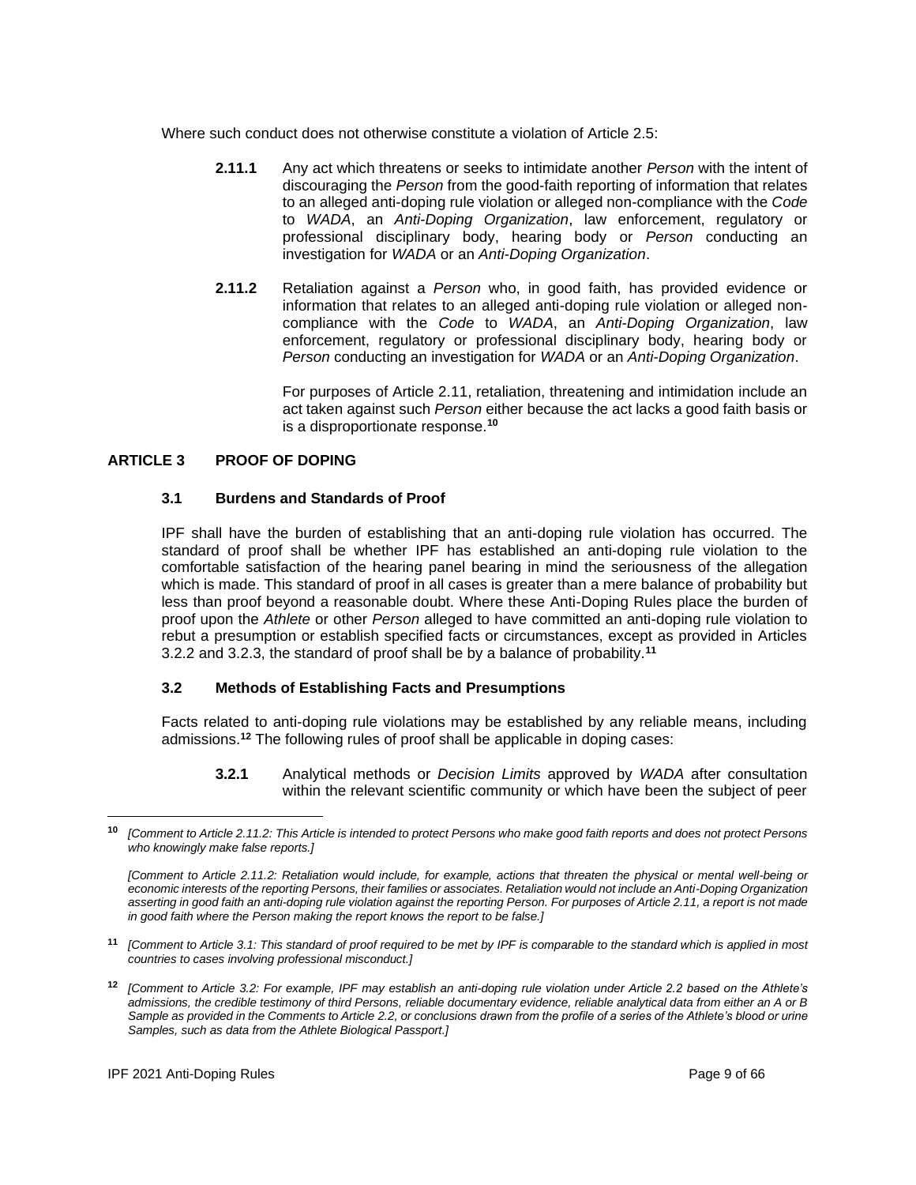Where such conduct does not otherwise constitute a violation of Article 2.5:

**2.11.1** Any act which threatens or seeks to intimidate another *Person* with the intent of discouraging the *Person* from the good-faith reporting of information that relates to an alleged anti-doping rule violation or alleged non-compliance with the *Code* to *WADA*, an *Anti-Doping Organization*, law enforcement, regulatory or professional disciplinary body, hearing body or *Person* conducting an investigation for *WADA* or an *Anti-Doping Organization*.

**2.11.2** Retaliation against a *Person* who, in good faith, has provided evidence or information that relates to an alleged anti-doping rule violation or alleged non-compliance with the *Code* to *WADA*, an *Anti-Doping Organization*, law enforcement, regulatory or professional disciplinary body, hearing body or *Person* conducting an investigation for *WADA* or an *Anti-Doping Organization*.

For purposes of Article 2.11, retaliation, threatening and intimidation include an act taken against such *Person* either because the act lacks a good faith basis or is a disproportionate response.[10]

## ARTICLE 3 PROOF OF DOPING

### 3.1 Burdens and Standards of Proof

IPF shall have the burden of establishing that an anti-doping rule violation has occurred. The standard of proof shall be whether IPF has established an anti-doping rule violation to the comfortable satisfaction of the hearing panel bearing in mind the seriousness of the allegation which is made. This standard of proof in all cases is greater than a mere balance of probability but less than proof beyond a reasonable doubt. Where these Anti-Doping Rules place the burden of proof upon the *Athlete* or other *Person* alleged to have committed an anti-doping rule violation to rebut a presumption or establish specified facts or circumstances, except as provided in Articles 3.2.2 and 3.2.3, the standard of proof shall be by a balance of probability.[11]

### 3.2 Methods of Establishing Facts and Presumptions

Facts related to anti-doping rule violations may be established by any reliable means, including admissions.[12] The following rules of proof shall be applicable in doping cases:

**3.2.1** Analytical methods or *Decision Limits* approved by *WADA* after consultation within the relevant scientific community or which have been the subject of peer

---

[10] *[Comment to Article 2.11.2: This Article is intended to protect Persons who make good faith reports and does not protect Persons who knowingly make false reports.]*

*[Comment to Article 2.11.2: Retaliation would include, for example, actions that threaten the physical or mental well-being or economic interests of the reporting Persons, their families or associates. Retaliation would not include an Anti-Doping Organization asserting in good faith an anti-doping rule violation against the reporting Person. For purposes of Article 2.11, a report is not made in good faith where the Person making the report knows the report to be false.]*

[11] *[Comment to Article 3.1: This standard of proof required to be met by IPF is comparable to the standard which is applied in most countries to cases involving professional misconduct.]*

[12] *[Comment to Article 3.2: For example, IPF may establish an anti-doping rule violation under Article 2.2 based on the Athlete's admissions, the credible testimony of third Persons, reliable documentary evidence, reliable analytical data from either an A or B Sample as provided in the Comments to Article 2.2, or conclusions drawn from the profile of a series of the Athlete's blood or urine Samples, such as data from the Athlete Biological Passport.]*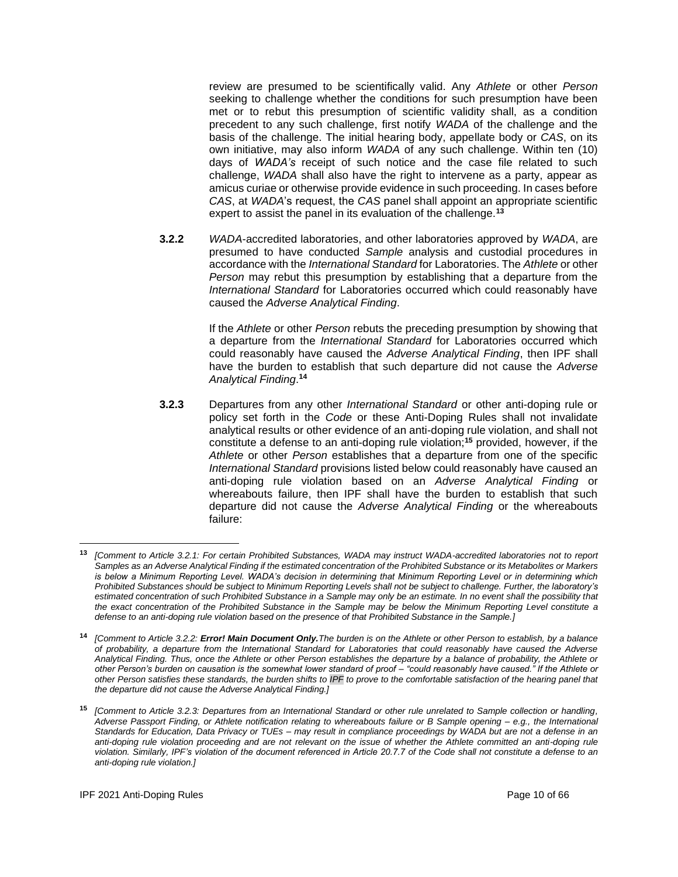review are presumed to be scientifically valid. Any *Athlete* or other *Person* seeking to challenge whether the conditions for such presumption have been met or to rebut this presumption of scientific validity shall, as a condition precedent to any such challenge, first notify *WADA* of the challenge and the basis of the challenge. The initial hearing body, appellate body or *CAS*, on its own initiative, may also inform *WADA* of any such challenge. Within ten (10) days of *WADA's* receipt of such notice and the case file related to such challenge, *WADA* shall also have the right to intervene as a party, appear as amicus curiae or otherwise provide evidence in such proceeding. In cases before *CAS*, at *WADA*'s request, the *CAS* panel shall appoint an appropriate scientific expert to assist the panel in its evaluation of the challenge.[13]

**3.2.2** *WADA*-accredited laboratories, and other laboratories approved by *WADA*, are presumed to have conducted *Sample* analysis and custodial procedures in accordance with the *International Standard* for Laboratories. The *Athlete* or other *Person* may rebut this presumption by establishing that a departure from the *International Standard* for Laboratories occurred which could reasonably have caused the *Adverse Analytical Finding*.

If the *Athlete* or other *Person* rebuts the preceding presumption by showing that a departure from the *International Standard* for Laboratories occurred which could reasonably have caused the *Adverse Analytical Finding*, then IPF shall have the burden to establish that such departure did not cause the *Adverse Analytical Finding*.[14]

**3.2.3** Departures from any other *International Standard* or other anti-doping rule or policy set forth in the *Code* or these Anti-Doping Rules shall not invalidate analytical results or other evidence of an anti-doping rule violation, and shall not constitute a defense to an anti-doping rule violation;[15] provided, however, if the *Athlete* or other *Person* establishes that a departure from one of the specific *International Standard* provisions listed below could reasonably have caused an anti-doping rule violation based on an *Adverse Analytical Finding* or whereabouts failure, then IPF shall have the burden to establish that such departure did not cause the *Adverse Analytical Finding* or the whereabouts failure:

---

[13] *[Comment to Article 3.2.1: For certain Prohibited Substances, WADA may instruct WADA-accredited laboratories not to report Samples as an Adverse Analytical Finding if the estimated concentration of the Prohibited Substance or its Metabolites or Markers is below a Minimum Reporting Level. WADA's decision in determining that Minimum Reporting Level or in determining which Prohibited Substances should be subject to Minimum Reporting Levels shall not be subject to challenge. Further, the laboratory's estimated concentration of such Prohibited Substance in a Sample may only be an estimate. In no event shall the possibility that the exact concentration of the Prohibited Substance in the Sample may be below the Minimum Reporting Level constitute a defense to an anti-doping rule violation based on the presence of that Prohibited Substance in the Sample.]*

[14] *[Comment to Article 3.2.2: **Error! Main Document Only.** The burden is on the Athlete or other Person to establish, by a balance of probability, a departure from the International Standard for Laboratories that could reasonably have caused the Adverse Analytical Finding. Thus, once the Athlete or other Person establishes the departure by a balance of probability, the Athlete or other Person's burden on causation is the somewhat lower standard of proof – "could reasonably have caused." If the Athlete or other Person satisfies these standards, the burden shifts to IPF to prove to the comfortable satisfaction of the hearing panel that the departure did not cause the Adverse Analytical Finding.]*

[15] *[Comment to Article 3.2.3: Departures from an International Standard or other rule unrelated to Sample collection or handling, Adverse Passport Finding, or Athlete notification relating to whereabouts failure or B Sample opening – e.g., the International Standards for Education, Data Privacy or TUEs – may result in compliance proceedings by WADA but are not a defense in an anti-doping rule violation proceeding and are not relevant on the issue of whether the Athlete committed an anti-doping rule violation. Similarly, IPF's violation of the document referenced in Article 20.7.7 of the Code shall not constitute a defense to an anti-doping rule violation.]*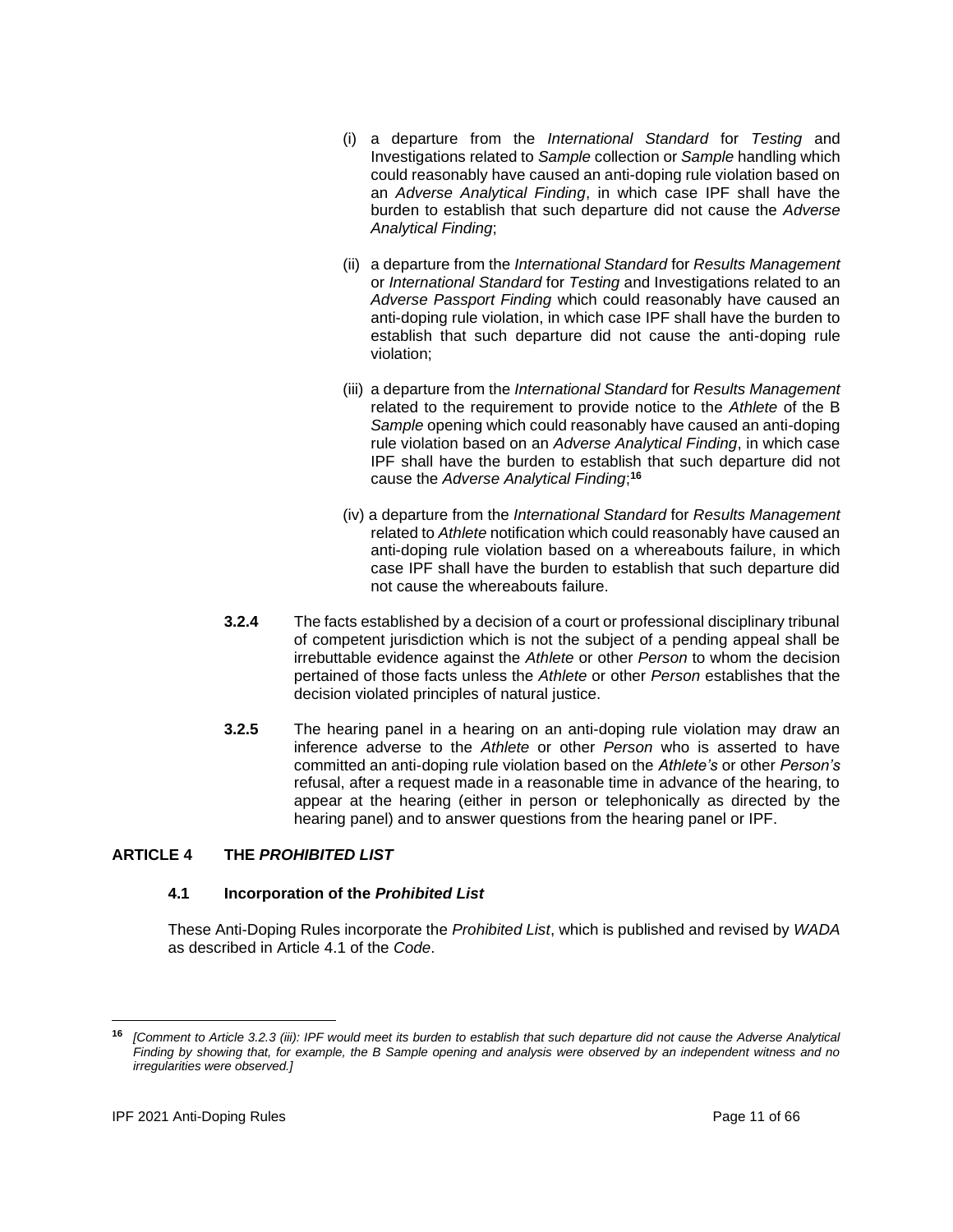(i) a departure from the *International Standard* for *Testing* and Investigations related to *Sample* collection or *Sample* handling which could reasonably have caused an anti-doping rule violation based on an *Adverse Analytical Finding*, in which case IPF shall have the burden to establish that such departure did not cause the *Adverse Analytical Finding*;

(ii) a departure from the *International Standard* for *Results Management* or *International Standard* for *Testing* and Investigations related to an *Adverse Passport Finding* which could reasonably have caused an anti-doping rule violation, in which case IPF shall have the burden to establish that such departure did not cause the anti-doping rule violation;

(iii) a departure from the *International Standard* for *Results Management* related to the requirement to provide notice to the *Athlete* of the B *Sample* opening which could reasonably have caused an anti-doping rule violation based on an *Adverse Analytical Finding*, in which case IPF shall have the burden to establish that such departure did not cause the *Adverse Analytical Finding*;[16]

(iv) a departure from the *International Standard* for *Results Management* related to *Athlete* notification which could reasonably have caused an anti-doping rule violation based on a whereabouts failure, in which case IPF shall have the burden to establish that such departure did not cause the whereabouts failure.

**3.2.4** The facts established by a decision of a court or professional disciplinary tribunal of competent jurisdiction which is not the subject of a pending appeal shall be irrebuttable evidence against the *Athlete* or other *Person* to whom the decision pertained of those facts unless the *Athlete* or other *Person* establishes that the decision violated principles of natural justice.

**3.2.5** The hearing panel in a hearing on an anti-doping rule violation may draw an inference adverse to the *Athlete* or other *Person* who is asserted to have committed an anti-doping rule violation based on the *Athlete's* or other *Person's* refusal, after a request made in a reasonable time in advance of the hearing, to appear at the hearing (either in person or telephonically as directed by the hearing panel) and to answer questions from the hearing panel or IPF.

## ARTICLE 4 THE *PROHIBITED LIST*

### 4.1 Incorporation of the *Prohibited List*

These Anti-Doping Rules incorporate the *Prohibited List*, which is published and revised by *WADA* as described in Article 4.1 of the *Code*.

---

[16] *[Comment to Article 3.2.3 (iii): IPF would meet its burden to establish that such departure did not cause the Adverse Analytical Finding by showing that, for example, the B Sample opening and analysis were observed by an independent witness and no irregularities were observed.]*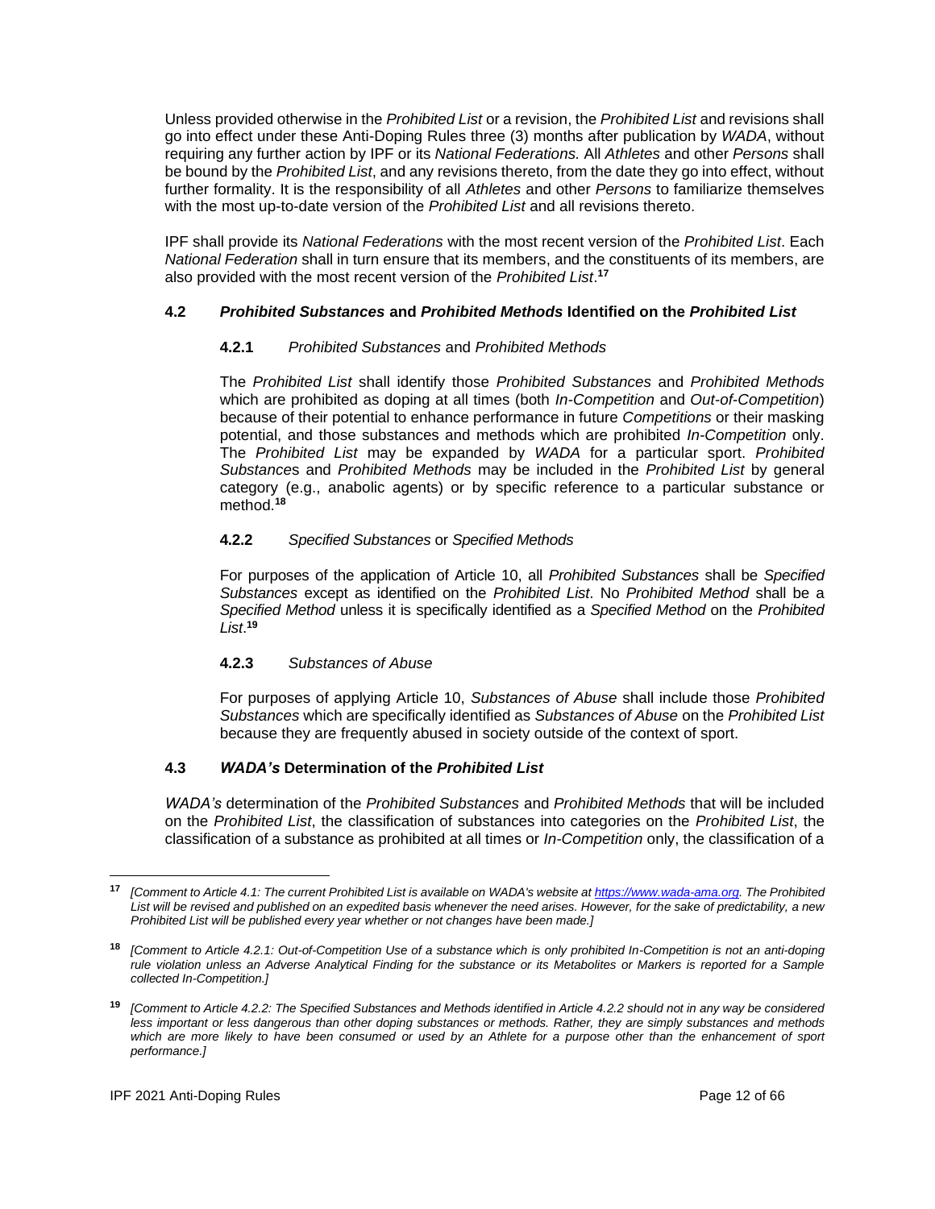Unless provided otherwise in the *Prohibited List* or a revision, the *Prohibited List* and revisions shall go into effect under these Anti-Doping Rules three (3) months after publication by *WADA*, without requiring any further action by IPF or its *National Federations.* All *Athletes* and other *Persons* shall be bound by the *Prohibited List*, and any revisions thereto, from the date they go into effect, without further formality. It is the responsibility of all *Athletes* and other *Persons* to familiarize themselves with the most up-to-date version of the *Prohibited List* and all revisions thereto.

IPF shall provide its *National Federations* with the most recent version of the *Prohibited List*. Each *National Federation* shall in turn ensure that its members, and the constituents of its members, are also provided with the most recent version of the *Prohibited List*.[17]

### 4.2 *Prohibited Substances* and *Prohibited Methods* Identified on the *Prohibited List*

#### 4.2.1 *Prohibited Substances* and *Prohibited Methods*

The *Prohibited List* shall identify those *Prohibited Substances* and *Prohibited Methods* which are prohibited as doping at all times (both *In-Competition* and *Out-of-Competition*) because of their potential to enhance performance in future *Competitions* or their masking potential, and those substances and methods which are prohibited *In-Competition* only. The *Prohibited List* may be expanded by *WADA* for a particular sport. *Prohibited Substances* and *Prohibited Methods* may be included in the *Prohibited List* by general category (e.g., anabolic agents) or by specific reference to a particular substance or method.[18]

#### 4.2.2 *Specified Substances* or *Specified Methods*

For purposes of the application of Article 10, all *Prohibited Substances* shall be *Specified Substances* except as identified on the *Prohibited List*. No *Prohibited Method* shall be a *Specified Method* unless it is specifically identified as a *Specified Method* on the *Prohibited List*.[19]

#### 4.2.3 *Substances of Abuse*

For purposes of applying Article 10, *Substances of Abuse* shall include those *Prohibited Substances* which are specifically identified as *Substances of Abuse* on the *Prohibited List* because they are frequently abused in society outside of the context of sport.

### 4.3 *WADA's* Determination of the *Prohibited List*

*WADA's* determination of the *Prohibited Substances* and *Prohibited Methods* that will be included on the *Prohibited List*, the classification of substances into categories on the *Prohibited List*, the classification of a substance as prohibited at all times or *In-Competition* only, the classification of a

---

[17] *[Comment to Article 4.1: The current Prohibited List is available on WADA's website at https://www.wada-ama.org. The Prohibited List will be revised and published on an expedited basis whenever the need arises. However, for the sake of predictability, a new Prohibited List will be published every year whether or not changes have been made.]*

[18] *[Comment to Article 4.2.1: Out-of-Competition Use of a substance which is only prohibited In-Competition is not an anti-doping rule violation unless an Adverse Analytical Finding for the substance or its Metabolites or Markers is reported for a Sample collected In-Competition.]*

[19] *[Comment to Article 4.2.2: The Specified Substances and Methods identified in Article 4.2.2 should not in any way be considered less important or less dangerous than other doping substances or methods. Rather, they are simply substances and methods which are more likely to have been consumed or used by an Athlete for a purpose other than the enhancement of sport performance.]*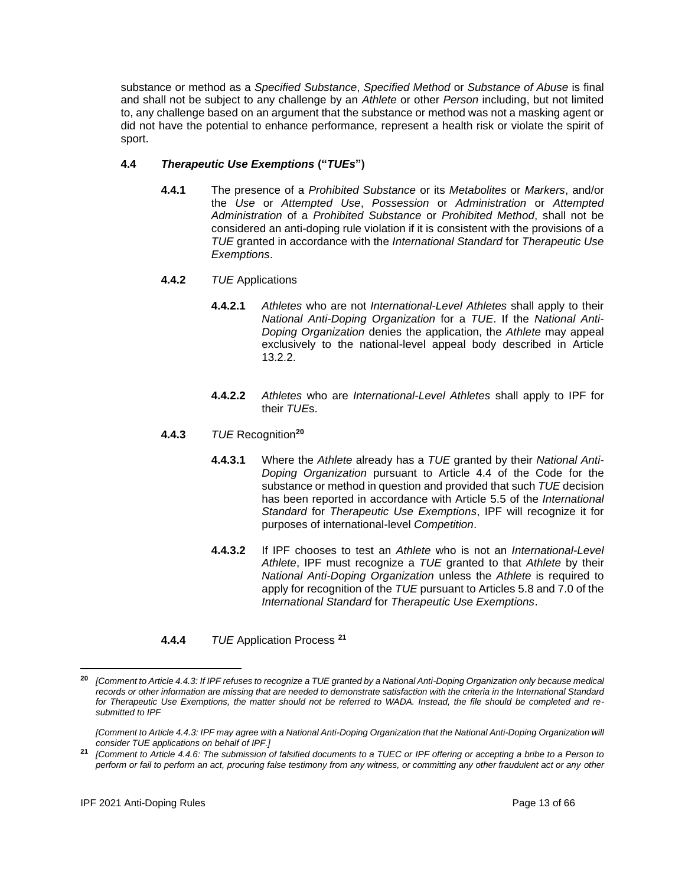substance or method as a *Specified Substance*, *Specified Method* or *Substance of Abuse* is final and shall not be subject to any challenge by an *Athlete* or other *Person* including, but not limited to, any challenge based on an argument that the substance or method was not a masking agent or did not have the potential to enhance performance, represent a health risk or violate the spirit of sport.

**4.4 *Therapeutic Use Exemptions* ("*TUEs*")**

**4.4.1** The presence of a *Prohibited Substance* or its *Metabolites* or *Markers*, and/or the *Use* or *Attempted Use*, *Possession* or *Administration* or *Attempted Administration* of a *Prohibited Substance* or *Prohibited Method*, shall not be considered an anti-doping rule violation if it is consistent with the provisions of a *TUE* granted in accordance with the *International Standard* for *Therapeutic Use Exemptions*.

**4.4.2** *TUE* Applications

**4.4.2.1** *Athletes* who are not *International-Level Athletes* shall apply to their *National Anti-Doping Organization* for a *TUE*. If the *National Anti-Doping Organization* denies the application, the *Athlete* may appeal exclusively to the national-level appeal body described in Article 13.2.2.

**4.4.2.2** *Athletes* who are *International-Level Athletes* shall apply to IPF for their *TUE*s.

**4.4.3** *TUE* Recognition[20]

**4.4.3.1** Where the *Athlete* already has a *TUE* granted by their *National Anti-Doping Organization* pursuant to Article 4.4 of the Code for the substance or method in question and provided that such *TUE* decision has been reported in accordance with Article 5.5 of the *International Standard* for *Therapeutic Use Exemptions*, IPF will recognize it for purposes of international-level *Competition*.

**4.4.3.2** If IPF chooses to test an *Athlete* who is not an *International-Level Athlete*, IPF must recognize a *TUE* granted to that *Athlete* by their *National Anti-Doping Organization* unless the *Athlete* is required to apply for recognition of the *TUE* pursuant to Articles 5.8 and 7.0 of the *International Standard* for *Therapeutic Use Exemptions*.

**4.4.4** *TUE* Application Process [21]

---

[20] *[Comment to Article 4.4.3: If IPF refuses to recognize a TUE granted by a National Anti-Doping Organization only because medical records or other information are missing that are needed to demonstrate satisfaction with the criteria in the International Standard for Therapeutic Use Exemptions, the matter should not be referred to WADA. Instead, the file should be completed and re-submitted to IPF*

*[Comment to Article 4.4.3: IPF may agree with a National Anti-Doping Organization that the National Anti-Doping Organization will consider TUE applications on behalf of IPF.]*

[21] *[Comment to Article 4.4.6: The submission of falsified documents to a TUEC or IPF offering or accepting a bribe to a Person to perform or fail to perform an act, procuring false testimony from any witness, or committing any other fraudulent act or any other*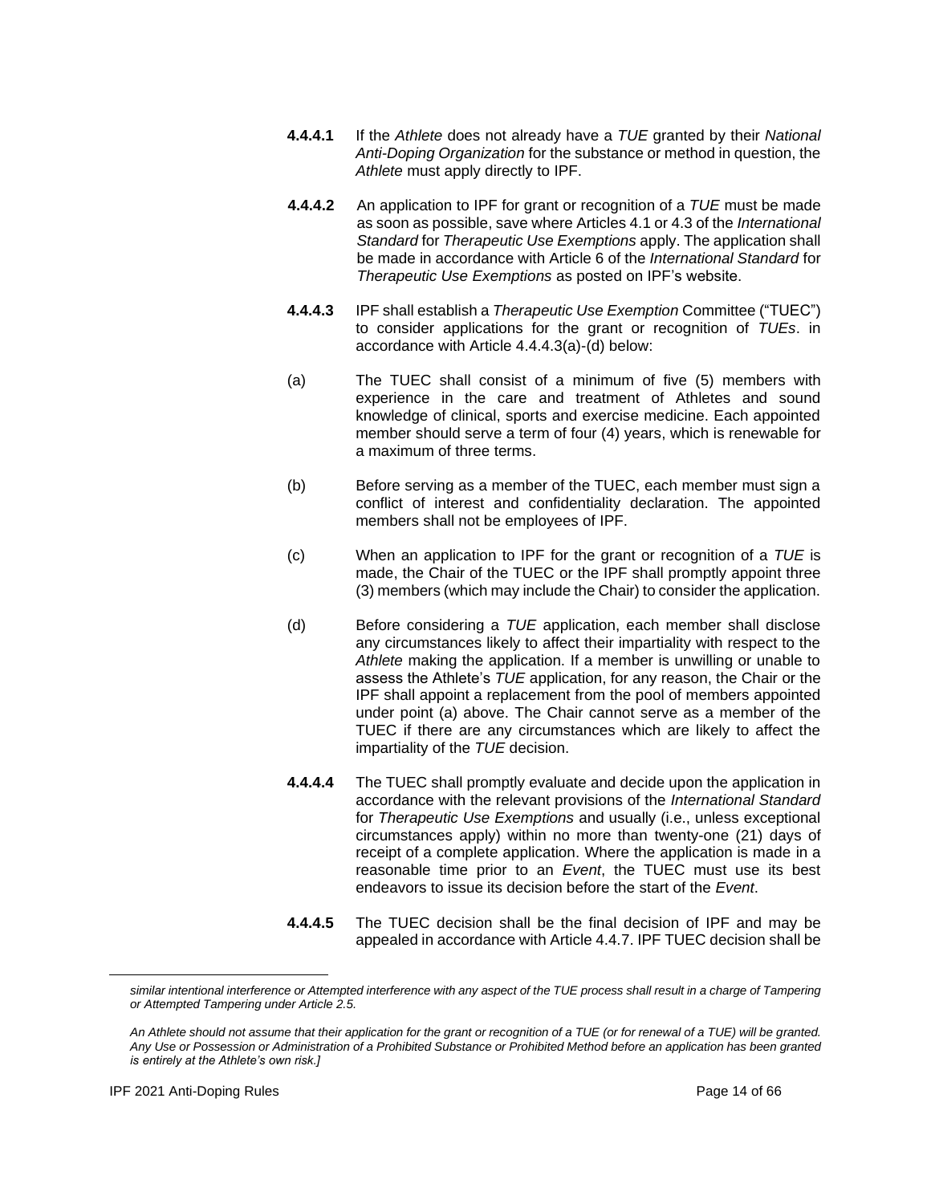**4.4.4.1** If the *Athlete* does not already have a *TUE* granted by their *National Anti-Doping Organization* for the substance or method in question, the *Athlete* must apply directly to IPF.

**4.4.4.2** An application to IPF for grant or recognition of a *TUE* must be made as soon as possible, save where Articles 4.1 or 4.3 of the *International Standard* for *Therapeutic Use Exemptions* apply. The application shall be made in accordance with Article 6 of the *International Standard* for *Therapeutic Use Exemptions* as posted on IPF's website.

**4.4.4.3** IPF shall establish a *Therapeutic Use Exemption* Committee ("TUEC") to consider applications for the grant or recognition of *TUEs*. in accordance with Article 4.4.4.3(a)-(d) below:

(a) The TUEC shall consist of a minimum of five (5) members with experience in the care and treatment of Athletes and sound knowledge of clinical, sports and exercise medicine. Each appointed member should serve a term of four (4) years, which is renewable for a maximum of three terms.

(b) Before serving as a member of the TUEC, each member must sign a conflict of interest and confidentiality declaration. The appointed members shall not be employees of IPF.

(c) When an application to IPF for the grant or recognition of a *TUE* is made, the Chair of the TUEC or the IPF shall promptly appoint three (3) members (which may include the Chair) to consider the application.

(d) Before considering a *TUE* application, each member shall disclose any circumstances likely to affect their impartiality with respect to the *Athlete* making the application. If a member is unwilling or unable to assess the Athlete's *TUE* application, for any reason, the Chair or the IPF shall appoint a replacement from the pool of members appointed under point (a) above. The Chair cannot serve as a member of the TUEC if there are any circumstances which are likely to affect the impartiality of the *TUE* decision.

**4.4.4.4** The TUEC shall promptly evaluate and decide upon the application in accordance with the relevant provisions of the *International Standard* for *Therapeutic Use Exemptions* and usually (i.e., unless exceptional circumstances apply) within no more than twenty-one (21) days of receipt of a complete application. Where the application is made in a reasonable time prior to an *Event*, the TUEC must use its best endeavors to issue its decision before the start of the *Event*.

**4.4.4.5** The TUEC decision shall be the final decision of IPF and may be appealed in accordance with Article 4.4.7. IPF TUEC decision shall be

---

*similar intentional interference or Attempted interference with any aspect of the TUE process shall result in a charge of Tampering or Attempted Tampering under Article 2.5.*

*An Athlete should not assume that their application for the grant or recognition of a TUE (or for renewal of a TUE) will be granted. Any Use or Possession or Administration of a Prohibited Substance or Prohibited Method before an application has been granted is entirely at the Athlete's own risk.]*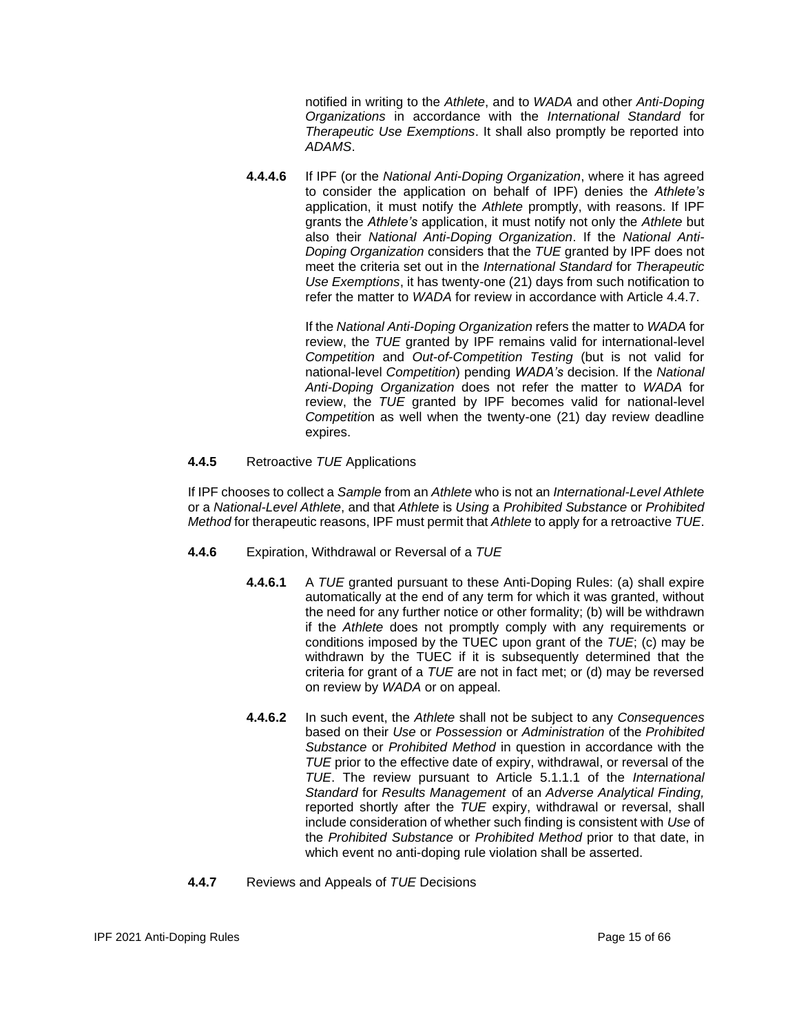notified in writing to the *Athlete*, and to *WADA* and other *Anti-Doping Organizations* in accordance with the *International Standard* for *Therapeutic Use Exemptions*. It shall also promptly be reported into *ADAMS*.

**4.4.4.6** If IPF (or the *National Anti-Doping Organization*, where it has agreed to consider the application on behalf of IPF) denies the *Athlete's* application, it must notify the *Athlete* promptly, with reasons. If IPF grants the *Athlete's* application, it must notify not only the *Athlete* but also their *National Anti-Doping Organization*. If the *National Anti-Doping Organization* considers that the *TUE* granted by IPF does not meet the criteria set out in the *International Standard* for *Therapeutic Use Exemptions*, it has twenty-one (21) days from such notification to refer the matter to *WADA* for review in accordance with Article 4.4.7.

If the *National Anti-Doping Organization* refers the matter to *WADA* for review, the *TUE* granted by IPF remains valid for international-level *Competition* and *Out-of-Competition Testing* (but is not valid for national-level *Competition*) pending *WADA's* decision. If the *National Anti-Doping Organization* does not refer the matter to *WADA* for review, the *TUE* granted by IPF becomes valid for national-level *Competitio*n as well when the twenty-one (21) day review deadline expires.

**4.4.5** Retroactive *TUE* Applications

If IPF chooses to collect a *Sample* from an *Athlete* who is not an *International-Level Athlete* or a *National-Level Athlete*, and that *Athlete* is *Using* a *Prohibited Substance* or *Prohibited Method* for therapeutic reasons, IPF must permit that *Athlete* to apply for a retroactive *TUE*.

**4.4.6** Expiration, Withdrawal or Reversal of a *TUE*

**4.4.6.1** A *TUE* granted pursuant to these Anti-Doping Rules: (a) shall expire automatically at the end of any term for which it was granted, without the need for any further notice or other formality; (b) will be withdrawn if the *Athlete* does not promptly comply with any requirements or conditions imposed by the TUEC upon grant of the *TUE*; (c) may be withdrawn by the TUEC if it is subsequently determined that the criteria for grant of a *TUE* are not in fact met; or (d) may be reversed on review by *WADA* or on appeal.

**4.4.6.2** In such event, the *Athlete* shall not be subject to any *Consequences* based on their *Use* or *Possession* or *Administration* of the *Prohibited Substance* or *Prohibited Method* in question in accordance with the *TUE* prior to the effective date of expiry, withdrawal, or reversal of the *TUE*. The review pursuant to Article 5.1.1.1 of the *International Standard* for *Results Management* of an *Adverse Analytical Finding,* reported shortly after the *TUE* expiry, withdrawal or reversal, shall include consideration of whether such finding is consistent with *Use* of the *Prohibited Substance* or *Prohibited Method* prior to that date, in which event no anti-doping rule violation shall be asserted.

**4.4.7** Reviews and Appeals of *TUE* Decisions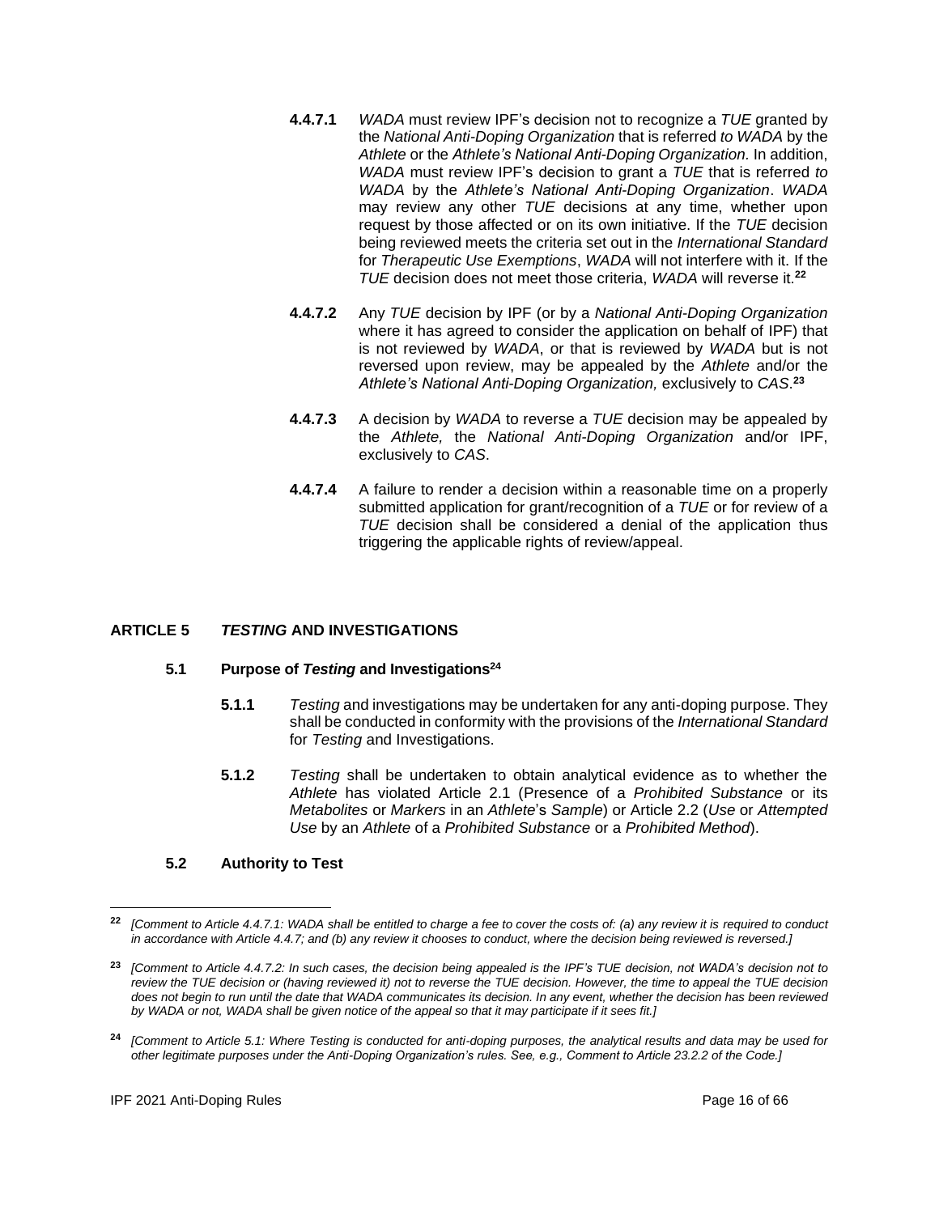**4.4.7.1** *WADA* must review IPF's decision not to recognize a *TUE* granted by the *National Anti-Doping Organization* that is referred *to WADA* by the *Athlete* or the *Athlete's National Anti-Doping Organization.* In addition, *WADA* must review IPF's decision to grant a *TUE* that is referred *to WADA* by the *Athlete's National Anti-Doping Organization*. *WADA* may review any other *TUE* decisions at any time, whether upon request by those affected or on its own initiative. If the *TUE* decision being reviewed meets the criteria set out in the *International Standard* for *Therapeutic Use Exemptions*, *WADA* will not interfere with it. If the *TUE* decision does not meet those criteria, *WADA* will reverse it.[22]

**4.4.7.2** Any *TUE* decision by IPF (or by a *National Anti-Doping Organization* where it has agreed to consider the application on behalf of IPF) that is not reviewed by *WADA*, or that is reviewed by *WADA* but is not reversed upon review, may be appealed by the *Athlete* and/or the *Athlete's National Anti-Doping Organization,* exclusively to *CAS*.[23]

**4.4.7.3** A decision by *WADA* to reverse a *TUE* decision may be appealed by the *Athlete,* the *National Anti-Doping Organization* and/or IPF, exclusively to *CAS*.

**4.4.7.4** A failure to render a decision within a reasonable time on a properly submitted application for grant/recognition of a *TUE* or for review of a *TUE* decision shall be considered a denial of the application thus triggering the applicable rights of review/appeal.

## ARTICLE 5 *TESTING* AND INVESTIGATIONS

### 5.1 Purpose of *Testing* and Investigations[24]

**5.1.1** *Testing* and investigations may be undertaken for any anti-doping purpose. They shall be conducted in conformity with the provisions of the *International Standard* for *Testing* and Investigations.

**5.1.2** *Testing* shall be undertaken to obtain analytical evidence as to whether the *Athlete* has violated Article 2.1 (Presence of a *Prohibited Substance* or its *Metabolites* or *Markers* in an *Athlete*'s *Sample*) or Article 2.2 (*Use* or *Attempted Use* by an *Athlete* of a *Prohibited Substance* or a *Prohibited Method*).

### 5.2 Authority to Test

---

[22] *[Comment to Article 4.4.7.1: WADA shall be entitled to charge a fee to cover the costs of: (a) any review it is required to conduct in accordance with Article 4.4.7; and (b) any review it chooses to conduct, where the decision being reviewed is reversed.]*

[23] *[Comment to Article 4.4.7.2: In such cases, the decision being appealed is the IPF's TUE decision, not WADA's decision not to review the TUE decision or (having reviewed it) not to reverse the TUE decision. However, the time to appeal the TUE decision does not begin to run until the date that WADA communicates its decision. In any event, whether the decision has been reviewed by WADA or not, WADA shall be given notice of the appeal so that it may participate if it sees fit.]*

[24] *[Comment to Article 5.1: Where Testing is conducted for anti-doping purposes, the analytical results and data may be used for other legitimate purposes under the Anti-Doping Organization's rules. See, e.g., Comment to Article 23.2.2 of the Code.]*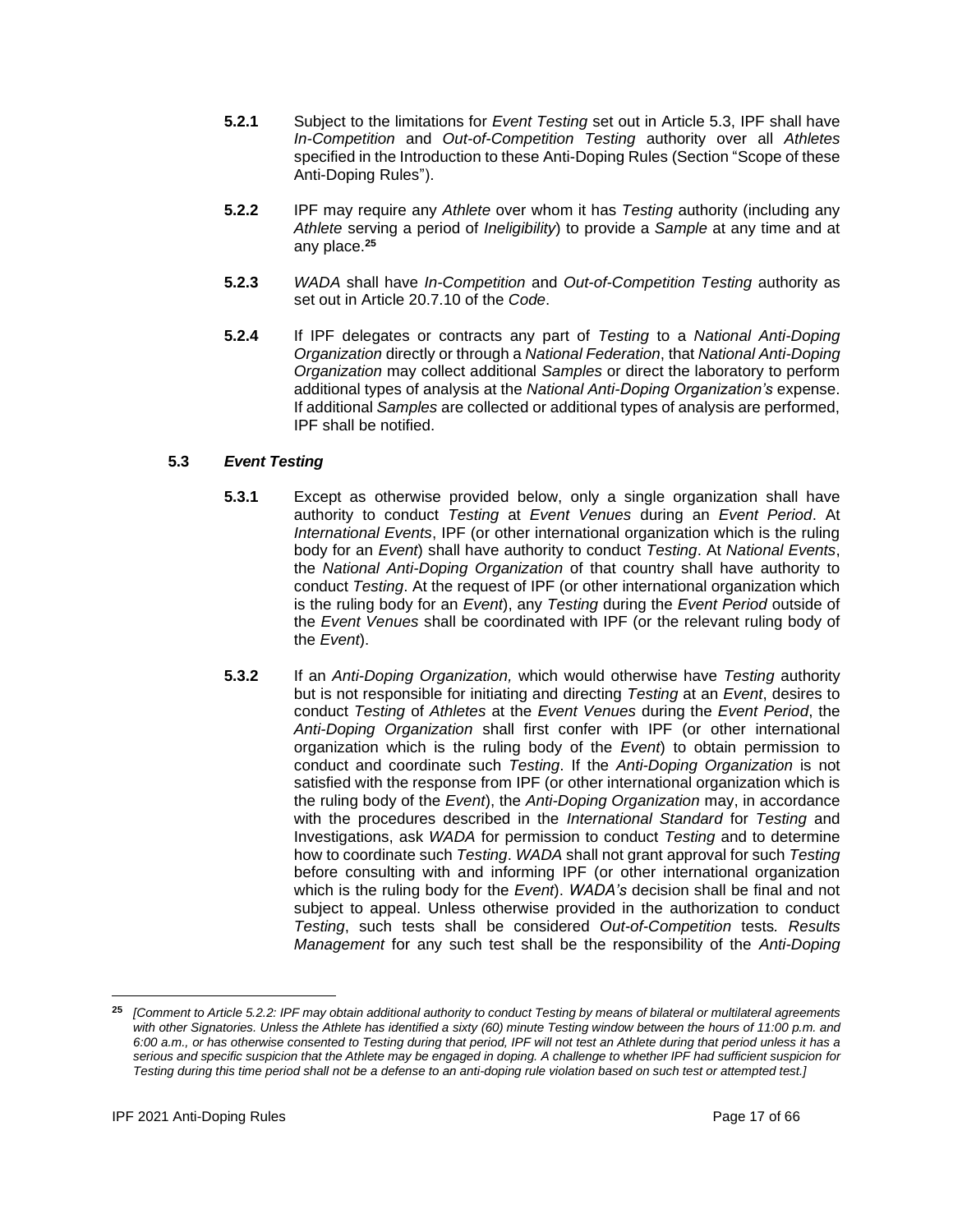**5.2.1** Subject to the limitations for *Event Testing* set out in Article 5.3, IPF shall have *In-Competition* and *Out-of-Competition Testing* authority over all *Athletes* specified in the Introduction to these Anti-Doping Rules (Section "Scope of these Anti-Doping Rules").

**5.2.2** IPF may require any *Athlete* over whom it has *Testing* authority (including any *Athlete* serving a period of *Ineligibility*) to provide a *Sample* at any time and at any place.[25]

**5.2.3** *WADA* shall have *In-Competition* and *Out-of-Competition Testing* authority as set out in Article 20.7.10 of the *Code*.

**5.2.4** If IPF delegates or contracts any part of *Testing* to a *National Anti-Doping Organization* directly or through a *National Federation*, that *National Anti-Doping Organization* may collect additional *Samples* or direct the laboratory to perform additional types of analysis at the *National Anti-Doping Organization's* expense. If additional *Samples* are collected or additional types of analysis are performed, IPF shall be notified.

### 5.3 *Event Testing*

**5.3.1** Except as otherwise provided below, only a single organization shall have authority to conduct *Testing* at *Event Venues* during an *Event Period*. At *International Events*, IPF (or other international organization which is the ruling body for an *Event*) shall have authority to conduct *Testing*. At *National Events*, the *National Anti-Doping Organization* of that country shall have authority to conduct *Testing*. At the request of IPF (or other international organization which is the ruling body for an *Event*), any *Testing* during the *Event Period* outside of the *Event Venues* shall be coordinated with IPF (or the relevant ruling body of the *Event*).

**5.3.2** If an *Anti-Doping Organization,* which would otherwise have *Testing* authority but is not responsible for initiating and directing *Testing* at an *Event*, desires to conduct *Testing* of *Athletes* at the *Event Venues* during the *Event Period*, the *Anti-Doping Organization* shall first confer with IPF (or other international organization which is the ruling body of the *Event*) to obtain permission to conduct and coordinate such *Testing*. If the *Anti-Doping Organization* is not satisfied with the response from IPF (or other international organization which is the ruling body of the *Event*), the *Anti-Doping Organization* may, in accordance with the procedures described in the *International Standard* for *Testing* and Investigations, ask *WADA* for permission to conduct *Testing* and to determine how to coordinate such *Testing*. *WADA* shall not grant approval for such *Testing* before consulting with and informing IPF (or other international organization which is the ruling body for the *Event*). *WADA's* decision shall be final and not subject to appeal. Unless otherwise provided in the authorization to conduct *Testing*, such tests shall be considered *Out-of-Competition* tests. *Results Management* for any such test shall be the responsibility of the *Anti-Doping*

---

[25] *[Comment to Article 5.2.2: IPF may obtain additional authority to conduct Testing by means of bilateral or multilateral agreements with other Signatories. Unless the Athlete has identified a sixty (60) minute Testing window between the hours of 11:00 p.m. and 6:00 a.m., or has otherwise consented to Testing during that period, IPF will not test an Athlete during that period unless it has a serious and specific suspicion that the Athlete may be engaged in doping. A challenge to whether IPF had sufficient suspicion for Testing during this time period shall not be a defense to an anti-doping rule violation based on such test or attempted test.]*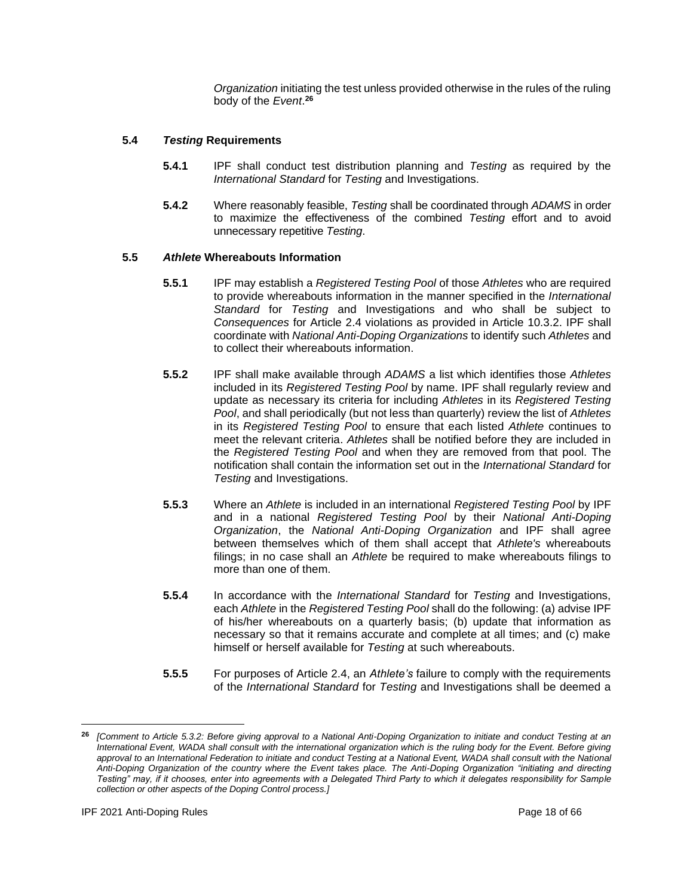*Organization* initiating the test unless provided otherwise in the rules of the ruling body of the *Event*.[26]

### 5.4 *Testing* Requirements

**5.4.1** IPF shall conduct test distribution planning and *Testing* as required by the *International Standard* for *Testing* and Investigations.

**5.4.2** Where reasonably feasible, *Testing* shall be coordinated through *ADAMS* in order to maximize the effectiveness of the combined *Testing* effort and to avoid unnecessary repetitive *Testing*.

### 5.5 *Athlete* Whereabouts Information

**5.5.1** IPF may establish a *Registered Testing Pool* of those *Athletes* who are required to provide whereabouts information in the manner specified in the *International Standard* for *Testing* and Investigations and who shall be subject to *Consequences* for Article 2.4 violations as provided in Article 10.3.2. IPF shall coordinate with *National Anti-Doping Organizations* to identify such *Athletes* and to collect their whereabouts information.

**5.5.2** IPF shall make available through *ADAMS* a list which identifies those *Athletes* included in its *Registered Testing Pool* by name. IPF shall regularly review and update as necessary its criteria for including *Athletes* in its *Registered Testing Pool*, and shall periodically (but not less than quarterly) review the list of *Athletes* in its *Registered Testing Pool* to ensure that each listed *Athlete* continues to meet the relevant criteria. *Athletes* shall be notified before they are included in the *Registered Testing Pool* and when they are removed from that pool. The notification shall contain the information set out in the *International Standard* for *Testing* and Investigations.

**5.5.3** Where an *Athlete* is included in an international *Registered Testing Pool* by IPF and in a national *Registered Testing Pool* by their *National Anti-Doping Organization*, the *National Anti-Doping Organization* and IPF shall agree between themselves which of them shall accept that *Athlete's* whereabouts filings; in no case shall an *Athlete* be required to make whereabouts filings to more than one of them.

**5.5.4** In accordance with the *International Standard* for *Testing* and Investigations, each *Athlete* in the *Registered Testing Pool* shall do the following: (a) advise IPF of his/her whereabouts on a quarterly basis; (b) update that information as necessary so that it remains accurate and complete at all times; and (c) make himself or herself available for *Testing* at such whereabouts.

**5.5.5** For purposes of Article 2.4, an *Athlete's* failure to comply with the requirements of the *International Standard* for *Testing* and Investigations shall be deemed a

---

[26] *[Comment to Article 5.3.2: Before giving approval to a National Anti-Doping Organization to initiate and conduct Testing at an International Event, WADA shall consult with the international organization which is the ruling body for the Event. Before giving approval to an International Federation to initiate and conduct Testing at a National Event, WADA shall consult with the National Anti-Doping Organization of the country where the Event takes place. The Anti-Doping Organization "initiating and directing Testing" may, if it chooses, enter into agreements with a Delegated Third Party to which it delegates responsibility for Sample collection or other aspects of the Doping Control process.]*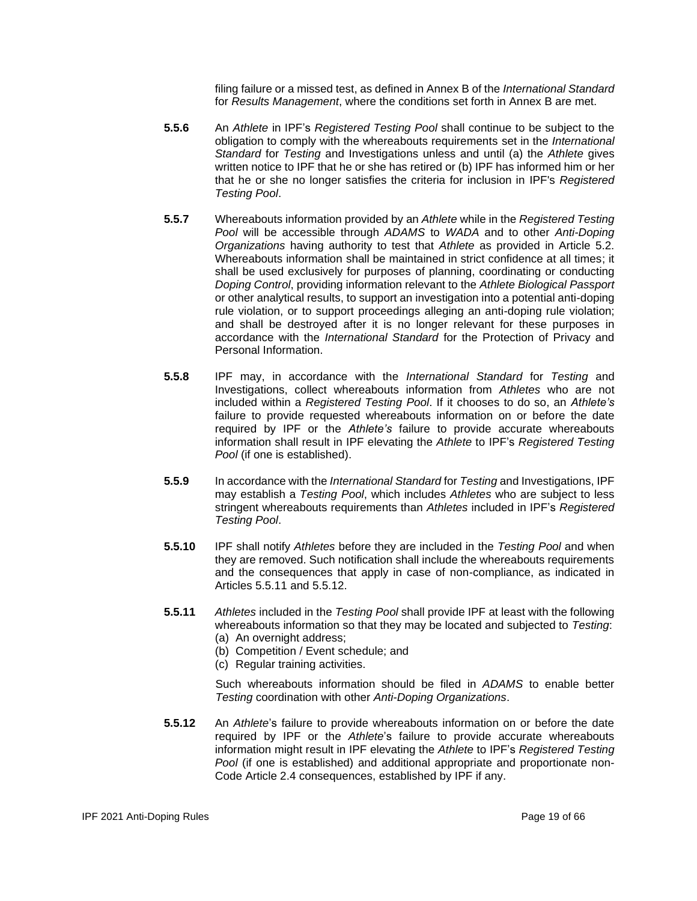filing failure or a missed test, as defined in Annex B of the *International Standard* for *Results Management*, where the conditions set forth in Annex B are met.

**5.5.6** An *Athlete* in IPF's *Registered Testing Pool* shall continue to be subject to the obligation to comply with the whereabouts requirements set in the *International Standard* for *Testing* and Investigations unless and until (a) the *Athlete* gives written notice to IPF that he or she has retired or (b) IPF has informed him or her that he or she no longer satisfies the criteria for inclusion in IPF's *Registered Testing Pool*.

**5.5.7** Whereabouts information provided by an *Athlete* while in the *Registered Testing Pool* will be accessible through *ADAMS* to *WADA* and to other *Anti-Doping Organizations* having authority to test that *Athlete* as provided in Article 5.2. Whereabouts information shall be maintained in strict confidence at all times; it shall be used exclusively for purposes of planning, coordinating or conducting *Doping Control*, providing information relevant to the *Athlete Biological Passport* or other analytical results, to support an investigation into a potential anti-doping rule violation, or to support proceedings alleging an anti-doping rule violation; and shall be destroyed after it is no longer relevant for these purposes in accordance with the *International Standard* for the Protection of Privacy and Personal Information.

**5.5.8** IPF may, in accordance with the *International Standard* for *Testing* and Investigations, collect whereabouts information from *Athletes* who are not included within a *Registered Testing Pool*. If it chooses to do so, an *Athlete's* failure to provide requested whereabouts information on or before the date required by IPF or the *Athlete's* failure to provide accurate whereabouts information shall result in IPF elevating the *Athlete* to IPF's *Registered Testing Pool* (if one is established).

**5.5.9** In accordance with the *International Standard* for *Testing* and Investigations, IPF may establish a *Testing Pool*, which includes *Athletes* who are subject to less stringent whereabouts requirements than *Athletes* included in IPF's *Registered Testing Pool*.

**5.5.10** IPF shall notify *Athletes* before they are included in the *Testing Pool* and when they are removed. Such notification shall include the whereabouts requirements and the consequences that apply in case of non-compliance, as indicated in Articles 5.5.11 and 5.5.12.

**5.5.11** *Athletes* included in the *Testing Pool* shall provide IPF at least with the following whereabouts information so that they may be located and subjected to *Testing*:

(a) An overnight address;
(b) Competition / Event schedule; and
(c) Regular training activities.

Such whereabouts information should be filed in *ADAMS* to enable better *Testing* coordination with other *Anti-Doping Organizations*.

**5.5.12** An *Athlete*'s failure to provide whereabouts information on or before the date required by IPF or the *Athlete*'s failure to provide accurate whereabouts information might result in IPF elevating the *Athlete* to IPF's *Registered Testing Pool* (if one is established) and additional appropriate and proportionate non-Code Article 2.4 consequences, established by IPF if any.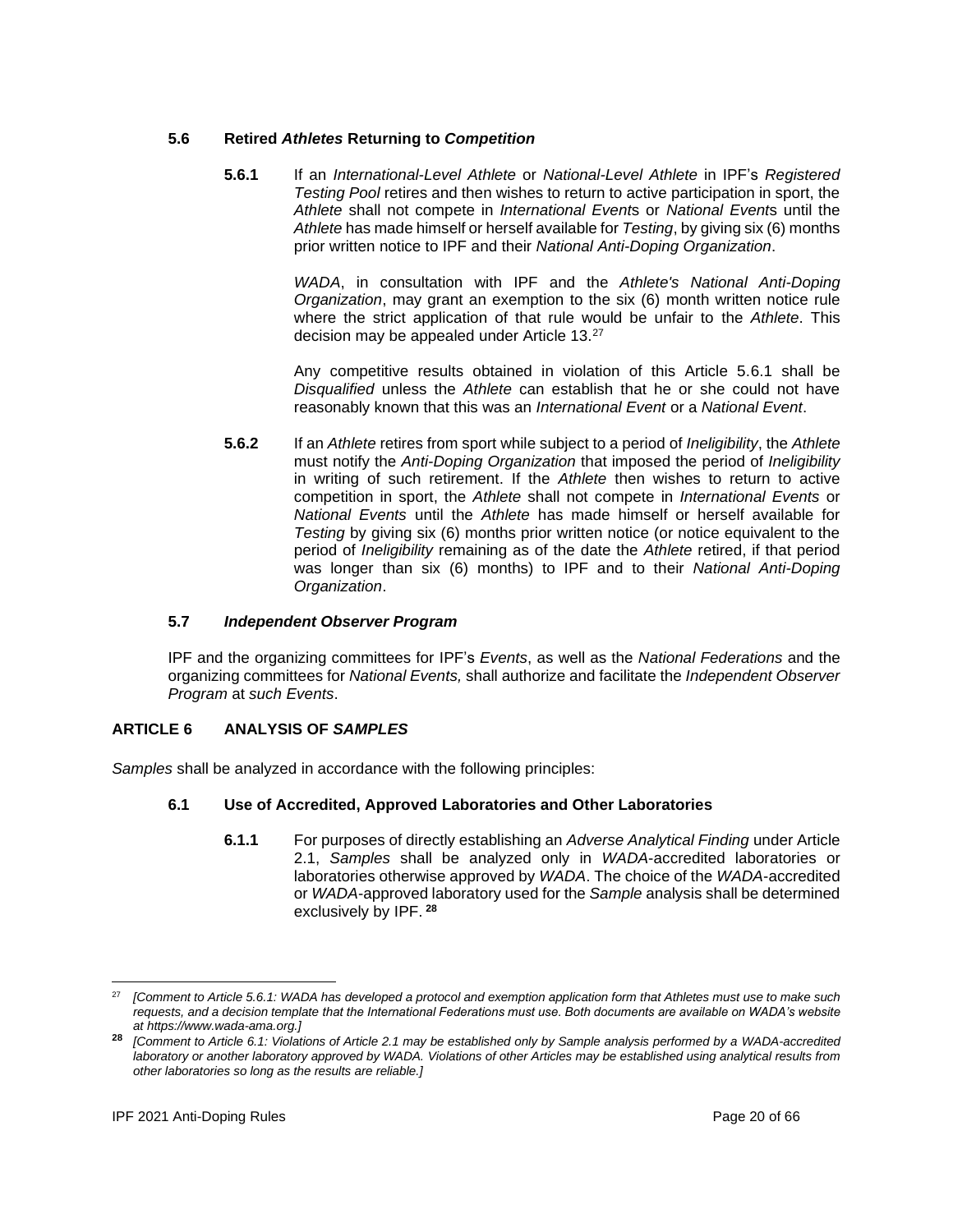### 5.6 Retired *Athletes* Returning to *Competition*

**5.6.1** If an *International-Level Athlete* or *National-Level Athlete* in IPF's *Registered Testing Pool* retires and then wishes to return to active participation in sport, the *Athlete* shall not compete in *International Event*s or *National Event*s until the *Athlete* has made himself or herself available for *Testing*, by giving six (6) months prior written notice to IPF and their *National Anti-Doping Organization*.

*WADA*, in consultation with IPF and the *Athlete's National Anti-Doping Organization*, may grant an exemption to the six (6) month written notice rule where the strict application of that rule would be unfair to the *Athlete*. This decision may be appealed under Article 13.[27]

Any competitive results obtained in violation of this Article 5.6.1 shall be *Disqualified* unless the *Athlete* can establish that he or she could not have reasonably known that this was an *International Event* or a *National Event*.

**5.6.2** If an *Athlete* retires from sport while subject to a period of *Ineligibility*, the *Athlete* must notify the *Anti-Doping Organization* that imposed the period of *Ineligibility* in writing of such retirement. If the *Athlete* then wishes to return to active competition in sport, the *Athlete* shall not compete in *International Events* or *National Events* until the *Athlete* has made himself or herself available for *Testing* by giving six (6) months prior written notice (or notice equivalent to the period of *Ineligibility* remaining as of the date the *Athlete* retired, if that period was longer than six (6) months) to IPF and to their *National Anti-Doping Organization*.

### 5.7 *Independent Observer Program*

IPF and the organizing committees for IPF's *Events*, as well as the *National Federations* and the organizing committees for *National Events,* shall authorize and facilitate the *Independent Observer Program* at *such Events*.

## ARTICLE 6 ANALYSIS OF *SAMPLES*

*Samples* shall be analyzed in accordance with the following principles:

### 6.1 Use of Accredited, Approved Laboratories and Other Laboratories

**6.1.1** For purposes of directly establishing an *Adverse Analytical Finding* under Article 2.1, *Samples* shall be analyzed only in *WADA*-accredited laboratories or laboratories otherwise approved by *WADA*. The choice of the *WADA*-accredited or *WADA*-approved laboratory used for the *Sample* analysis shall be determined exclusively by IPF. [28]

---

[27] *[Comment to Article 5.6.1: WADA has developed a protocol and exemption application form that Athletes must use to make such requests, and a decision template that the International Federations must use. Both documents are available on WADA's website at https://www.wada-ama.org.]*

[28] *[Comment to Article 6.1: Violations of Article 2.1 may be established only by Sample analysis performed by a WADA-accredited laboratory or another laboratory approved by WADA. Violations of other Articles may be established using analytical results from other laboratories so long as the results are reliable.]*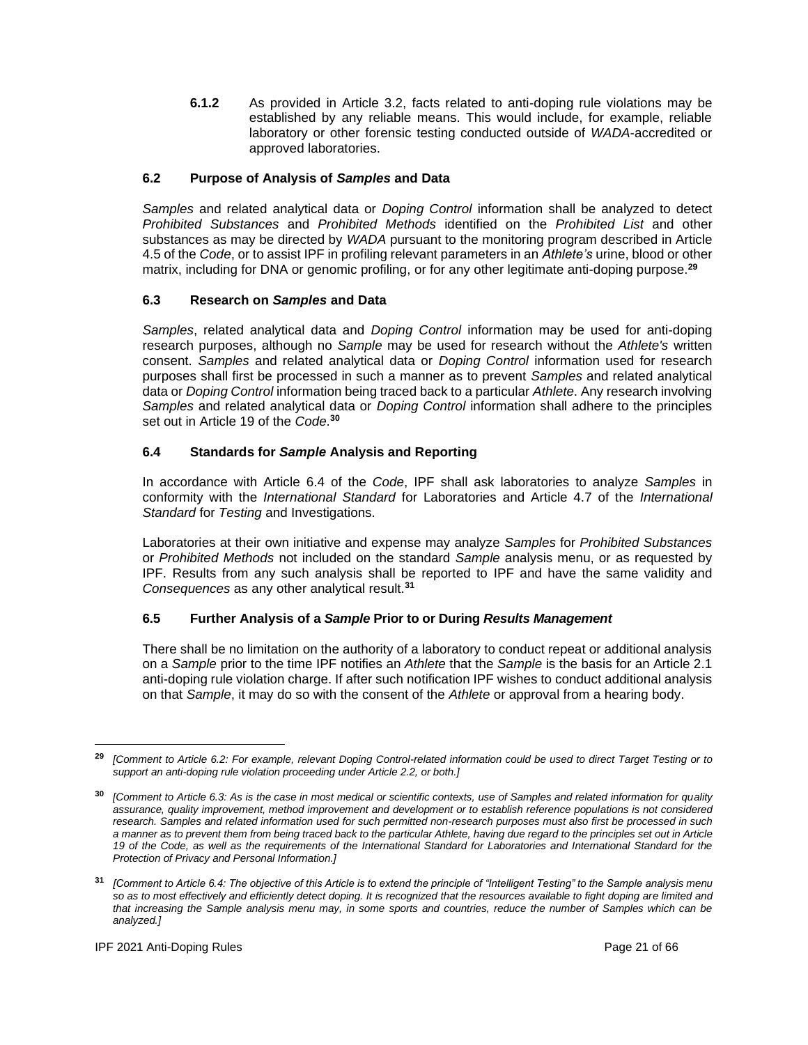**6.1.2** As provided in Article 3.2, facts related to anti-doping rule violations may be established by any reliable means. This would include, for example, reliable laboratory or other forensic testing conducted outside of *WADA*-accredited or approved laboratories.

### 6.2 Purpose of Analysis of *Samples* and Data

*Samples* and related analytical data or *Doping Control* information shall be analyzed to detect *Prohibited Substances* and *Prohibited Methods* identified on the *Prohibited List* and other substances as may be directed by *WADA* pursuant to the monitoring program described in Article 4.5 of the *Code*, or to assist IPF in profiling relevant parameters in an *Athlete's* urine, blood or other matrix, including for DNA or genomic profiling, or for any other legitimate anti-doping purpose.[29]

### 6.3 Research on *Samples* and Data

*Samples*, related analytical data and *Doping Control* information may be used for anti-doping research purposes, although no *Sample* may be used for research without the *Athlete's* written consent. *Samples* and related analytical data or *Doping Control* information used for research purposes shall first be processed in such a manner as to prevent *Samples* and related analytical data or *Doping Control* information being traced back to a particular *Athlete*. Any research involving *Samples* and related analytical data or *Doping Control* information shall adhere to the principles set out in Article 19 of the *Code*.[30]

### 6.4 Standards for *Sample* Analysis and Reporting

In accordance with Article 6.4 of the *Code*, IPF shall ask laboratories to analyze *Samples* in conformity with the *International Standard* for Laboratories and Article 4.7 of the *International Standard* for *Testing* and Investigations.

Laboratories at their own initiative and expense may analyze *Samples* for *Prohibited Substances* or *Prohibited Methods* not included on the standard *Sample* analysis menu, or as requested by IPF. Results from any such analysis shall be reported to IPF and have the same validity and *Consequences* as any other analytical result.[31]

### 6.5 Further Analysis of a *Sample* Prior to or During *Results Management*

There shall be no limitation on the authority of a laboratory to conduct repeat or additional analysis on a *Sample* prior to the time IPF notifies an *Athlete* that the *Sample* is the basis for an Article 2.1 anti-doping rule violation charge. If after such notification IPF wishes to conduct additional analysis on that *Sample*, it may do so with the consent of the *Athlete* or approval from a hearing body.

---

[29] *[Comment to Article 6.2: For example, relevant Doping Control-related information could be used to direct Target Testing or to support an anti-doping rule violation proceeding under Article 2.2, or both.]*

[30] *[Comment to Article 6.3: As is the case in most medical or scientific contexts, use of Samples and related information for quality assurance, quality improvement, method improvement and development or to establish reference populations is not considered research. Samples and related information used for such permitted non-research purposes must also first be processed in such a manner as to prevent them from being traced back to the particular Athlete, having due regard to the principles set out in Article 19 of the Code, as well as the requirements of the International Standard for Laboratories and International Standard for the Protection of Privacy and Personal Information.]*

[31] *[Comment to Article 6.4: The objective of this Article is to extend the principle of "Intelligent Testing" to the Sample analysis menu so as to most effectively and efficiently detect doping. It is recognized that the resources available to fight doping are limited and that increasing the Sample analysis menu may, in some sports and countries, reduce the number of Samples which can be analyzed.]*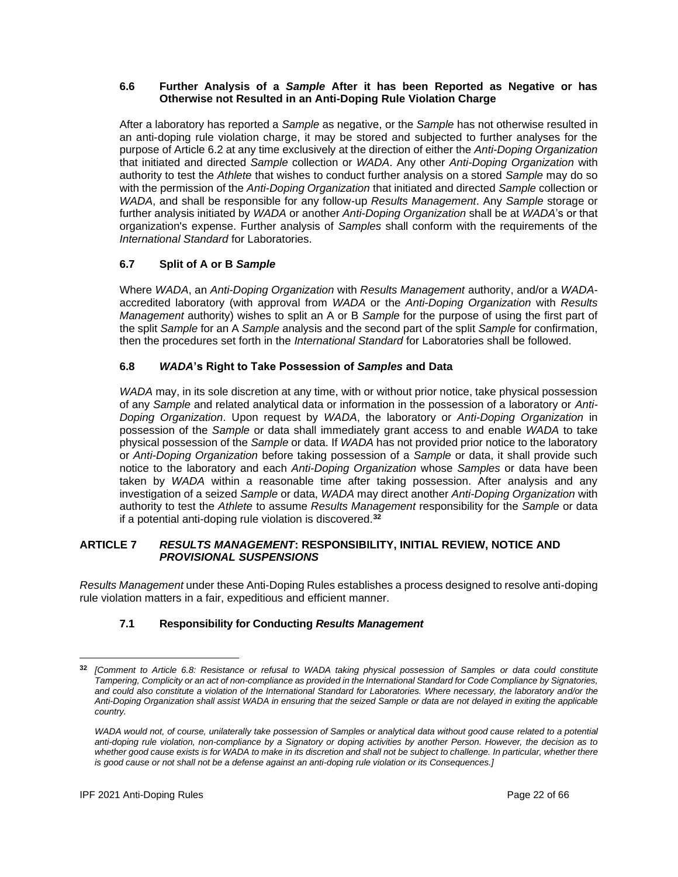### 6.6 Further Analysis of a *Sample* After it has been Reported as Negative or has Otherwise not Resulted in an Anti-Doping Rule Violation Charge

After a laboratory has reported a *Sample* as negative, or the *Sample* has not otherwise resulted in an anti-doping rule violation charge, it may be stored and subjected to further analyses for the purpose of Article 6.2 at any time exclusively at the direction of either the *Anti-Doping Organization* that initiated and directed *Sample* collection or *WADA*. Any other *Anti-Doping Organization* with authority to test the *Athlete* that wishes to conduct further analysis on a stored *Sample* may do so with the permission of the *Anti-Doping Organization* that initiated and directed *Sample* collection or *WADA*, and shall be responsible for any follow-up *Results Management*. Any *Sample* storage or further analysis initiated by *WADA* or another *Anti-Doping Organization* shall be at *WADA*'s or that organization's expense. Further analysis of *Samples* shall conform with the requirements of the *International Standard* for Laboratories.

### 6.7 Split of A or B *Sample*

Where *WADA*, an *Anti-Doping Organization* with *Results Management* authority, and/or a *WADA*-accredited laboratory (with approval from *WADA* or the *Anti-Doping Organization* with *Results Management* authority) wishes to split an A or B *Sample* for the purpose of using the first part of the split *Sample* for an A *Sample* analysis and the second part of the split *Sample* for confirmation, then the procedures set forth in the *International Standard* for Laboratories shall be followed.

### 6.8 *WADA*'s Right to Take Possession of *Samples* and Data

*WADA* may, in its sole discretion at any time, with or without prior notice, take physical possession of any *Sample* and related analytical data or information in the possession of a laboratory or *Anti-Doping Organization*. Upon request by *WADA*, the laboratory or *Anti-Doping Organization* in possession of the *Sample* or data shall immediately grant access to and enable *WADA* to take physical possession of the *Sample* or data. If *WADA* has not provided prior notice to the laboratory or *Anti-Doping Organization* before taking possession of a *Sample* or data, it shall provide such notice to the laboratory and each *Anti-Doping Organization* whose *Samples* or data have been taken by *WADA* within a reasonable time after taking possession. After analysis and any investigation of a seized *Sample* or data, *WADA* may direct another *Anti-Doping Organization* with authority to test the *Athlete* to assume *Results Management* responsibility for the *Sample* or data if a potential anti-doping rule violation is discovered.[32]

## ARTICLE 7 *RESULTS MANAGEMENT*: RESPONSIBILITY, INITIAL REVIEW, NOTICE AND *PROVISIONAL SUSPENSIONS*

*Results Management* under these Anti-Doping Rules establishes a process designed to resolve anti-doping rule violation matters in a fair, expeditious and efficient manner.

### 7.1 Responsibility for Conducting *Results Management*

---

[32] *[Comment to Article 6.8: Resistance or refusal to WADA taking physical possession of Samples or data could constitute Tampering, Complicity or an act of non-compliance as provided in the International Standard for Code Compliance by Signatories, and could also constitute a violation of the International Standard for Laboratories. Where necessary, the laboratory and/or the Anti-Doping Organization shall assist WADA in ensuring that the seized Sample or data are not delayed in exiting the applicable country.*

*WADA would not, of course, unilaterally take possession of Samples or analytical data without good cause related to a potential anti-doping rule violation, non-compliance by a Signatory or doping activities by another Person. However, the decision as to whether good cause exists is for WADA to make in its discretion and shall not be subject to challenge. In particular, whether there is good cause or not shall not be a defense against an anti-doping rule violation or its Consequences.]*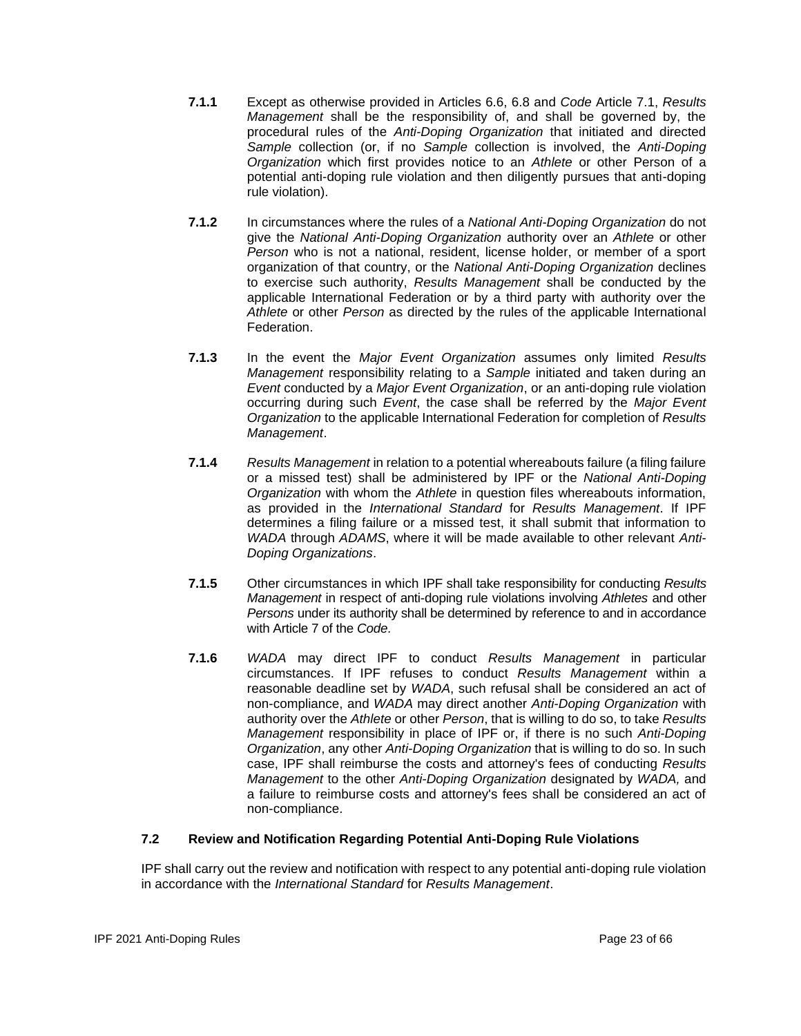**7.1.1** Except as otherwise provided in Articles 6.6, 6.8 and *Code* Article 7.1, *Results Management* shall be the responsibility of, and shall be governed by, the procedural rules of the *Anti-Doping Organization* that initiated and directed *Sample* collection (or, if no *Sample* collection is involved, the *Anti-Doping Organization* which first provides notice to an *Athlete* or other Person of a potential anti-doping rule violation and then diligently pursues that anti-doping rule violation).

**7.1.2** In circumstances where the rules of a *National Anti-Doping Organization* do not give the *National Anti-Doping Organization* authority over an *Athlete* or other *Person* who is not a national, resident, license holder, or member of a sport organization of that country, or the *National Anti-Doping Organization* declines to exercise such authority, *Results Management* shall be conducted by the applicable International Federation or by a third party with authority over the *Athlete* or other *Person* as directed by the rules of the applicable International Federation.

**7.1.3** In the event the *Major Event Organization* assumes only limited *Results Management* responsibility relating to a *Sample* initiated and taken during an *Event* conducted by a *Major Event Organization*, or an anti-doping rule violation occurring during such *Event*, the case shall be referred by the *Major Event Organization* to the applicable International Federation for completion of *Results Management*.

**7.1.4** *Results Management* in relation to a potential whereabouts failure (a filing failure or a missed test) shall be administered by IPF or the *National Anti-Doping Organization* with whom the *Athlete* in question files whereabouts information, as provided in the *International Standard* for *Results Management*. If IPF determines a filing failure or a missed test, it shall submit that information to *WADA* through *ADAMS*, where it will be made available to other relevant *Anti-Doping Organizations*.

**7.1.5** Other circumstances in which IPF shall take responsibility for conducting *Results Management* in respect of anti-doping rule violations involving *Athletes* and other *Persons* under its authority shall be determined by reference to and in accordance with Article 7 of the *Code*.

**7.1.6** *WADA* may direct IPF to conduct *Results Management* in particular circumstances. If IPF refuses to conduct *Results Management* within a reasonable deadline set by *WADA*, such refusal shall be considered an act of non-compliance, and *WADA* may direct another *Anti-Doping Organization* with authority over the *Athlete* or other *Person*, that is willing to do so, to take *Results Management* responsibility in place of IPF or, if there is no such *Anti-Doping Organization*, any other *Anti-Doping Organization* that is willing to do so. In such case, IPF shall reimburse the costs and attorney's fees of conducting *Results Management* to the other *Anti-Doping Organization* designated by *WADA,* and a failure to reimburse costs and attorney's fees shall be considered an act of non-compliance.

### 7.2 Review and Notification Regarding Potential Anti-Doping Rule Violations

IPF shall carry out the review and notification with respect to any potential anti-doping rule violation in accordance with the *International Standard* for *Results Management*.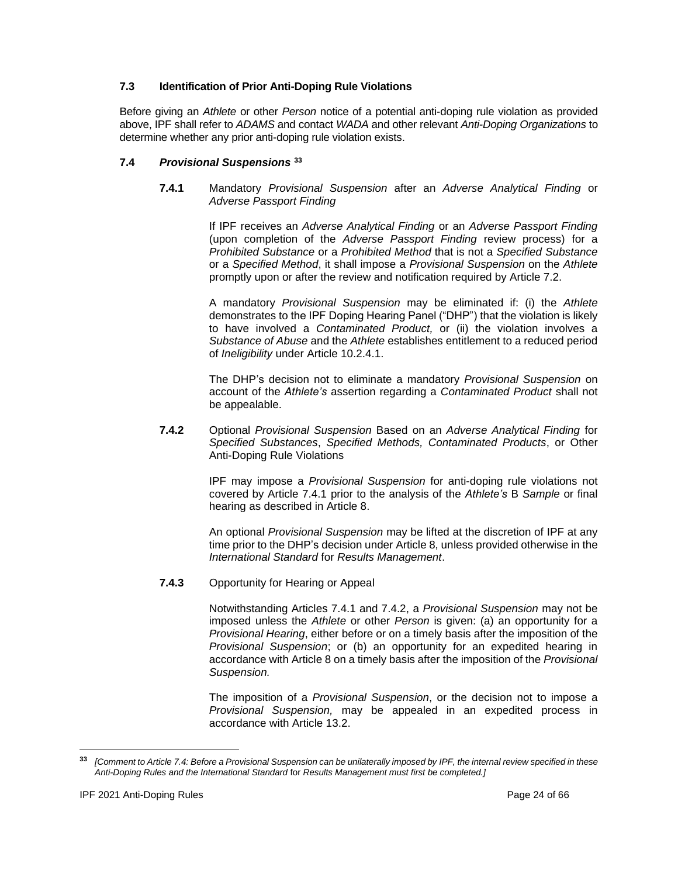### 7.3 Identification of Prior Anti-Doping Rule Violations

Before giving an *Athlete* or other *Person* notice of a potential anti-doping rule violation as provided above, IPF shall refer to *ADAMS* and contact *WADA* and other relevant *Anti-Doping Organizations* to determine whether any prior anti-doping rule violation exists.

### 7.4 *Provisional Suspensions* [33]

**7.4.1** Mandatory *Provisional Suspension* after an *Adverse Analytical Finding* or *Adverse Passport Finding*

If IPF receives an *Adverse Analytical Finding* or an *Adverse Passport Finding* (upon completion of the *Adverse Passport Finding* review process) for a *Prohibited Substance* or a *Prohibited Method* that is not a *Specified Substance* or a *Specified Method*, it shall impose a *Provisional Suspension* on the *Athlete* promptly upon or after the review and notification required by Article 7.2.

A mandatory *Provisional Suspension* may be eliminated if: (i) the *Athlete* demonstrates to the IPF Doping Hearing Panel ("DHP") that the violation is likely to have involved a *Contaminated Product,* or (ii) the violation involves a *Substance of Abuse* and the *Athlete* establishes entitlement to a reduced period of *Ineligibility* under Article 10.2.4.1.

The DHP's decision not to eliminate a mandatory *Provisional Suspension* on account of the *Athlete's* assertion regarding a *Contaminated Product* shall not be appealable.

**7.4.2** Optional *Provisional Suspension* Based on an *Adverse Analytical Finding* for *Specified Substances*, *Specified Methods, Contaminated Products*, or Other Anti-Doping Rule Violations

IPF may impose a *Provisional Suspension* for anti-doping rule violations not covered by Article 7.4.1 prior to the analysis of the *Athlete's* B *Sample* or final hearing as described in Article 8.

An optional *Provisional Suspension* may be lifted at the discretion of IPF at any time prior to the DHP's decision under Article 8, unless provided otherwise in the *International Standard* for *Results Management*.

**7.4.3** Opportunity for Hearing or Appeal

Notwithstanding Articles 7.4.1 and 7.4.2, a *Provisional Suspension* may not be imposed unless the *Athlete* or other *Person* is given: (a) an opportunity for a *Provisional Hearing*, either before or on a timely basis after the imposition of the *Provisional Suspension*; or (b) an opportunity for an expedited hearing in accordance with Article 8 on a timely basis after the imposition of the *Provisional Suspension.*

The imposition of a *Provisional Suspension*, or the decision not to impose a *Provisional Suspension,* may be appealed in an expedited process in accordance with Article 13.2.

---

[33] *[Comment to Article 7.4: Before a Provisional Suspension can be unilaterally imposed by IPF, the internal review specified in these Anti-Doping Rules and the International Standard* for *Results Management must first be completed.]*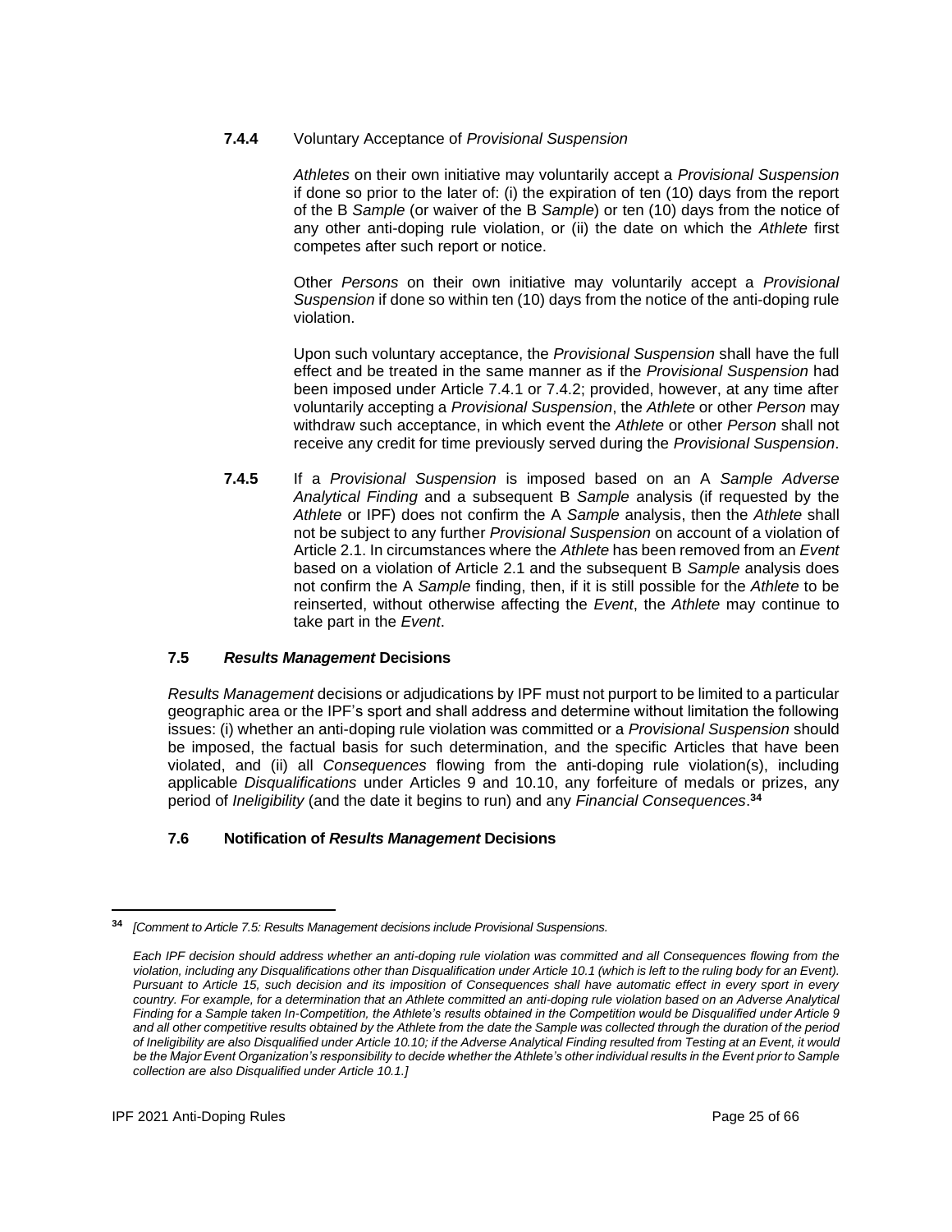**7.4.4** Voluntary Acceptance of *Provisional Suspension*

*Athletes* on their own initiative may voluntarily accept a *Provisional Suspension* if done so prior to the later of: (i) the expiration of ten (10) days from the report of the B *Sample* (or waiver of the B *Sample*) or ten (10) days from the notice of any other anti-doping rule violation, or (ii) the date on which the *Athlete* first competes after such report or notice.

Other *Persons* on their own initiative may voluntarily accept a *Provisional Suspension* if done so within ten (10) days from the notice of the anti-doping rule violation.

Upon such voluntary acceptance, the *Provisional Suspension* shall have the full effect and be treated in the same manner as if the *Provisional Suspension* had been imposed under Article 7.4.1 or 7.4.2; provided, however, at any time after voluntarily accepting a *Provisional Suspension*, the *Athlete* or other *Person* may withdraw such acceptance, in which event the *Athlete* or other *Person* shall not receive any credit for time previously served during the *Provisional Suspension*.

**7.4.5** If a *Provisional Suspension* is imposed based on an A *Sample Adverse Analytical Finding* and a subsequent B *Sample* analysis (if requested by the *Athlete* or IPF) does not confirm the A *Sample* analysis, then the *Athlete* shall not be subject to any further *Provisional Suspension* on account of a violation of Article 2.1. In circumstances where the *Athlete* has been removed from an *Event* based on a violation of Article 2.1 and the subsequent B *Sample* analysis does not confirm the A *Sample* finding, then, if it is still possible for the *Athlete* to be reinserted, without otherwise affecting the *Event*, the *Athlete* may continue to take part in the *Event*.

### 7.5 *Results Management* Decisions

*Results Management* decisions or adjudications by IPF must not purport to be limited to a particular geographic area or the IPF's sport and shall address and determine without limitation the following issues: (i) whether an anti-doping rule violation was committed or a *Provisional Suspension* should be imposed, the factual basis for such determination, and the specific Articles that have been violated, and (ii) all *Consequences* flowing from the anti-doping rule violation(s), including applicable *Disqualifications* under Articles 9 and 10.10, any forfeiture of medals or prizes, any period of *Ineligibility* (and the date it begins to run) and any *Financial Consequences*.[34]

### 7.6 Notification of *Results Management* Decisions

---

[34] *[Comment to Article 7.5: Results Management decisions include Provisional Suspensions.*

*Each IPF decision should address whether an anti-doping rule violation was committed and all Consequences flowing from the violation, including any Disqualifications other than Disqualification under Article 10.1 (which is left to the ruling body for an Event). Pursuant to Article 15, such decision and its imposition of Consequences shall have automatic effect in every sport in every country. For example, for a determination that an Athlete committed an anti-doping rule violation based on an Adverse Analytical Finding for a Sample taken In-Competition, the Athlete's results obtained in the Competition would be Disqualified under Article 9 and all other competitive results obtained by the Athlete from the date the Sample was collected through the duration of the period of Ineligibility are also Disqualified under Article 10.10; if the Adverse Analytical Finding resulted from Testing at an Event, it would be the Major Event Organization's responsibility to decide whether the Athlete's other individual results in the Event prior to Sample collection are also Disqualified under Article 10.1.]*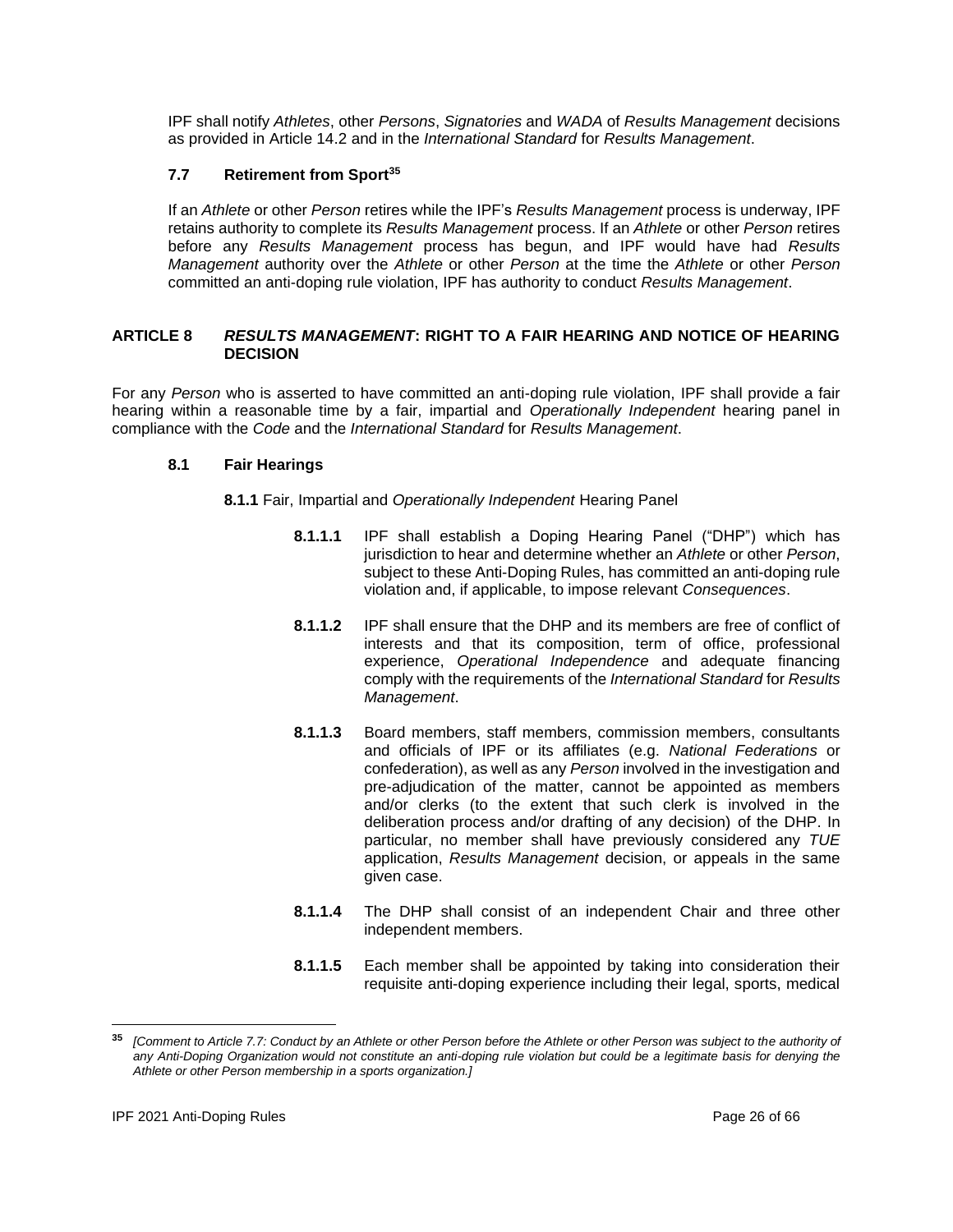IPF shall notify *Athletes*, other *Persons*, *Signatories* and *WADA* of *Results Management* decisions as provided in Article 14.2 and in the *International Standard* for *Results Management*.

### 7.7 Retirement from Sport[35]

If an *Athlete* or other *Person* retires while the IPF's *Results Management* process is underway, IPF retains authority to complete its *Results Management* process. If an *Athlete* or other *Person* retires before any *Results Management* process has begun, and IPF would have had *Results Management* authority over the *Athlete* or other *Person* at the time the *Athlete* or other *Person* committed an anti-doping rule violation, IPF has authority to conduct *Results Management*.

## ARTICLE 8 *RESULTS MANAGEMENT*: RIGHT TO A FAIR HEARING AND NOTICE OF HEARING DECISION

For any *Person* who is asserted to have committed an anti-doping rule violation, IPF shall provide a fair hearing within a reasonable time by a fair, impartial and *Operationally Independent* hearing panel in compliance with the *Code* and the *International Standard* for *Results Management*.

### 8.1 Fair Hearings

**8.1.1** Fair, Impartial and *Operationally Independent* Hearing Panel

**8.1.1.1** IPF shall establish a Doping Hearing Panel ("DHP") which has jurisdiction to hear and determine whether an *Athlete* or other *Person*, subject to these Anti-Doping Rules, has committed an anti-doping rule violation and, if applicable, to impose relevant *Consequences*.

**8.1.1.2** IPF shall ensure that the DHP and its members are free of conflict of interests and that its composition, term of office, professional experience, *Operational Independence* and adequate financing comply with the requirements of the *International Standard* for *Results Management*.

**8.1.1.3** Board members, staff members, commission members, consultants and officials of IPF or its affiliates (e.g. *National Federations* or confederation), as well as any *Person* involved in the investigation and pre-adjudication of the matter, cannot be appointed as members and/or clerks (to the extent that such clerk is involved in the deliberation process and/or drafting of any decision) of the DHP. In particular, no member shall have previously considered any *TUE* application, *Results Management* decision, or appeals in the same given case.

**8.1.1.4** The DHP shall consist of an independent Chair and three other independent members.

**8.1.1.5** Each member shall be appointed by taking into consideration their requisite anti-doping experience including their legal, sports, medical

---

[35] *[Comment to Article 7.7: Conduct by an Athlete or other Person before the Athlete or other Person was subject to the authority of any Anti-Doping Organization would not constitute an anti-doping rule violation but could be a legitimate basis for denying the Athlete or other Person membership in a sports organization.]*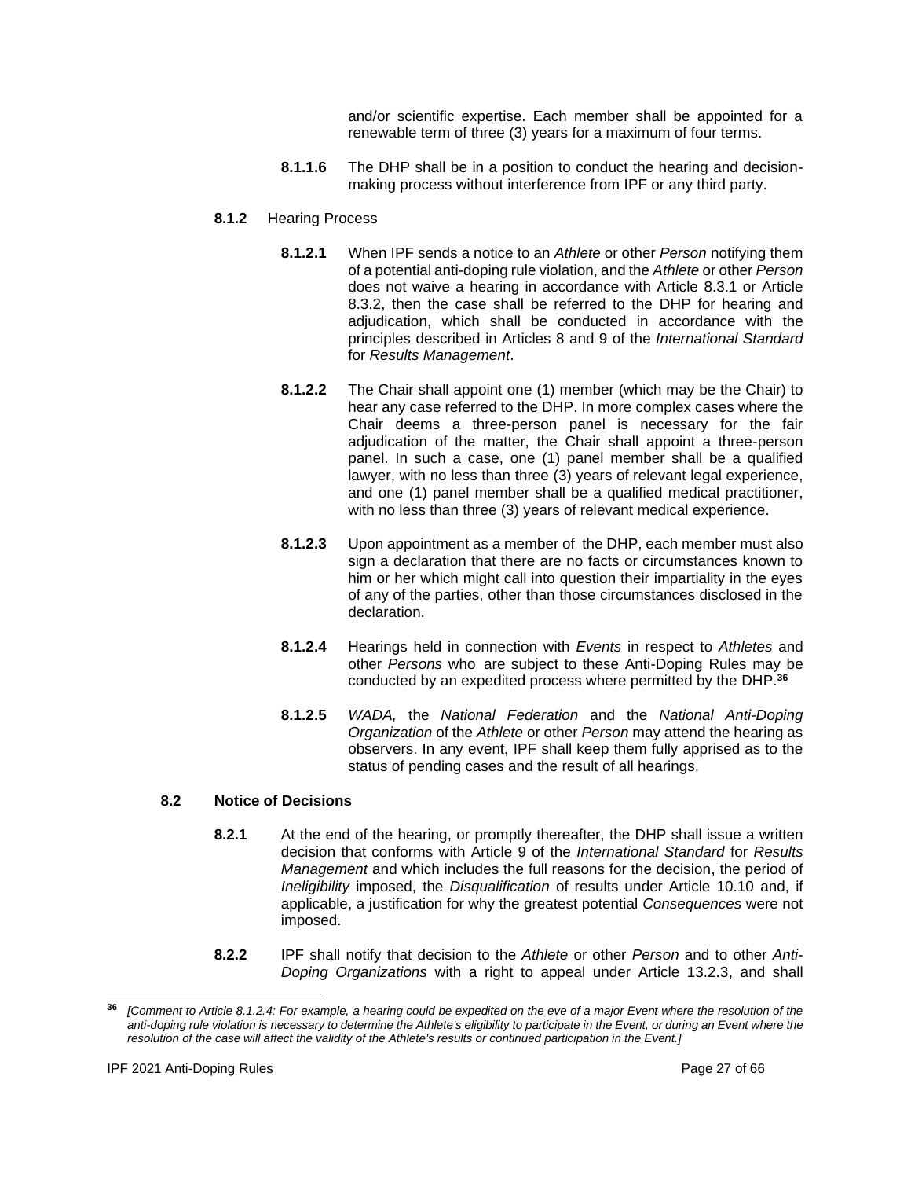and/or scientific expertise. Each member shall be appointed for a renewable term of three (3) years for a maximum of four terms.

**8.1.1.6** The DHP shall be in a position to conduct the hearing and decision-making process without interference from IPF or any third party.

**8.1.2** Hearing Process

**8.1.2.1** When IPF sends a notice to an *Athlete* or other *Person* notifying them of a potential anti-doping rule violation, and the *Athlete* or other *Person* does not waive a hearing in accordance with Article 8.3.1 or Article 8.3.2, then the case shall be referred to the DHP for hearing and adjudication, which shall be conducted in accordance with the principles described in Articles 8 and 9 of the *International Standard* for *Results Management*.

**8.1.2.2** The Chair shall appoint one (1) member (which may be the Chair) to hear any case referred to the DHP. In more complex cases where the Chair deems a three-person panel is necessary for the fair adjudication of the matter, the Chair shall appoint a three-person panel. In such a case, one (1) panel member shall be a qualified lawyer, with no less than three (3) years of relevant legal experience, and one (1) panel member shall be a qualified medical practitioner, with no less than three (3) years of relevant medical experience.

**8.1.2.3** Upon appointment as a member of the DHP, each member must also sign a declaration that there are no facts or circumstances known to him or her which might call into question their impartiality in the eyes of any of the parties, other than those circumstances disclosed in the declaration.

**8.1.2.4** Hearings held in connection with *Events* in respect to *Athletes* and other *Persons* who are subject to these Anti-Doping Rules may be conducted by an expedited process where permitted by the DHP.[36]

**8.1.2.5** *WADA,* the *National Federation* and the *National Anti-Doping Organization* of the *Athlete* or other *Person* may attend the hearing as observers. In any event, IPF shall keep them fully apprised as to the status of pending cases and the result of all hearings.

### 8.2 Notice of Decisions

**8.2.1** At the end of the hearing, or promptly thereafter, the DHP shall issue a written decision that conforms with Article 9 of the *International Standard* for *Results Management* and which includes the full reasons for the decision, the period of *Ineligibility* imposed, the *Disqualification* of results under Article 10.10 and, if applicable, a justification for why the greatest potential *Consequences* were not imposed.

**8.2.2** IPF shall notify that decision to the *Athlete* or other *Person* and to other *Anti-Doping Organizations* with a right to appeal under Article 13.2.3, and shall

---

[36] *[Comment to Article 8.1.2.4: For example, a hearing could be expedited on the eve of a major Event where the resolution of the anti-doping rule violation is necessary to determine the Athlete's eligibility to participate in the Event, or during an Event where the resolution of the case will affect the validity of the Athlete's results or continued participation in the Event.]*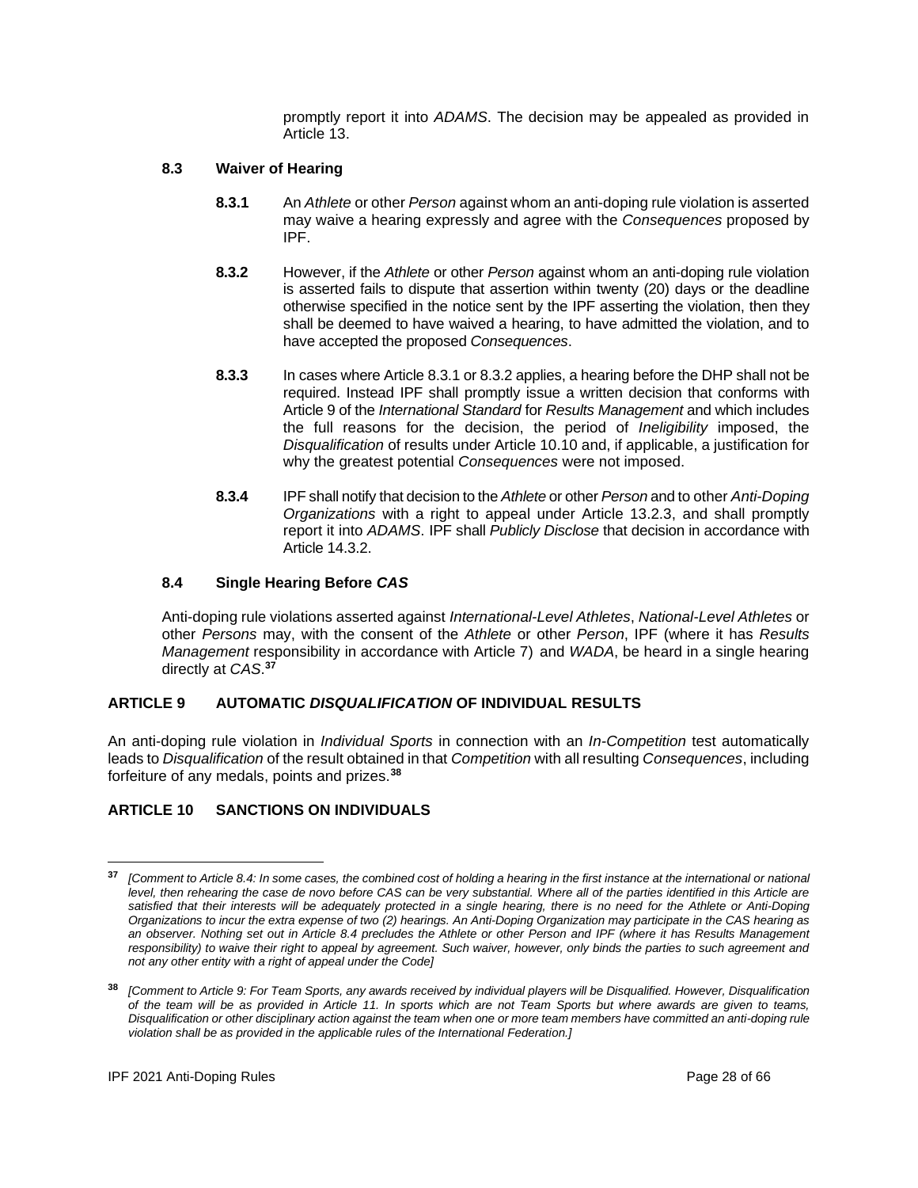promptly report it into *ADAMS*. The decision may be appealed as provided in Article 13.

### 8.3 Waiver of Hearing

**8.3.1** An *Athlete* or other *Person* against whom an anti-doping rule violation is asserted may waive a hearing expressly and agree with the *Consequences* proposed by IPF.

**8.3.2** However, if the *Athlete* or other *Person* against whom an anti-doping rule violation is asserted fails to dispute that assertion within twenty (20) days or the deadline otherwise specified in the notice sent by the IPF asserting the violation, then they shall be deemed to have waived a hearing, to have admitted the violation, and to have accepted the proposed *Consequences*.

**8.3.3** In cases where Article 8.3.1 or 8.3.2 applies, a hearing before the DHP shall not be required. Instead IPF shall promptly issue a written decision that conforms with Article 9 of the *International Standard* for *Results Management* and which includes the full reasons for the decision, the period of *Ineligibility* imposed, the *Disqualification* of results under Article 10.10 and, if applicable, a justification for why the greatest potential *Consequences* were not imposed.

**8.3.4** IPF shall notify that decision to the *Athlete* or other *Person* and to other *Anti-Doping Organizations* with a right to appeal under Article 13.2.3, and shall promptly report it into *ADAMS*. IPF shall *Publicly Disclose* that decision in accordance with Article 14.3.2.

### 8.4 Single Hearing Before *CAS*

Anti-doping rule violations asserted against *International-Level Athletes*, *National-Level Athletes* or other *Persons* may, with the consent of the *Athlete* or other *Person*, IPF (where it has *Results Management* responsibility in accordance with Article 7) and *WADA*, be heard in a single hearing directly at *CAS*.[37]

## ARTICLE 9 AUTOMATIC *DISQUALIFICATION* OF INDIVIDUAL RESULTS

An anti-doping rule violation in *Individual Sports* in connection with an *In-Competition* test automatically leads to *Disqualification* of the result obtained in that *Competition* with all resulting *Consequences*, including forfeiture of any medals, points and prizes.[38]

## ARTICLE 10 SANCTIONS ON INDIVIDUALS

---

[37] *[Comment to Article 8.4: In some cases, the combined cost of holding a hearing in the first instance at the international or national level, then rehearing the case de novo before CAS can be very substantial. Where all of the parties identified in this Article are satisfied that their interests will be adequately protected in a single hearing, there is no need for the Athlete or Anti-Doping Organizations to incur the extra expense of two (2) hearings. An Anti-Doping Organization may participate in the CAS hearing as an observer. Nothing set out in Article 8.4 precludes the Athlete or other Person and IPF (where it has Results Management responsibility) to waive their right to appeal by agreement. Such waiver, however, only binds the parties to such agreement and not any other entity with a right of appeal under the Code]*

[38] *[Comment to Article 9: For Team Sports, any awards received by individual players will be Disqualified. However, Disqualification of the team will be as provided in Article 11. In sports which are not Team Sports but where awards are given to teams, Disqualification or other disciplinary action against the team when one or more team members have committed an anti-doping rule violation shall be as provided in the applicable rules of the International Federation.]*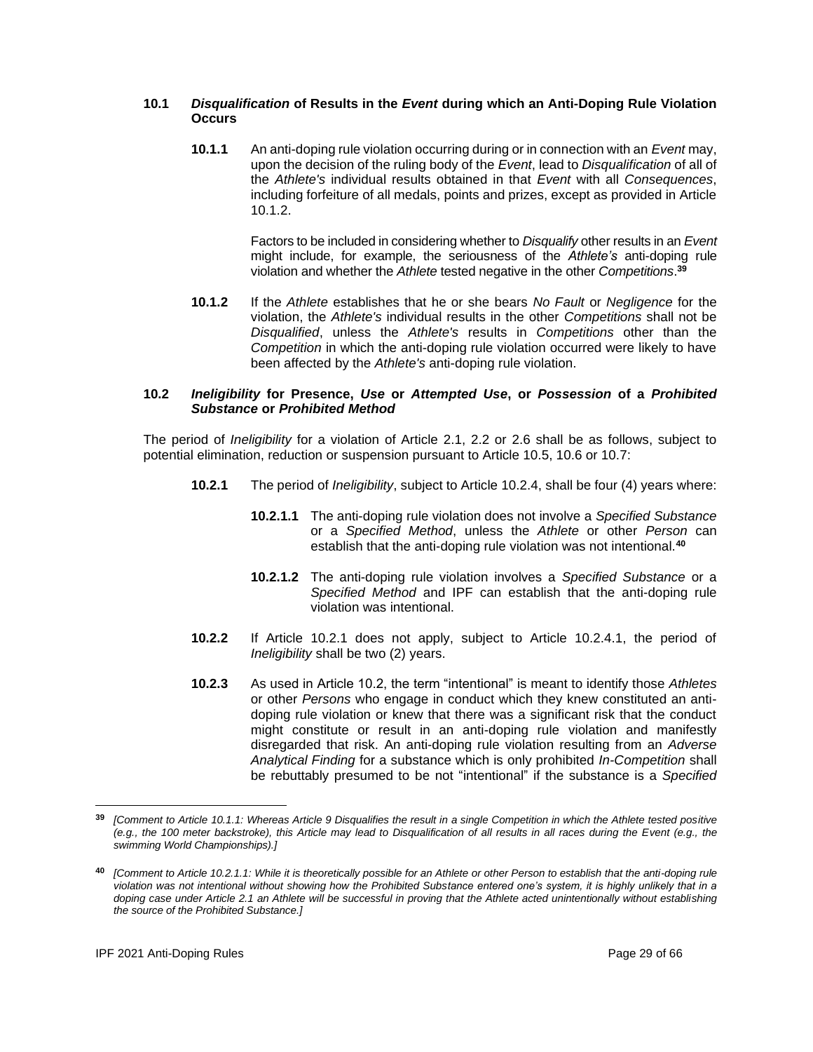### 10.1 *Disqualification* of Results in the *Event* during which an Anti-Doping Rule Violation Occurs

**10.1.1** An anti-doping rule violation occurring during or in connection with an *Event* may, upon the decision of the ruling body of the *Event*, lead to *Disqualification* of all of the *Athlete's* individual results obtained in that *Event* with all *Consequences*, including forfeiture of all medals, points and prizes, except as provided in Article 10.1.2.

Factors to be included in considering whether to *Disqualify* other results in an *Event* might include, for example, the seriousness of the *Athlete's* anti-doping rule violation and whether the *Athlete* tested negative in the other *Competitions*.[39]

**10.1.2** If the *Athlete* establishes that he or she bears *No Fault* or *Negligence* for the violation, the *Athlete's* individual results in the other *Competitions* shall not be *Disqualified*, unless the *Athlete's* results in *Competitions* other than the *Competition* in which the anti-doping rule violation occurred were likely to have been affected by the *Athlete's* anti-doping rule violation.

### 10.2 *Ineligibility* for Presence, *Use* or *Attempted Use*, or *Possession* of a *Prohibited Substance* or *Prohibited Method*

The period of *Ineligibility* for a violation of Article 2.1, 2.2 or 2.6 shall be as follows, subject to potential elimination, reduction or suspension pursuant to Article 10.5, 10.6 or 10.7:

**10.2.1** The period of *Ineligibility*, subject to Article 10.2.4, shall be four (4) years where:

**10.2.1.1** The anti-doping rule violation does not involve a *Specified Substance* or a *Specified Method*, unless the *Athlete* or other *Person* can establish that the anti-doping rule violation was not intentional.[40]

**10.2.1.2** The anti-doping rule violation involves a *Specified Substance* or a *Specified Method* and IPF can establish that the anti-doping rule violation was intentional.

**10.2.2** If Article 10.2.1 does not apply, subject to Article 10.2.4.1, the period of *Ineligibility* shall be two (2) years.

**10.2.3** As used in Article 10.2, the term "intentional" is meant to identify those *Athletes* or other *Persons* who engage in conduct which they knew constituted an anti-doping rule violation or knew that there was a significant risk that the conduct might constitute or result in an anti-doping rule violation and manifestly disregarded that risk. An anti-doping rule violation resulting from an *Adverse Analytical Finding* for a substance which is only prohibited *In-Competition* shall be rebuttably presumed to be not "intentional" if the substance is a *Specified*

---

[39] *[Comment to Article 10.1.1: Whereas Article 9 Disqualifies the result in a single Competition in which the Athlete tested positive (e.g., the 100 meter backstroke), this Article may lead to Disqualification of all results in all races during the Event (e.g., the swimming World Championships).]*

[40] *[Comment to Article 10.2.1.1: While it is theoretically possible for an Athlete or other Person to establish that the anti-doping rule violation was not intentional without showing how the Prohibited Substance entered one's system, it is highly unlikely that in a doping case under Article 2.1 an Athlete will be successful in proving that the Athlete acted unintentionally without establishing the source of the Prohibited Substance.]*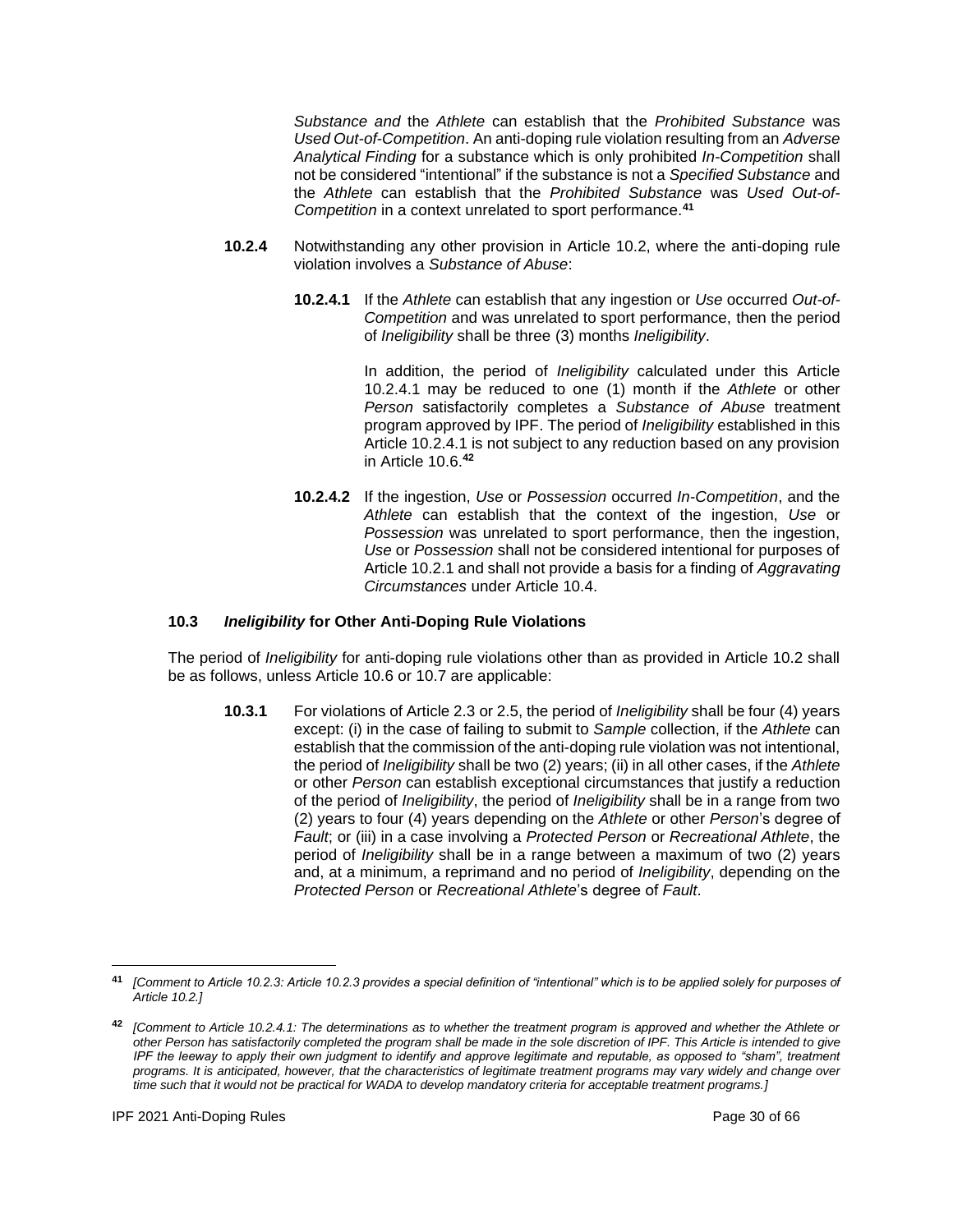*Substance and* the *Athlete* can establish that the *Prohibited Substance* was *Used Out-of-Competition*. An anti-doping rule violation resulting from an *Adverse Analytical Finding* for a substance which is only prohibited *In-Competition* shall not be considered "intentional" if the substance is not a *Specified Substance* and the *Athlete* can establish that the *Prohibited Substance* was *Used Out-of-Competition* in a context unrelated to sport performance.[41]

**10.2.4** Notwithstanding any other provision in Article 10.2, where the anti-doping rule violation involves a *Substance of Abuse*:

**10.2.4.1** If the *Athlete* can establish that any ingestion or *Use* occurred *Out-of-Competition* and was unrelated to sport performance, then the period of *Ineligibility* shall be three (3) months *Ineligibility*.

In addition, the period of *Ineligibility* calculated under this Article 10.2.4.1 may be reduced to one (1) month if the *Athlete* or other *Person* satisfactorily completes a *Substance of Abuse* treatment program approved by IPF. The period of *Ineligibility* established in this Article 10.2.4.1 is not subject to any reduction based on any provision in Article 10.6.[42]

**10.2.4.2** If the ingestion, *Use* or *Possession* occurred *In-Competition*, and the *Athlete* can establish that the context of the ingestion, *Use* or *Possession* was unrelated to sport performance, then the ingestion, *Use* or *Possession* shall not be considered intentional for purposes of Article 10.2.1 and shall not provide a basis for a finding of *Aggravating Circumstances* under Article 10.4.

### 10.3 *Ineligibility* for Other Anti-Doping Rule Violations

The period of *Ineligibility* for anti-doping rule violations other than as provided in Article 10.2 shall be as follows, unless Article 10.6 or 10.7 are applicable:

**10.3.1** For violations of Article 2.3 or 2.5, the period of *Ineligibility* shall be four (4) years except: (i) in the case of failing to submit to *Sample* collection, if the *Athlete* can establish that the commission of the anti-doping rule violation was not intentional, the period of *Ineligibility* shall be two (2) years; (ii) in all other cases, if the *Athlete* or other *Person* can establish exceptional circumstances that justify a reduction of the period of *Ineligibility*, the period of *Ineligibility* shall be in a range from two (2) years to four (4) years depending on the *Athlete* or other *Person*'s degree of *Fault*; or (iii) in a case involving a *Protected Person* or *Recreational Athlete*, the period of *Ineligibility* shall be in a range between a maximum of two (2) years and, at a minimum, a reprimand and no period of *Ineligibility*, depending on the *Protected Person* or *Recreational Athlete*'s degree of *Fault*.

---

[41] *[Comment to Article 10.2.3: Article 10.2.3 provides a special definition of "intentional" which is to be applied solely for purposes of Article 10.2.]*

[42] *[Comment to Article 10.2.4.1: The determinations as to whether the treatment program is approved and whether the Athlete or other Person has satisfactorily completed the program shall be made in the sole discretion of IPF. This Article is intended to give IPF the leeway to apply their own judgment to identify and approve legitimate and reputable, as opposed to "sham", treatment programs. It is anticipated, however, that the characteristics of legitimate treatment programs may vary widely and change over time such that it would not be practical for WADA to develop mandatory criteria for acceptable treatment programs.]*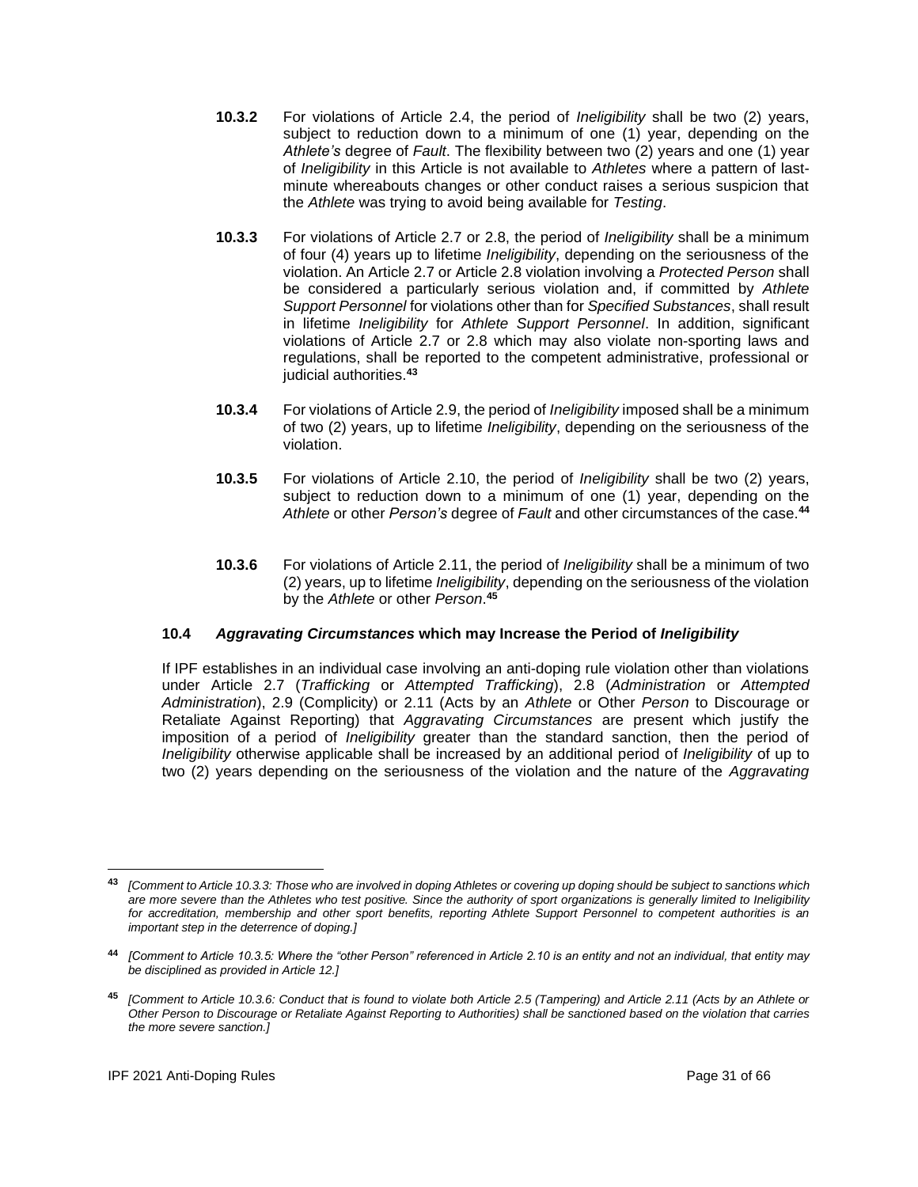**10.3.2** For violations of Article 2.4, the period of *Ineligibility* shall be two (2) years, subject to reduction down to a minimum of one (1) year, depending on the *Athlete's* degree of *Fault*. The flexibility between two (2) years and one (1) year of *Ineligibility* in this Article is not available to *Athletes* where a pattern of last-minute whereabouts changes or other conduct raises a serious suspicion that the *Athlete* was trying to avoid being available for *Testing*.

**10.3.3** For violations of Article 2.7 or 2.8, the period of *Ineligibility* shall be a minimum of four (4) years up to lifetime *Ineligibility*, depending on the seriousness of the violation. An Article 2.7 or Article 2.8 violation involving a *Protected Person* shall be considered a particularly serious violation and, if committed by *Athlete Support Personnel* for violations other than for *Specified Substances*, shall result in lifetime *Ineligibility* for *Athlete Support Personnel*. In addition, significant violations of Article 2.7 or 2.8 which may also violate non-sporting laws and regulations, shall be reported to the competent administrative, professional or judicial authorities.[43]

**10.3.4** For violations of Article 2.9, the period of *Ineligibility* imposed shall be a minimum of two (2) years, up to lifetime *Ineligibility*, depending on the seriousness of the violation.

**10.3.5** For violations of Article 2.10, the period of *Ineligibility* shall be two (2) years, subject to reduction down to a minimum of one (1) year, depending on the *Athlete* or other *Person's* degree of *Fault* and other circumstances of the case.[44]

**10.3.6** For violations of Article 2.11, the period of *Ineligibility* shall be a minimum of two (2) years, up to lifetime *Ineligibility*, depending on the seriousness of the violation by the *Athlete* or other *Person*.[45]

### 10.4 *Aggravating Circumstances* which may Increase the Period of *Ineligibility*

If IPF establishes in an individual case involving an anti-doping rule violation other than violations under Article 2.7 (*Trafficking* or *Attempted Trafficking*), 2.8 (*Administration* or *Attempted Administration*), 2.9 (Complicity) or 2.11 (Acts by an *Athlete* or Other *Person* to Discourage or Retaliate Against Reporting) that *Aggravating Circumstances* are present which justify the imposition of a period of *Ineligibility* greater than the standard sanction, then the period of *Ineligibility* otherwise applicable shall be increased by an additional period of *Ineligibility* of up to two (2) years depending on the seriousness of the violation and the nature of the *Aggravating*

---

[43] *[Comment to Article 10.3.3: Those who are involved in doping Athletes or covering up doping should be subject to sanctions which are more severe than the Athletes who test positive. Since the authority of sport organizations is generally limited to Ineligibility for accreditation, membership and other sport benefits, reporting Athlete Support Personnel to competent authorities is an important step in the deterrence of doping.]*

[44] *[Comment to Article 10.3.5: Where the "other Person" referenced in Article 2.10 is an entity and not an individual, that entity may be disciplined as provided in Article 12.]*

[45] *[Comment to Article 10.3.6: Conduct that is found to violate both Article 2.5 (Tampering) and Article 2.11 (Acts by an Athlete or Other Person to Discourage or Retaliate Against Reporting to Authorities) shall be sanctioned based on the violation that carries the more severe sanction.]*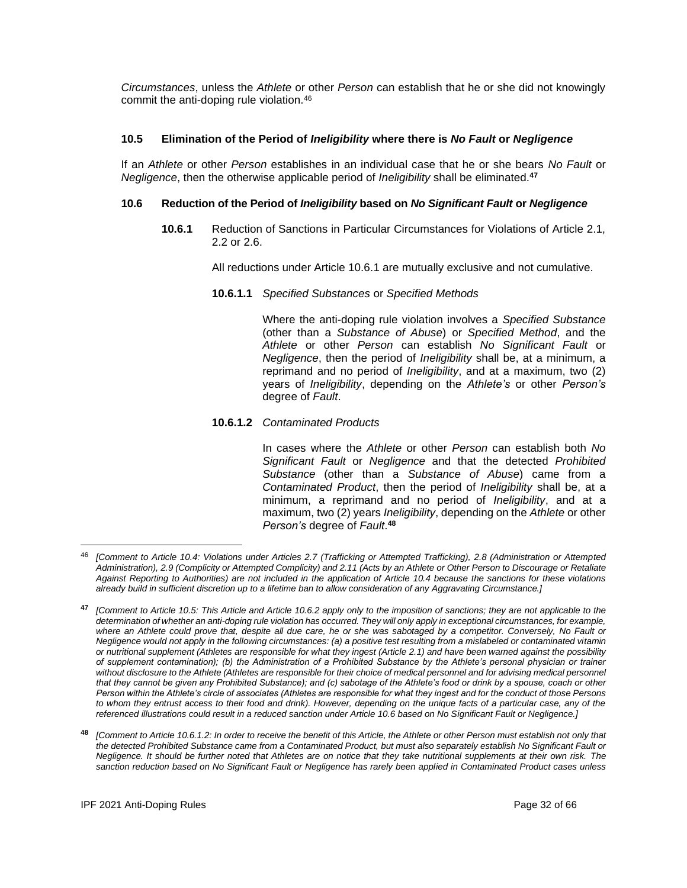*Circumstances*, unless the *Athlete* or other *Person* can establish that he or she did not knowingly commit the anti-doping rule violation.[46]

### 10.5 Elimination of the Period of *Ineligibility* where there is *No Fault* or *Negligence*

If an *Athlete* or other *Person* establishes in an individual case that he or she bears *No Fault* or *Negligence*, then the otherwise applicable period of *Ineligibility* shall be eliminated.[47]

### 10.6 Reduction of the Period of *Ineligibility* based on *No Significant Fault* or *Negligence*

**10.6.1** Reduction of Sanctions in Particular Circumstances for Violations of Article 2.1, 2.2 or 2.6.

All reductions under Article 10.6.1 are mutually exclusive and not cumulative.

**10.6.1.1** *Specified Substances* or *Specified Methods*

Where the anti-doping rule violation involves a *Specified Substance* (other than a *Substance of Abuse*) or *Specified Method*, and the *Athlete* or other *Person* can establish *No Significant Fault* or *Negligence*, then the period of *Ineligibility* shall be, at a minimum, a reprimand and no period of *Ineligibility*, and at a maximum, two (2) years of *Ineligibility*, depending on the *Athlete's* or other *Person's* degree of *Fault*.

**10.6.1.2** *Contaminated Products*

In cases where the *Athlete* or other *Person* can establish both *No Significant Fault* or *Negligence* and that the detected *Prohibited Substance* (other than a *Substance of Abuse*) came from a *Contaminated Product*, then the period of *Ineligibility* shall be, at a minimum, a reprimand and no period of *Ineligibility*, and at a maximum, two (2) years *Ineligibility*, depending on the *Athlete* or other *Person's* degree of *Fault*.[48]

---

[46] *[Comment to Article 10.4: Violations under Articles 2.7 (Trafficking or Attempted Trafficking), 2.8 (Administration or Attempted Administration), 2.9 (Complicity or Attempted Complicity) and 2.11 (Acts by an Athlete or Other Person to Discourage or Retaliate Against Reporting to Authorities) are not included in the application of Article 10.4 because the sanctions for these violations already build in sufficient discretion up to a lifetime ban to allow consideration of any Aggravating Circumstance.]*

[47] *[Comment to Article 10.5: This Article and Article 10.6.2 apply only to the imposition of sanctions; they are not applicable to the determination of whether an anti-doping rule violation has occurred. They will only apply in exceptional circumstances, for example, where an Athlete could prove that, despite all due care, he or she was sabotaged by a competitor. Conversely, No Fault or Negligence would not apply in the following circumstances: (a) a positive test resulting from a mislabeled or contaminated vitamin or nutritional supplement (Athletes are responsible for what they ingest (Article 2.1) and have been warned against the possibility of supplement contamination); (b) the Administration of a Prohibited Substance by the Athlete's personal physician or trainer without disclosure to the Athlete (Athletes are responsible for their choice of medical personnel and for advising medical personnel that they cannot be given any Prohibited Substance); and (c) sabotage of the Athlete's food or drink by a spouse, coach or other Person within the Athlete's circle of associates (Athletes are responsible for what they ingest and for the conduct of those Persons to whom they entrust access to their food and drink). However, depending on the unique facts of a particular case, any of the referenced illustrations could result in a reduced sanction under Article 10.6 based on No Significant Fault or Negligence.]*

[48] *[Comment to Article 10.6.1.2: In order to receive the benefit of this Article, the Athlete or other Person must establish not only that the detected Prohibited Substance came from a Contaminated Product, but must also separately establish No Significant Fault or Negligence. It should be further noted that Athletes are on notice that they take nutritional supplements at their own risk. The sanction reduction based on No Significant Fault or Negligence has rarely been applied in Contaminated Product cases unless*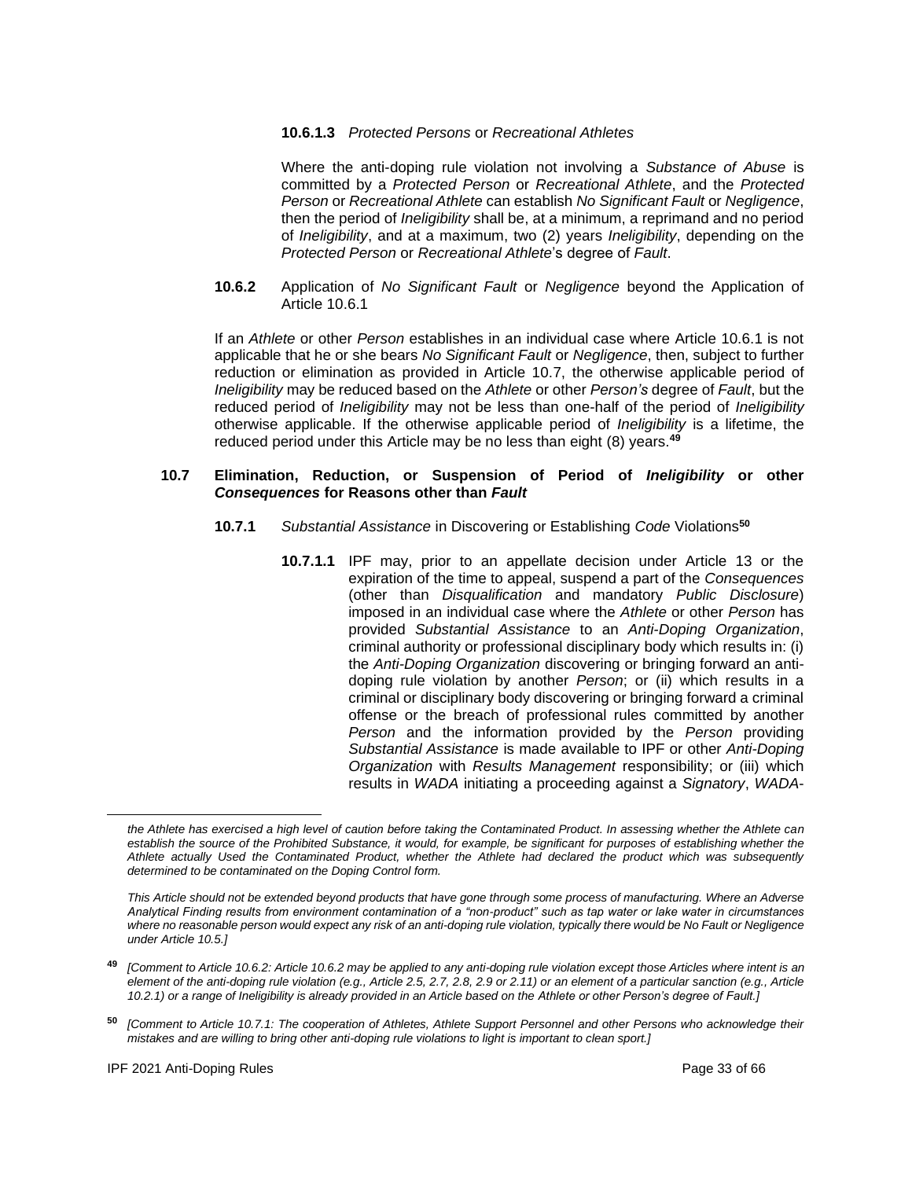**10.6.1.3** *Protected Persons* or *Recreational Athletes*

Where the anti-doping rule violation not involving a *Substance of Abuse* is committed by a *Protected Person* or *Recreational Athlete*, and the *Protected Person* or *Recreational Athlete* can establish *No Significant Fault* or *Negligence*, then the period of *Ineligibility* shall be, at a minimum, a reprimand and no period of *Ineligibility*, and at a maximum, two (2) years *Ineligibility*, depending on the *Protected Person* or *Recreational Athlete*'s degree of *Fault*.

**10.6.2** Application of *No Significant Fault* or *Negligence* beyond the Application of Article 10.6.1

If an *Athlete* or other *Person* establishes in an individual case where Article 10.6.1 is not applicable that he or she bears *No Significant Fault* or *Negligence*, then, subject to further reduction or elimination as provided in Article 10.7, the otherwise applicable period of *Ineligibility* may be reduced based on the *Athlete* or other *Person's* degree of *Fault*, but the reduced period of *Ineligibility* may not be less than one-half of the period of *Ineligibility* otherwise applicable. If the otherwise applicable period of *Ineligibility* is a lifetime, the reduced period under this Article may be no less than eight (8) years.[49]

### 10.7 Elimination, Reduction, or Suspension of Period of *Ineligibility* or other *Consequences* for Reasons other than *Fault*

**10.7.1** *Substantial Assistance* in Discovering or Establishing *Code* Violations[50]

**10.7.1.1** IPF may, prior to an appellate decision under Article 13 or the expiration of the time to appeal, suspend a part of the *Consequences* (other than *Disqualification* and mandatory *Public Disclosure*) imposed in an individual case where the *Athlete* or other *Person* has provided *Substantial Assistance* to an *Anti-Doping Organization*, criminal authority or professional disciplinary body which results in: (i) the *Anti-Doping Organization* discovering or bringing forward an anti-doping rule violation by another *Person*; or (ii) which results in a criminal or disciplinary body discovering or bringing forward a criminal offense or the breach of professional rules committed by another *Person* and the information provided by the *Person* providing *Substantial Assistance* is made available to IPF or other *Anti-Doping Organization* with *Results Management* responsibility; or (iii) which results in *WADA* initiating a proceeding against a *Signatory*, *WADA*-

---

*the Athlete has exercised a high level of caution before taking the Contaminated Product. In assessing whether the Athlete can establish the source of the Prohibited Substance, it would, for example, be significant for purposes of establishing whether the Athlete actually Used the Contaminated Product, whether the Athlete had declared the product which was subsequently determined to be contaminated on the Doping Control form.*

*This Article should not be extended beyond products that have gone through some process of manufacturing. Where an Adverse Analytical Finding results from environment contamination of a "non-product" such as tap water or lake water in circumstances where no reasonable person would expect any risk of an anti-doping rule violation, typically there would be No Fault or Negligence under Article 10.5.]*

[49] *[Comment to Article 10.6.2: Article 10.6.2 may be applied to any anti-doping rule violation except those Articles where intent is an element of the anti-doping rule violation (e.g., Article 2.5, 2.7, 2.8, 2.9 or 2.11) or an element of a particular sanction (e.g., Article 10.2.1) or a range of Ineligibility is already provided in an Article based on the Athlete or other Person's degree of Fault.]*

[50] *[Comment to Article 10.7.1: The cooperation of Athletes, Athlete Support Personnel and other Persons who acknowledge their mistakes and are willing to bring other anti-doping rule violations to light is important to clean sport.]*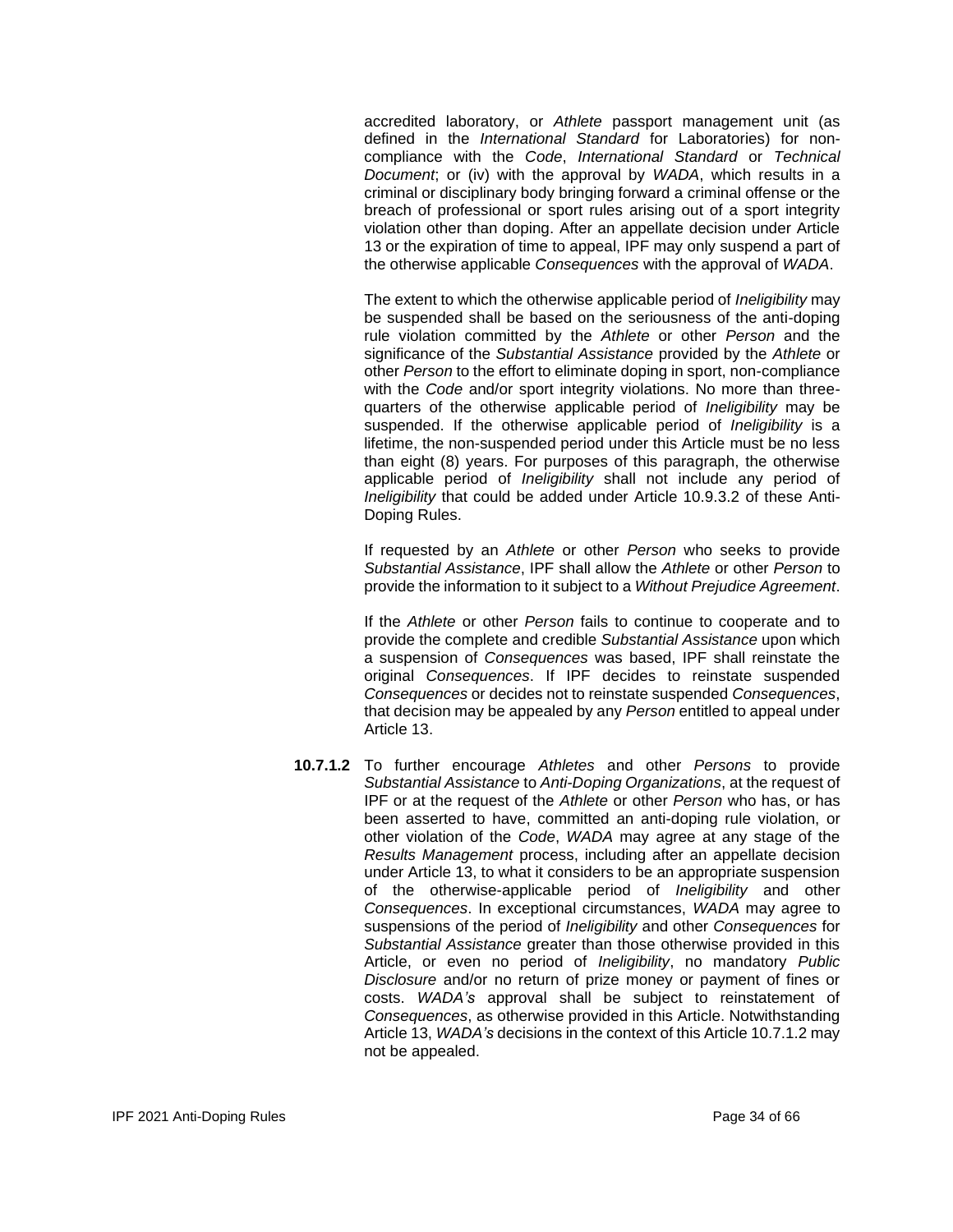accredited laboratory, or *Athlete* passport management unit (as defined in the *International Standard* for Laboratories) for non-compliance with the *Code*, *International Standard* or *Technical Document*; or (iv) with the approval by *WADA*, which results in a criminal or disciplinary body bringing forward a criminal offense or the breach of professional or sport rules arising out of a sport integrity violation other than doping. After an appellate decision under Article 13 or the expiration of time to appeal, IPF may only suspend a part of the otherwise applicable *Consequences* with the approval of *WADA*.

The extent to which the otherwise applicable period of *Ineligibility* may be suspended shall be based on the seriousness of the anti-doping rule violation committed by the *Athlete* or other *Person* and the significance of the *Substantial Assistance* provided by the *Athlete* or other *Person* to the effort to eliminate doping in sport, non-compliance with the *Code* and/or sport integrity violations. No more than three-quarters of the otherwise applicable period of *Ineligibility* may be suspended. If the otherwise applicable period of *Ineligibility* is a lifetime, the non-suspended period under this Article must be no less than eight (8) years. For purposes of this paragraph, the otherwise applicable period of *Ineligibility* shall not include any period of *Ineligibility* that could be added under Article 10.9.3.2 of these Anti-Doping Rules.

If requested by an *Athlete* or other *Person* who seeks to provide *Substantial Assistance*, IPF shall allow the *Athlete* or other *Person* to provide the information to it subject to a *Without Prejudice Agreement*.

If the *Athlete* or other *Person* fails to continue to cooperate and to provide the complete and credible *Substantial Assistance* upon which a suspension of *Consequences* was based, IPF shall reinstate the original *Consequences*. If IPF decides to reinstate suspended *Consequences* or decides not to reinstate suspended *Consequences*, that decision may be appealed by any *Person* entitled to appeal under Article 13.

**10.7.1.2** To further encourage *Athletes* and other *Persons* to provide *Substantial Assistance* to *Anti-Doping Organizations*, at the request of IPF or at the request of the *Athlete* or other *Person* who has, or has been asserted to have, committed an anti-doping rule violation, or other violation of the *Code*, *WADA* may agree at any stage of the *Results Management* process, including after an appellate decision under Article 13, to what it considers to be an appropriate suspension of the otherwise-applicable period of *Ineligibility* and other *Consequences*. In exceptional circumstances, *WADA* may agree to suspensions of the period of *Ineligibility* and other *Consequences* for *Substantial Assistance* greater than those otherwise provided in this Article, or even no period of *Ineligibility*, no mandatory *Public Disclosure* and/or no return of prize money or payment of fines or costs. *WADA's* approval shall be subject to reinstatement of *Consequences*, as otherwise provided in this Article. Notwithstanding Article 13, *WADA's* decisions in the context of this Article 10.7.1.2 may not be appealed.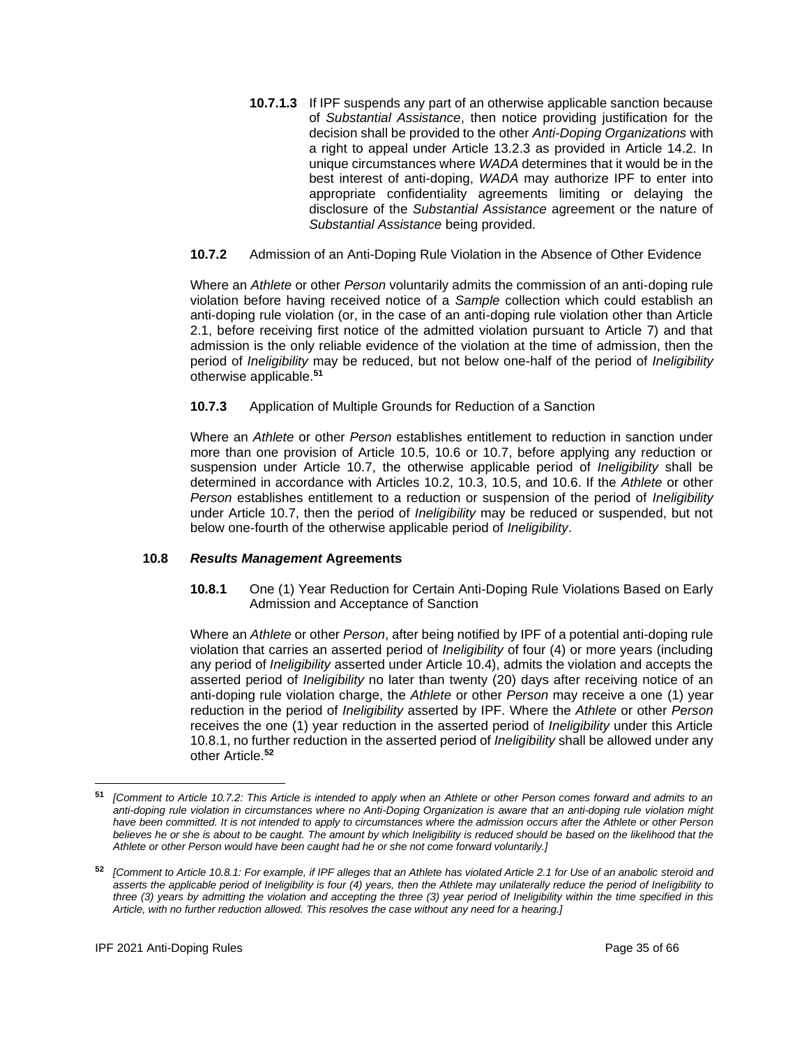**10.7.1.3** If IPF suspends any part of an otherwise applicable sanction because of *Substantial Assistance*, then notice providing justification for the decision shall be provided to the other *Anti-Doping Organizations* with a right to appeal under Article 13.2.3 as provided in Article 14.2. In unique circumstances where *WADA* determines that it would be in the best interest of anti-doping, *WADA* may authorize IPF to enter into appropriate confidentiality agreements limiting or delaying the disclosure of the *Substantial Assistance* agreement or the nature of *Substantial Assistance* being provided.

**10.7.2** Admission of an Anti-Doping Rule Violation in the Absence of Other Evidence

Where an *Athlete* or other *Person* voluntarily admits the commission of an anti-doping rule violation before having received notice of a *Sample* collection which could establish an anti-doping rule violation (or, in the case of an anti-doping rule violation other than Article 2.1, before receiving first notice of the admitted violation pursuant to Article 7) and that admission is the only reliable evidence of the violation at the time of admission, then the period of *Ineligibility* may be reduced, but not below one-half of the period of *Ineligibility* otherwise applicable.[51]

**10.7.3** Application of Multiple Grounds for Reduction of a Sanction

Where an *Athlete* or other *Person* establishes entitlement to reduction in sanction under more than one provision of Article 10.5, 10.6 or 10.7, before applying any reduction or suspension under Article 10.7, the otherwise applicable period of *Ineligibility* shall be determined in accordance with Articles 10.2, 10.3, 10.5, and 10.6. If the *Athlete* or other *Person* establishes entitlement to a reduction or suspension of the period of *Ineligibility* under Article 10.7, then the period of *Ineligibility* may be reduced or suspended, but not below one-fourth of the otherwise applicable period of *Ineligibility*.

### 10.8 *Results Management* Agreements

**10.8.1** One (1) Year Reduction for Certain Anti-Doping Rule Violations Based on Early Admission and Acceptance of Sanction

Where an *Athlete* or other *Person*, after being notified by IPF of a potential anti-doping rule violation that carries an asserted period of *Ineligibility* of four (4) or more years (including any period of *Ineligibility* asserted under Article 10.4), admits the violation and accepts the asserted period of *Ineligibility* no later than twenty (20) days after receiving notice of an anti-doping rule violation charge, the *Athlete* or other *Person* may receive a one (1) year reduction in the period of *Ineligibility* asserted by IPF. Where the *Athlete* or other *Person* receives the one (1) year reduction in the asserted period of *Ineligibility* under this Article 10.8.1, no further reduction in the asserted period of *Ineligibility* shall be allowed under any other Article.[52]

---

[51] *[Comment to Article 10.7.2: This Article is intended to apply when an Athlete or other Person comes forward and admits to an anti-doping rule violation in circumstances where no Anti-Doping Organization is aware that an anti-doping rule violation might have been committed. It is not intended to apply to circumstances where the admission occurs after the Athlete or other Person believes he or she is about to be caught. The amount by which Ineligibility is reduced should be based on the likelihood that the Athlete or other Person would have been caught had he or she not come forward voluntarily.]*

[52] *[Comment to Article 10.8.1: For example, if IPF alleges that an Athlete has violated Article 2.1 for Use of an anabolic steroid and asserts the applicable period of Ineligibility is four (4) years, then the Athlete may unilaterally reduce the period of Ineligibility to three (3) years by admitting the violation and accepting the three (3) year period of Ineligibility within the time specified in this Article, with no further reduction allowed. This resolves the case without any need for a hearing.]*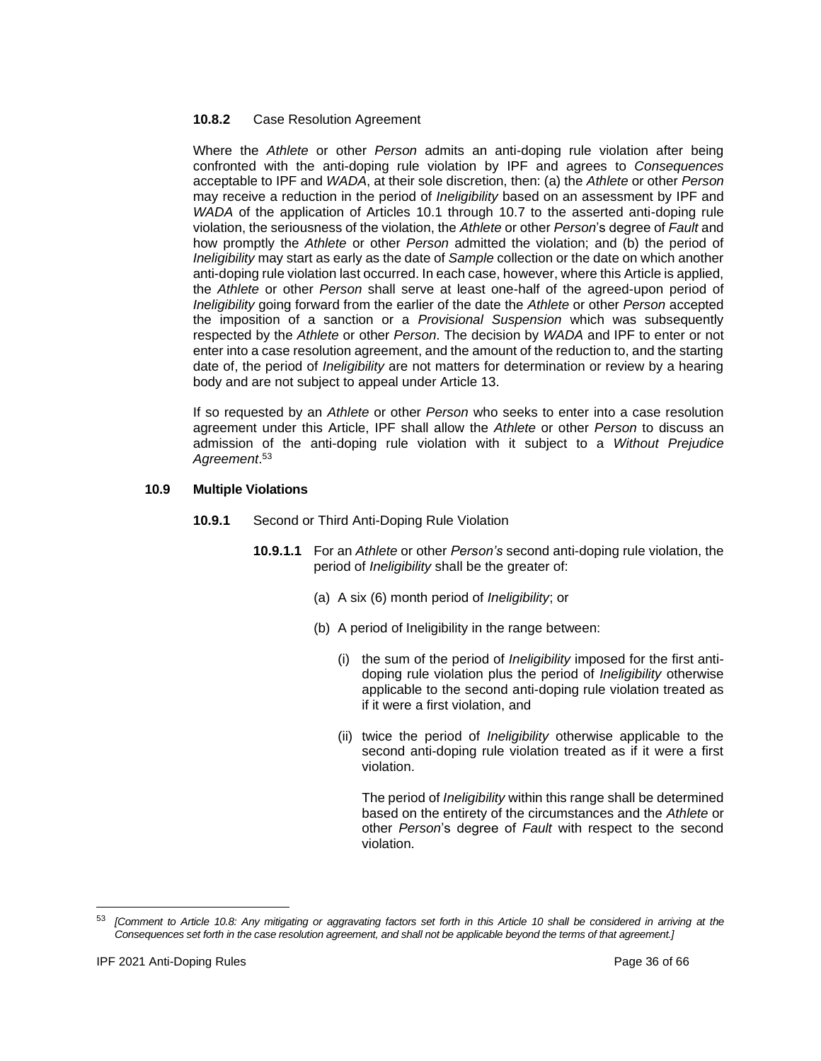**10.8.2** Case Resolution Agreement

Where the *Athlete* or other *Person* admits an anti-doping rule violation after being confronted with the anti-doping rule violation by IPF and agrees to *Consequences* acceptable to IPF and *WADA*, at their sole discretion, then: (a) the *Athlete* or other *Person* may receive a reduction in the period of *Ineligibility* based on an assessment by IPF and *WADA* of the application of Articles 10.1 through 10.7 to the asserted anti-doping rule violation, the seriousness of the violation, the *Athlete* or other *Person*'s degree of *Fault* and how promptly the *Athlete* or other *Person* admitted the violation; and (b) the period of *Ineligibility* may start as early as the date of *Sample* collection or the date on which another anti-doping rule violation last occurred. In each case, however, where this Article is applied, the *Athlete* or other *Person* shall serve at least one-half of the agreed-upon period of *Ineligibility* going forward from the earlier of the date the *Athlete* or other *Person* accepted the imposition of a sanction or a *Provisional Suspension* which was subsequently respected by the *Athlete* or other *Person*. The decision by *WADA* and IPF to enter or not enter into a case resolution agreement, and the amount of the reduction to, and the starting date of, the period of *Ineligibility* are not matters for determination or review by a hearing body and are not subject to appeal under Article 13.

If so requested by an *Athlete* or other *Person* who seeks to enter into a case resolution agreement under this Article, IPF shall allow the *Athlete* or other *Person* to discuss an admission of the anti-doping rule violation with it subject to a *Without Prejudice Agreement*.[53]

**10.9 Multiple Violations**

**10.9.1** Second or Third Anti-Doping Rule Violation

**10.9.1.1** For an *Athlete* or other *Person's* second anti-doping rule violation, the period of *Ineligibility* shall be the greater of:

(a) A six (6) month period of *Ineligibility*; or

(b) A period of Ineligibility in the range between:

(i) the sum of the period of *Ineligibility* imposed for the first anti-doping rule violation plus the period of *Ineligibility* otherwise applicable to the second anti-doping rule violation treated as if it were a first violation, and

(ii) twice the period of *Ineligibility* otherwise applicable to the second anti-doping rule violation treated as if it were a first violation.

The period of *Ineligibility* within this range shall be determined based on the entirety of the circumstances and the *Athlete* or other *Person*'s degree of *Fault* with respect to the second violation.

---

[53] *[Comment to Article 10.8: Any mitigating or aggravating factors set forth in this Article 10 shall be considered in arriving at the Consequences set forth in the case resolution agreement, and shall not be applicable beyond the terms of that agreement.]*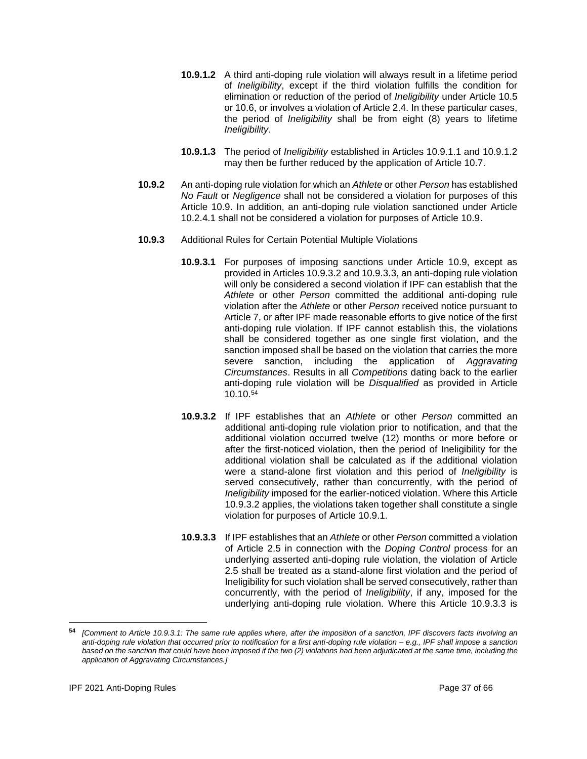**10.9.1.2** A third anti-doping rule violation will always result in a lifetime period of *Ineligibility*, except if the third violation fulfills the condition for elimination or reduction of the period of *Ineligibility* under Article 10.5 or 10.6, or involves a violation of Article 2.4. In these particular cases, the period of *Ineligibility* shall be from eight (8) years to lifetime *Ineligibility*.

**10.9.1.3** The period of *Ineligibility* established in Articles 10.9.1.1 and 10.9.1.2 may then be further reduced by the application of Article 10.7.

**10.9.2** An anti-doping rule violation for which an *Athlete* or other *Person* has established *No Fault* or *Negligence* shall not be considered a violation for purposes of this Article 10.9. In addition, an anti-doping rule violation sanctioned under Article 10.2.4.1 shall not be considered a violation for purposes of Article 10.9.

**10.9.3** Additional Rules for Certain Potential Multiple Violations

**10.9.3.1** For purposes of imposing sanctions under Article 10.9, except as provided in Articles 10.9.3.2 and 10.9.3.3, an anti-doping rule violation will only be considered a second violation if IPF can establish that the *Athlete* or other *Person* committed the additional anti-doping rule violation after the *Athlete* or other *Person* received notice pursuant to Article 7, or after IPF made reasonable efforts to give notice of the first anti-doping rule violation. If IPF cannot establish this, the violations shall be considered together as one single first violation, and the sanction imposed shall be based on the violation that carries the more severe sanction, including the application of *Aggravating Circumstances*. Results in all *Competitions* dating back to the earlier anti-doping rule violation will be *Disqualified* as provided in Article 10.10.[54]

**10.9.3.2** If IPF establishes that an *Athlete* or other *Person* committed an additional anti-doping rule violation prior to notification, and that the additional violation occurred twelve (12) months or more before or after the first-noticed violation, then the period of Ineligibility for the additional violation shall be calculated as if the additional violation were a stand-alone first violation and this period of *Ineligibility* is served consecutively, rather than concurrently, with the period of *Ineligibility* imposed for the earlier-noticed violation. Where this Article 10.9.3.2 applies, the violations taken together shall constitute a single violation for purposes of Article 10.9.1.

**10.9.3.3** If IPF establishes that an *Athlete* or other *Person* committed a violation of Article 2.5 in connection with the *Doping Control* process for an underlying asserted anti-doping rule violation, the violation of Article 2.5 shall be treated as a stand-alone first violation and the period of Ineligibility for such violation shall be served consecutively, rather than concurrently, with the period of *Ineligibility*, if any, imposed for the underlying anti-doping rule violation. Where this Article 10.9.3.3 is

---

[54] *[Comment to Article 10.9.3.1: The same rule applies where, after the imposition of a sanction, IPF discovers facts involving an anti-doping rule violation that occurred prior to notification for a first anti-doping rule violation – e.g., IPF shall impose a sanction based on the sanction that could have been imposed if the two (2) violations had been adjudicated at the same time, including the application of Aggravating Circumstances.]*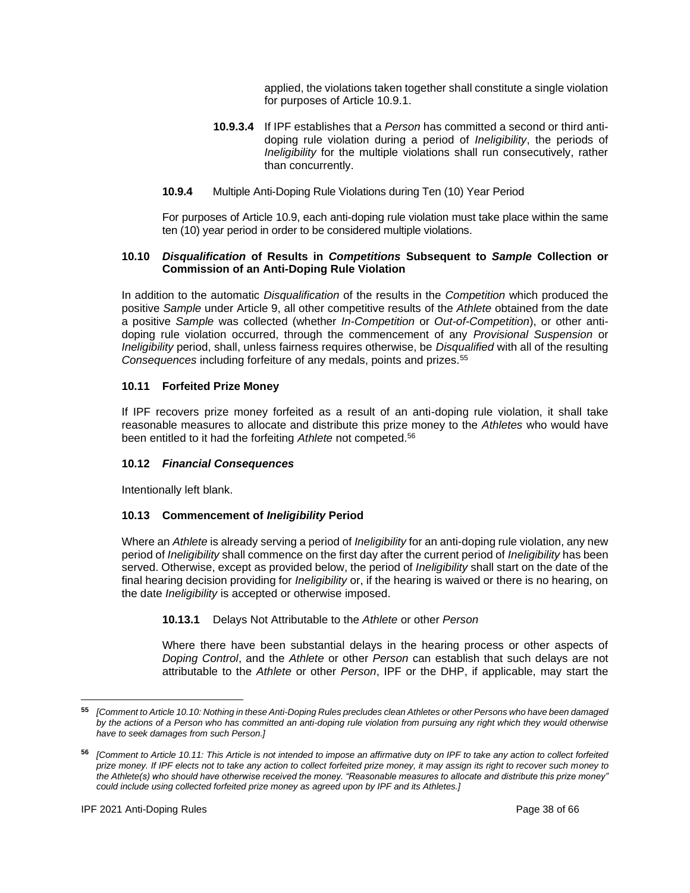applied, the violations taken together shall constitute a single violation for purposes of Article 10.9.1.

**10.9.3.4** If IPF establishes that a *Person* has committed a second or third anti-doping rule violation during a period of *Ineligibility*, the periods of *Ineligibility* for the multiple violations shall run consecutively, rather than concurrently.

**10.9.4** Multiple Anti-Doping Rule Violations during Ten (10) Year Period

For purposes of Article 10.9, each anti-doping rule violation must take place within the same ten (10) year period in order to be considered multiple violations.

### 10.10 *Disqualification* of Results in *Competitions* Subsequent to *Sample* Collection or Commission of an Anti-Doping Rule Violation

In addition to the automatic *Disqualification* of the results in the *Competition* which produced the positive *Sample* under Article 9, all other competitive results of the *Athlete* obtained from the date a positive *Sample* was collected (whether *In-Competition* or *Out-of-Competition*), or other anti-doping rule violation occurred, through the commencement of any *Provisional Suspension* or *Ineligibility* period, shall, unless fairness requires otherwise, be *Disqualified* with all of the resulting *Consequences* including forfeiture of any medals, points and prizes.[55]

### 10.11 Forfeited Prize Money

If IPF recovers prize money forfeited as a result of an anti-doping rule violation, it shall take reasonable measures to allocate and distribute this prize money to the *Athletes* who would have been entitled to it had the forfeiting *Athlete* not competed.[56]

### 10.12 *Financial Consequences*

Intentionally left blank.

### 10.13 Commencement of *Ineligibility* Period

Where an *Athlete* is already serving a period of *Ineligibility* for an anti-doping rule violation, any new period of *Ineligibility* shall commence on the first day after the current period of *Ineligibility* has been served. Otherwise, except as provided below, the period of *Ineligibility* shall start on the date of the final hearing decision providing for *Ineligibility* or, if the hearing is waived or there is no hearing, on the date *Ineligibility* is accepted or otherwise imposed.

**10.13.1** Delays Not Attributable to the *Athlete* or other *Person*

Where there have been substantial delays in the hearing process or other aspects of *Doping Control*, and the *Athlete* or other *Person* can establish that such delays are not attributable to the *Athlete* or other *Person*, IPF or the DHP, if applicable, may start the

---

[55] *[Comment to Article 10.10: Nothing in these Anti-Doping Rules precludes clean Athletes or other Persons who have been damaged by the actions of a Person who has committed an anti-doping rule violation from pursuing any right which they would otherwise have to seek damages from such Person.]*

[56] *[Comment to Article 10.11: This Article is not intended to impose an affirmative duty on IPF to take any action to collect forfeited prize money. If IPF elects not to take any action to collect forfeited prize money, it may assign its right to recover such money to the Athlete(s) who should have otherwise received the money. "Reasonable measures to allocate and distribute this prize money" could include using collected forfeited prize money as agreed upon by IPF and its Athletes.]*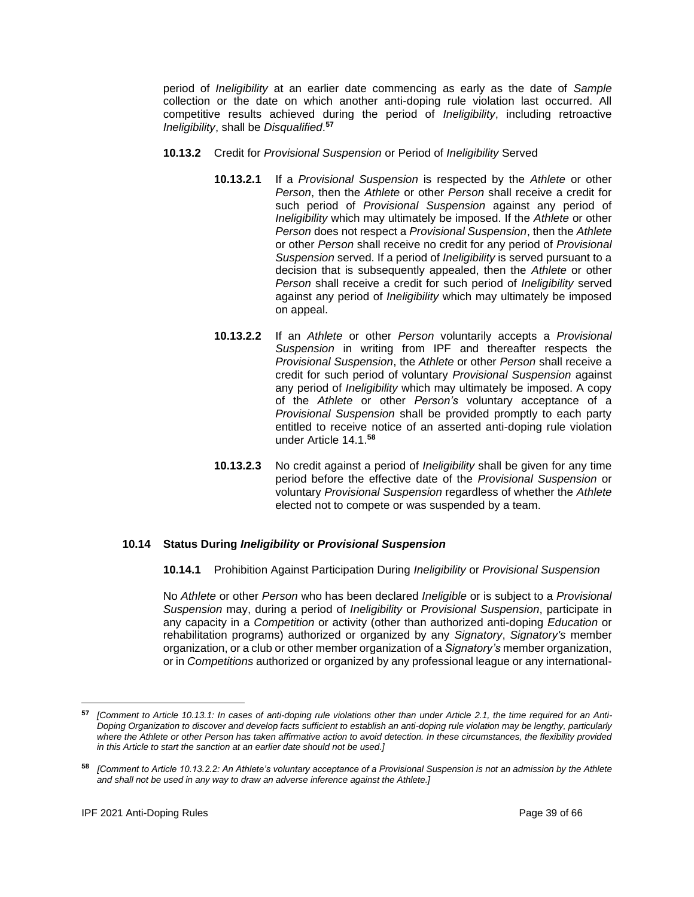period of *Ineligibility* at an earlier date commencing as early as the date of *Sample* collection or the date on which another anti-doping rule violation last occurred. All competitive results achieved during the period of *Ineligibility*, including retroactive *Ineligibility*, shall be *Disqualified*.[57]

**10.13.2** Credit for *Provisional Suspension* or Period of *Ineligibility* Served

**10.13.2.1** If a *Provisional Suspension* is respected by the *Athlete* or other *Person*, then the *Athlete* or other *Person* shall receive a credit for such period of *Provisional Suspension* against any period of *Ineligibility* which may ultimately be imposed. If the *Athlete* or other *Person* does not respect a *Provisional Suspension*, then the *Athlete* or other *Person* shall receive no credit for any period of *Provisional Suspension* served. If a period of *Ineligibility* is served pursuant to a decision that is subsequently appealed, then the *Athlete* or other *Person* shall receive a credit for such period of *Ineligibility* served against any period of *Ineligibility* which may ultimately be imposed on appeal.

**10.13.2.2** If an *Athlete* or other *Person* voluntarily accepts a *Provisional Suspension* in writing from IPF and thereafter respects the *Provisional Suspension*, the *Athlete* or other *Person* shall receive a credit for such period of voluntary *Provisional Suspension* against any period of *Ineligibility* which may ultimately be imposed. A copy of the *Athlete* or other *Person's* voluntary acceptance of a *Provisional Suspension* shall be provided promptly to each party entitled to receive notice of an asserted anti-doping rule violation under Article 14.1.[58]

**10.13.2.3** No credit against a period of *Ineligibility* shall be given for any time period before the effective date of the *Provisional Suspension* or voluntary *Provisional Suspension* regardless of whether the *Athlete* elected not to compete or was suspended by a team.

### 10.14 Status During *Ineligibility* or *Provisional Suspension*

**10.14.1** Prohibition Against Participation During *Ineligibility* or *Provisional Suspension*

No *Athlete* or other *Person* who has been declared *Ineligible* or is subject to a *Provisional Suspension* may, during a period of *Ineligibility* or *Provisional Suspension*, participate in any capacity in a *Competition* or activity (other than authorized anti-doping *Education* or rehabilitation programs) authorized or organized by any *Signatory*, *Signatory's* member organization, or a club or other member organization of a *Signatory's* member organization, or in *Competitions* authorized or organized by any professional league or any international-

---

[57] *[Comment to Article 10.13.1: In cases of anti-doping rule violations other than under Article 2.1, the time required for an Anti-Doping Organization to discover and develop facts sufficient to establish an anti-doping rule violation may be lengthy, particularly where the Athlete or other Person has taken affirmative action to avoid detection. In these circumstances, the flexibility provided in this Article to start the sanction at an earlier date should not be used.]*

[58] *[Comment to Article 10.13.2.2: An Athlete's voluntary acceptance of a Provisional Suspension is not an admission by the Athlete and shall not be used in any way to draw an adverse inference against the Athlete.]*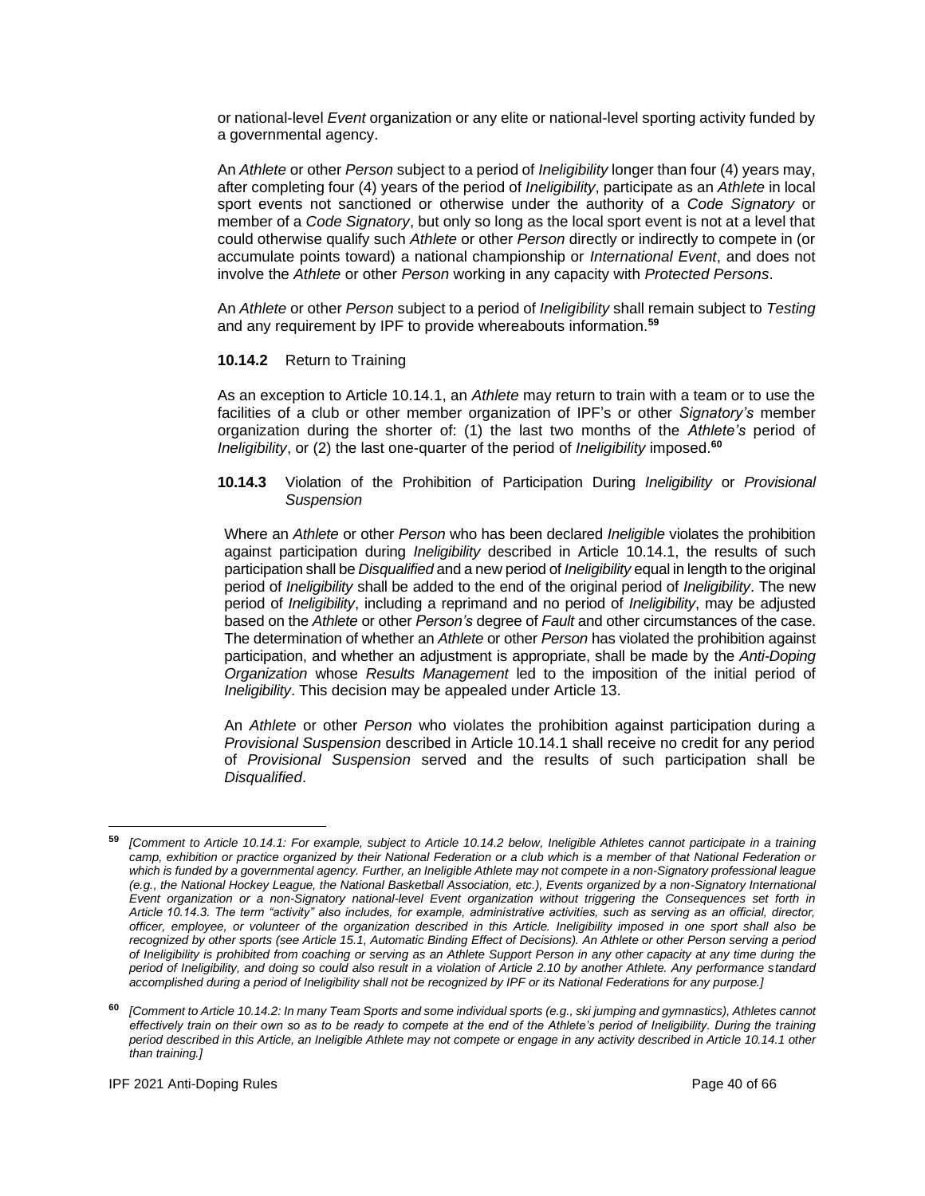or national-level *Event* organization or any elite or national-level sporting activity funded by a governmental agency.

An *Athlete* or other *Person* subject to a period of *Ineligibility* longer than four (4) years may, after completing four (4) years of the period of *Ineligibility*, participate as an *Athlete* in local sport events not sanctioned or otherwise under the authority of a *Code Signatory* or member of a *Code Signatory*, but only so long as the local sport event is not at a level that could otherwise qualify such *Athlete* or other *Person* directly or indirectly to compete in (or accumulate points toward) a national championship or *International Event*, and does not involve the *Athlete* or other *Person* working in any capacity with *Protected Persons*.

An *Athlete* or other *Person* subject to a period of *Ineligibility* shall remain subject to *Testing* and any requirement by IPF to provide whereabouts information.[59]

**10.14.2** Return to Training

As an exception to Article 10.14.1, an *Athlete* may return to train with a team or to use the facilities of a club or other member organization of IPF's or other *Signatory's* member organization during the shorter of: (1) the last two months of the *Athlete's* period of *Ineligibility*, or (2) the last one-quarter of the period of *Ineligibility* imposed.[60]

**10.14.3** Violation of the Prohibition of Participation During *Ineligibility* or *Provisional Suspension*

Where an *Athlete* or other *Person* who has been declared *Ineligible* violates the prohibition against participation during *Ineligibility* described in Article 10.14.1, the results of such participation shall be *Disqualified* and a new period of *Ineligibility* equal in length to the original period of *Ineligibility* shall be added to the end of the original period of *Ineligibility*. The new period of *Ineligibility*, including a reprimand and no period of *Ineligibility*, may be adjusted based on the *Athlete* or other *Person's* degree of *Fault* and other circumstances of the case. The determination of whether an *Athlete* or other *Person* has violated the prohibition against participation, and whether an adjustment is appropriate, shall be made by the *Anti-Doping Organization* whose *Results Management* led to the imposition of the initial period of *Ineligibility*. This decision may be appealed under Article 13.

An *Athlete* or other *Person* who violates the prohibition against participation during a *Provisional Suspension* described in Article 10.14.1 shall receive no credit for any period of *Provisional Suspension* served and the results of such participation shall be *Disqualified*.

---

[59] *[Comment to Article 10.14.1: For example, subject to Article 10.14.2 below, Ineligible Athletes cannot participate in a training camp, exhibition or practice organized by their National Federation or a club which is a member of that National Federation or which is funded by a governmental agency. Further, an Ineligible Athlete may not compete in a non-Signatory professional league (e.g., the National Hockey League, the National Basketball Association, etc.), Events organized by a non-Signatory International Event organization or a non-Signatory national-level Event organization without triggering the Consequences set forth in Article 10.14.3. The term "activity" also includes, for example, administrative activities, such as serving as an official, director, officer, employee, or volunteer of the organization described in this Article. Ineligibility imposed in one sport shall also be recognized by other sports (see Article 15.1, Automatic Binding Effect of Decisions). An Athlete or other Person serving a period of Ineligibility is prohibited from coaching or serving as an Athlete Support Person in any other capacity at any time during the period of Ineligibility, and doing so could also result in a violation of Article 2.10 by another Athlete. Any performance standard accomplished during a period of Ineligibility shall not be recognized by IPF or its National Federations for any purpose.]*

[60] *[Comment to Article 10.14.2: In many Team Sports and some individual sports (e.g., ski jumping and gymnastics), Athletes cannot effectively train on their own so as to be ready to compete at the end of the Athlete's period of Ineligibility. During the training period described in this Article, an Ineligible Athlete may not compete or engage in any activity described in Article 10.14.1 other than training.]*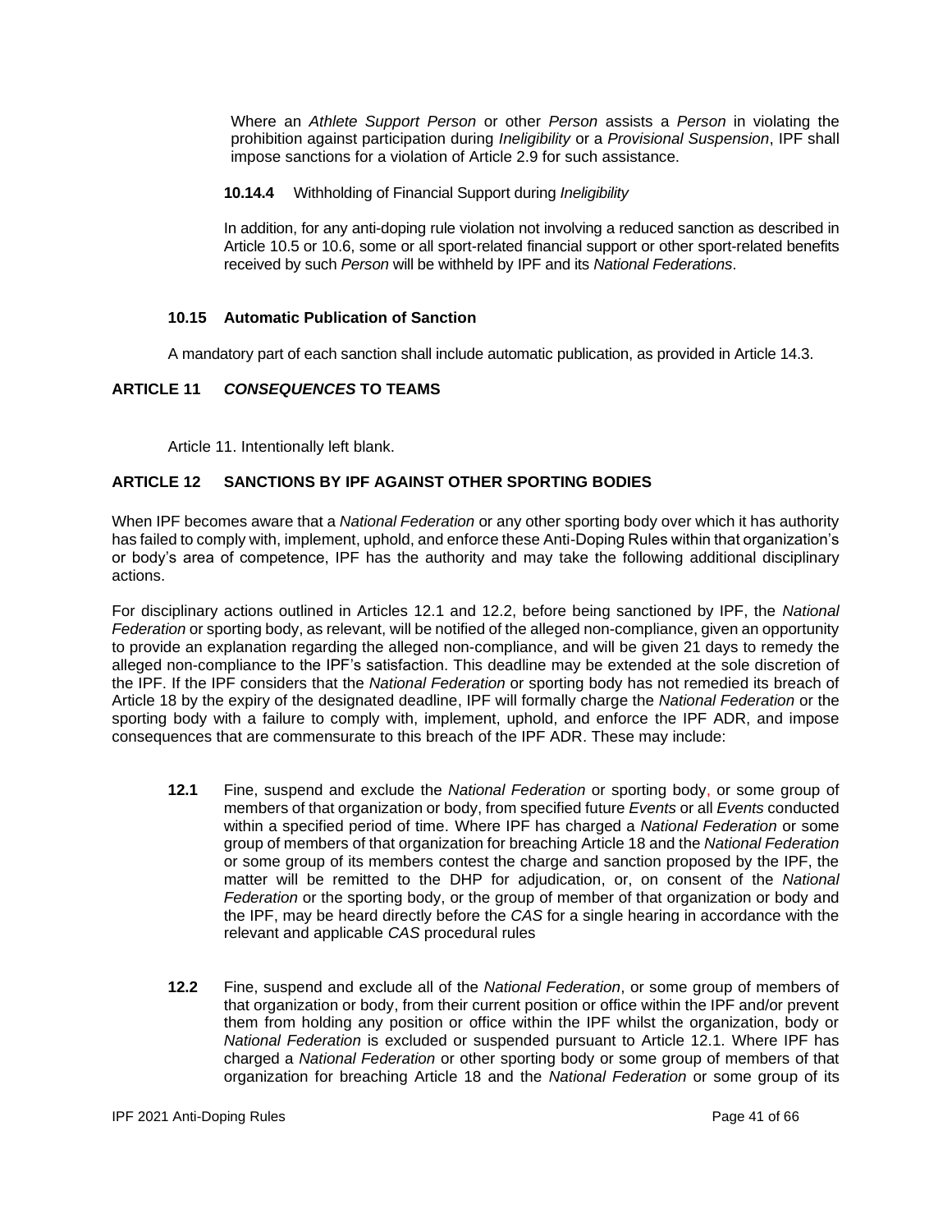Where an *Athlete Support Person* or other *Person* assists a *Person* in violating the prohibition against participation during *Ineligibility* or a *Provisional Suspension*, IPF shall impose sanctions for a violation of Article 2.9 for such assistance.

**10.14.4** Withholding of Financial Support during *Ineligibility*

In addition, for any anti-doping rule violation not involving a reduced sanction as described in Article 10.5 or 10.6, some or all sport-related financial support or other sport-related benefits received by such *Person* will be withheld by IPF and its *National Federations*.

### 10.15 Automatic Publication of Sanction

A mandatory part of each sanction shall include automatic publication, as provided in Article 14.3.

## ARTICLE 11 *CONSEQUENCES* TO TEAMS

Article 11. Intentionally left blank.

## ARTICLE 12 SANCTIONS BY IPF AGAINST OTHER SPORTING BODIES

When IPF becomes aware that a *National Federation* or any other sporting body over which it has authority has failed to comply with, implement, uphold, and enforce these Anti-Doping Rules within that organization's or body's area of competence, IPF has the authority and may take the following additional disciplinary actions.

For disciplinary actions outlined in Articles 12.1 and 12.2, before being sanctioned by IPF, the *National Federation* or sporting body, as relevant, will be notified of the alleged non-compliance, given an opportunity to provide an explanation regarding the alleged non-compliance, and will be given 21 days to remedy the alleged non-compliance to the IPF's satisfaction. This deadline may be extended at the sole discretion of the IPF. If the IPF considers that the *National Federation* or sporting body has not remedied its breach of Article 18 by the expiry of the designated deadline, IPF will formally charge the *National Federation* or the sporting body with a failure to comply with, implement, uphold, and enforce the IPF ADR, and impose consequences that are commensurate to this breach of the IPF ADR. These may include:

**12.1** Fine, suspend and exclude the *National Federation* or sporting body, or some group of members of that organization or body, from specified future *Events* or all *Events* conducted within a specified period of time. Where IPF has charged a *National Federation* or some group of members of that organization for breaching Article 18 and the *National Federation* or some group of its members contest the charge and sanction proposed by the IPF, the matter will be remitted to the DHP for adjudication, or, on consent of the *National Federation* or the sporting body, or the group of member of that organization or body and the IPF, may be heard directly before the *CAS* for a single hearing in accordance with the relevant and applicable *CAS* procedural rules

**12.2** Fine, suspend and exclude all of the *National Federation*, or some group of members of that organization or body, from their current position or office within the IPF and/or prevent them from holding any position or office within the IPF whilst the organization, body or *National Federation* is excluded or suspended pursuant to Article 12.1. Where IPF has charged a *National Federation* or other sporting body or some group of members of that organization for breaching Article 18 and the *National Federation* or some group of its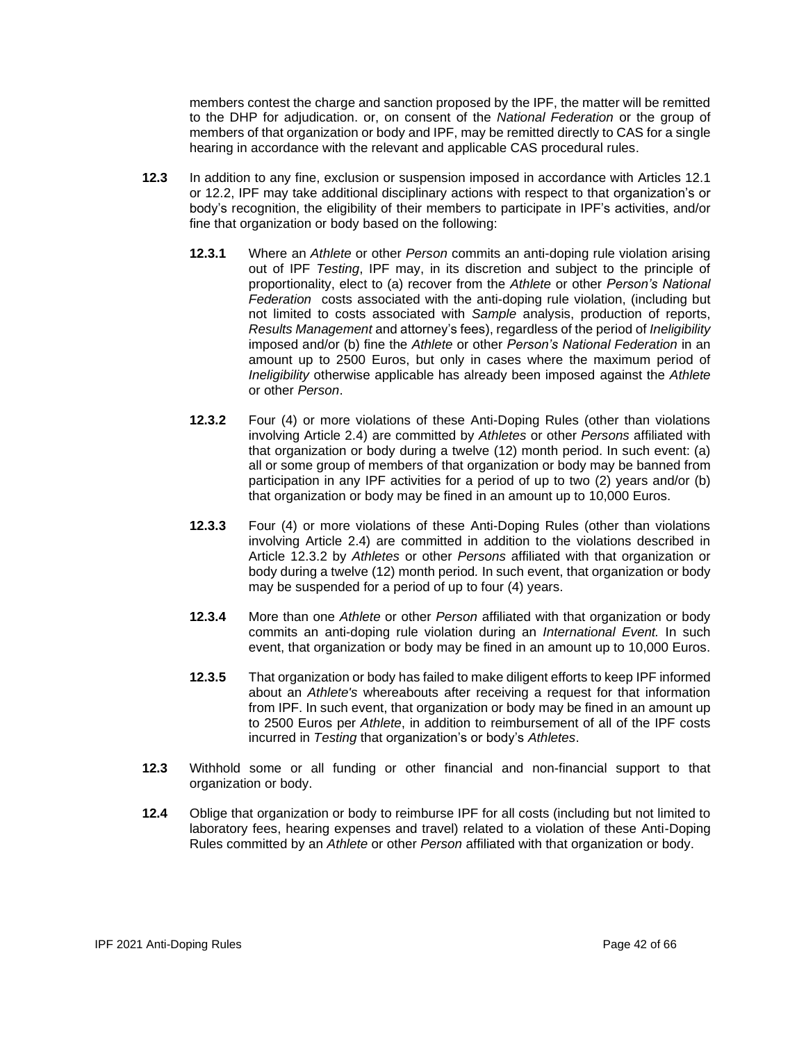members contest the charge and sanction proposed by the IPF, the matter will be remitted to the DHP for adjudication. or, on consent of the *National Federation* or the group of members of that organization or body and IPF, may be remitted directly to CAS for a single hearing in accordance with the relevant and applicable CAS procedural rules.

**12.3** In addition to any fine, exclusion or suspension imposed in accordance with Articles 12.1 or 12.2, IPF may take additional disciplinary actions with respect to that organization's or body's recognition, the eligibility of their members to participate in IPF's activities, and/or fine that organization or body based on the following:

**12.3.1** Where an *Athlete* or other *Person* commits an anti-doping rule violation arising out of IPF *Testing*, IPF may, in its discretion and subject to the principle of proportionality, elect to (a) recover from the *Athlete* or other *Person's National Federation* costs associated with the anti-doping rule violation, (including but not limited to costs associated with *Sample* analysis, production of reports, *Results Management* and attorney's fees), regardless of the period of *Ineligibility* imposed and/or (b) fine the *Athlete* or other *Person's National Federation* in an amount up to 2500 Euros, but only in cases where the maximum period of *Ineligibility* otherwise applicable has already been imposed against the *Athlete* or other *Person*.

**12.3.2** Four (4) or more violations of these Anti-Doping Rules (other than violations involving Article 2.4) are committed by *Athletes* or other *Persons* affiliated with that organization or body during a twelve (12) month period. In such event: (a) all or some group of members of that organization or body may be banned from participation in any IPF activities for a period of up to two (2) years and/or (b) that organization or body may be fined in an amount up to 10,000 Euros.

**12.3.3** Four (4) or more violations of these Anti-Doping Rules (other than violations involving Article 2.4) are committed in addition to the violations described in Article 12.3.2 by *Athletes* or other *Persons* affiliated with that organization or body during a twelve (12) month period*.* In such event, that organization or body may be suspended for a period of up to four (4) years.

**12.3.4** More than one *Athlete* or other *Person* affiliated with that organization or body commits an anti-doping rule violation during an *International Event.* In such event, that organization or body may be fined in an amount up to 10,000 Euros.

**12.3.5** That organization or body has failed to make diligent efforts to keep IPF informed about an *Athlete's* whereabouts after receiving a request for that information from IPF. In such event, that organization or body may be fined in an amount up to 2500 Euros per *Athlete*, in addition to reimbursement of all of the IPF costs incurred in *Testing* that organization's or body's *Athletes*.

**12.3** Withhold some or all funding or other financial and non-financial support to that organization or body.

**12.4** Oblige that organization or body to reimburse IPF for all costs (including but not limited to laboratory fees, hearing expenses and travel) related to a violation of these Anti-Doping Rules committed by an *Athlete* or other *Person* affiliated with that organization or body.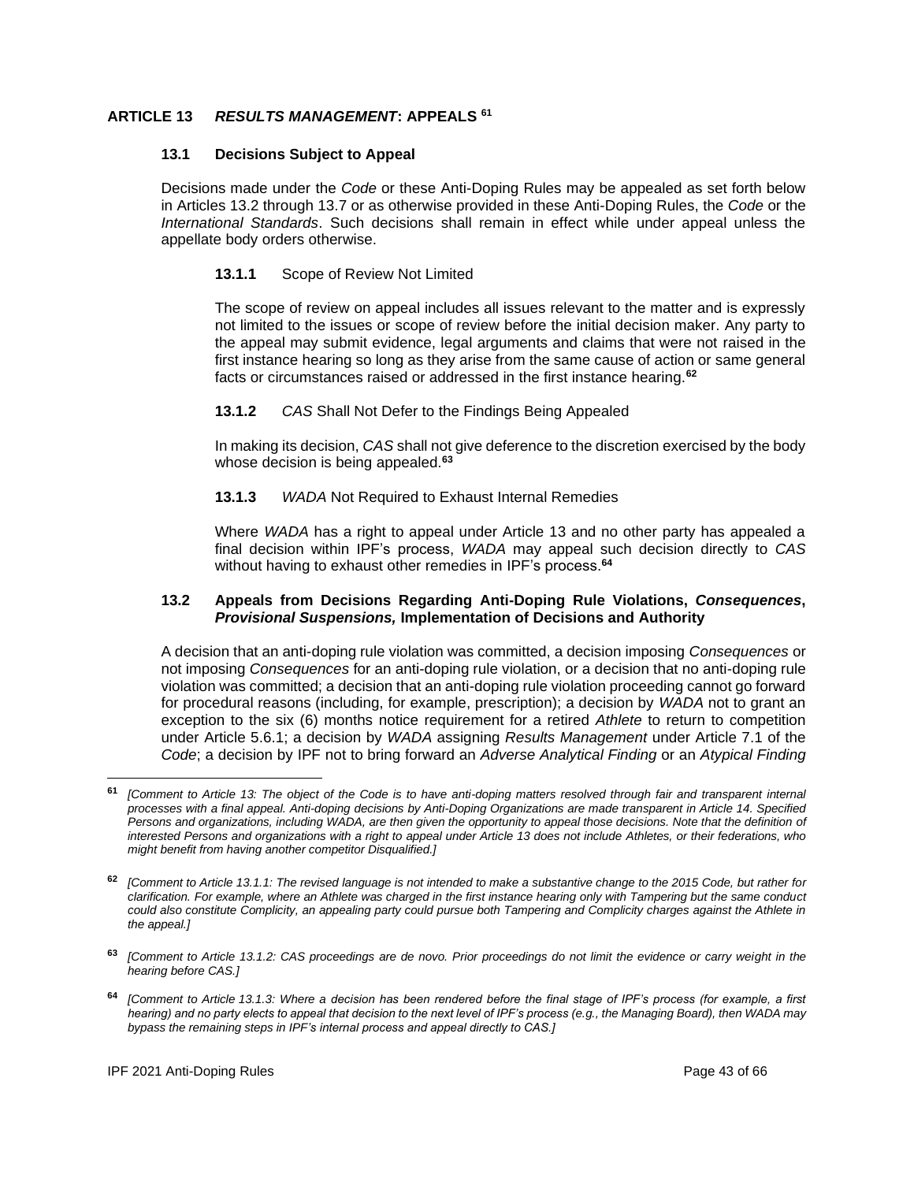## ARTICLE 13 *RESULTS MANAGEMENT*: APPEALS [61]

### 13.1 Decisions Subject to Appeal

Decisions made under the *Code* or these Anti-Doping Rules may be appealed as set forth below in Articles 13.2 through 13.7 or as otherwise provided in these Anti-Doping Rules, the *Code* or the *International Standards*. Such decisions shall remain in effect while under appeal unless the appellate body orders otherwise.

**13.1.1** Scope of Review Not Limited

The scope of review on appeal includes all issues relevant to the matter and is expressly not limited to the issues or scope of review before the initial decision maker. Any party to the appeal may submit evidence, legal arguments and claims that were not raised in the first instance hearing so long as they arise from the same cause of action or same general facts or circumstances raised or addressed in the first instance hearing.[62]

**13.1.2** *CAS* Shall Not Defer to the Findings Being Appealed

In making its decision, *CAS* shall not give deference to the discretion exercised by the body whose decision is being appealed.[63]

**13.1.3** *WADA* Not Required to Exhaust Internal Remedies

Where *WADA* has a right to appeal under Article 13 and no other party has appealed a final decision within IPF's process, *WADA* may appeal such decision directly to *CAS* without having to exhaust other remedies in IPF's process.[64]

### 13.2 Appeals from Decisions Regarding Anti-Doping Rule Violations, *Consequences*, *Provisional Suspensions,* Implementation of Decisions and Authority

A decision that an anti-doping rule violation was committed, a decision imposing *Consequences* or not imposing *Consequences* for an anti-doping rule violation, or a decision that no anti-doping rule violation was committed; a decision that an anti-doping rule violation proceeding cannot go forward for procedural reasons (including, for example, prescription); a decision by *WADA* not to grant an exception to the six (6) months notice requirement for a retired *Athlete* to return to competition under Article 5.6.1; a decision by *WADA* assigning *Results Management* under Article 7.1 of the *Code*; a decision by IPF not to bring forward an *Adverse Analytical Finding* or an *Atypical Finding*

---

[61] *[Comment to Article 13: The object of the Code is to have anti-doping matters resolved through fair and transparent internal processes with a final appeal. Anti-doping decisions by Anti-Doping Organizations are made transparent in Article 14. Specified Persons and organizations, including WADA, are then given the opportunity to appeal those decisions. Note that the definition of interested Persons and organizations with a right to appeal under Article 13 does not include Athletes, or their federations, who might benefit from having another competitor Disqualified.]*

[62] *[Comment to Article 13.1.1: The revised language is not intended to make a substantive change to the 2015 Code, but rather for clarification. For example, where an Athlete was charged in the first instance hearing only with Tampering but the same conduct could also constitute Complicity, an appealing party could pursue both Tampering and Complicity charges against the Athlete in the appeal.]*

[63] *[Comment to Article 13.1.2: CAS proceedings are de novo. Prior proceedings do not limit the evidence or carry weight in the hearing before CAS.]*

[64] *[Comment to Article 13.1.3: Where a decision has been rendered before the final stage of IPF's process (for example, a first hearing) and no party elects to appeal that decision to the next level of IPF's process (e.g., the Managing Board), then WADA may bypass the remaining steps in IPF's internal process and appeal directly to CAS.]*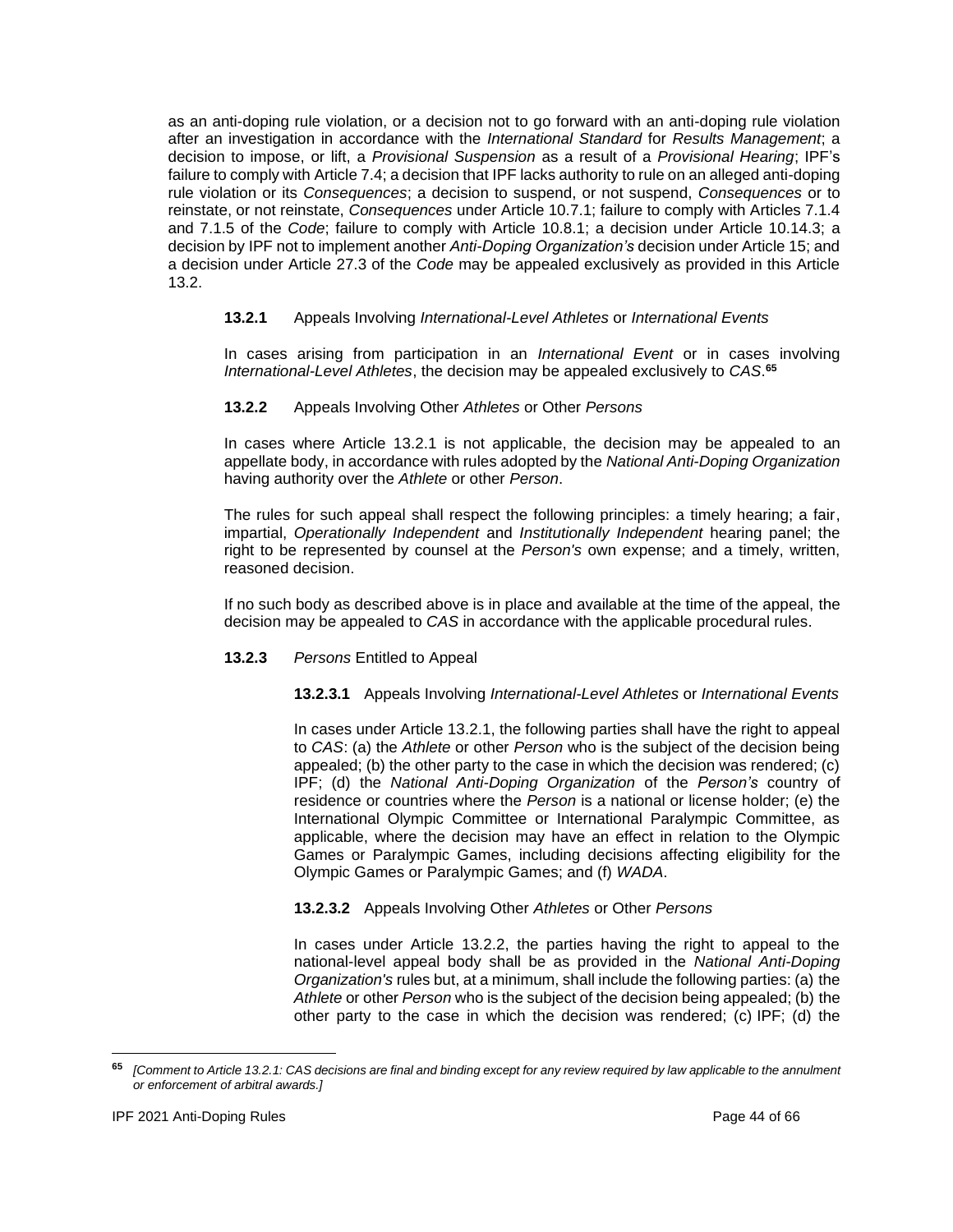as an anti-doping rule violation, or a decision not to go forward with an anti-doping rule violation after an investigation in accordance with the *International Standard* for *Results Management*; a decision to impose, or lift, a *Provisional Suspension* as a result of a *Provisional Hearing*; IPF's failure to comply with Article 7.4; a decision that IPF lacks authority to rule on an alleged anti-doping rule violation or its *Consequences*; a decision to suspend, or not suspend, *Consequences* or to reinstate, or not reinstate, *Consequences* under Article 10.7.1; failure to comply with Articles 7.1.4 and 7.1.5 of the *Code*; failure to comply with Article 10.8.1; a decision under Article 10.14.3; a decision by IPF not to implement another *Anti-Doping Organization's* decision under Article 15; and a decision under Article 27.3 of the *Code* may be appealed exclusively as provided in this Article 13.2.

**13.2.1** Appeals Involving *International-Level Athletes* or *International Events*

In cases arising from participation in an *International Event* or in cases involving *International-Level Athletes*, the decision may be appealed exclusively to *CAS*.[65]

**13.2.2** Appeals Involving Other *Athletes* or Other *Persons*

In cases where Article 13.2.1 is not applicable, the decision may be appealed to an appellate body, in accordance with rules adopted by the *National Anti-Doping Organization* having authority over the *Athlete* or other *Person*.

The rules for such appeal shall respect the following principles: a timely hearing; a fair, impartial, *Operationally Independent* and *Institutionally Independent* hearing panel; the right to be represented by counsel at the *Person's* own expense; and a timely, written, reasoned decision.

If no such body as described above is in place and available at the time of the appeal, the decision may be appealed to *CAS* in accordance with the applicable procedural rules.

**13.2.3** *Persons* Entitled to Appeal

**13.2.3.1** Appeals Involving *International-Level Athletes* or *International Events*

In cases under Article 13.2.1, the following parties shall have the right to appeal to *CAS*: (a) the *Athlete* or other *Person* who is the subject of the decision being appealed; (b) the other party to the case in which the decision was rendered; (c) IPF; (d) the *National Anti-Doping Organization* of the *Person's* country of residence or countries where the *Person* is a national or license holder; (e) the International Olympic Committee or International Paralympic Committee, as applicable, where the decision may have an effect in relation to the Olympic Games or Paralympic Games, including decisions affecting eligibility for the Olympic Games or Paralympic Games; and (f) *WADA*.

**13.2.3.2** Appeals Involving Other *Athletes* or Other *Persons*

In cases under Article 13.2.2, the parties having the right to appeal to the national-level appeal body shall be as provided in the *National Anti-Doping Organization's* rules but, at a minimum, shall include the following parties: (a) the *Athlete* or other *Person* who is the subject of the decision being appealed; (b) the other party to the case in which the decision was rendered; (c) IPF; (d) the

---

[65] *[Comment to Article 13.2.1: CAS decisions are final and binding except for any review required by law applicable to the annulment or enforcement of arbitral awards.]*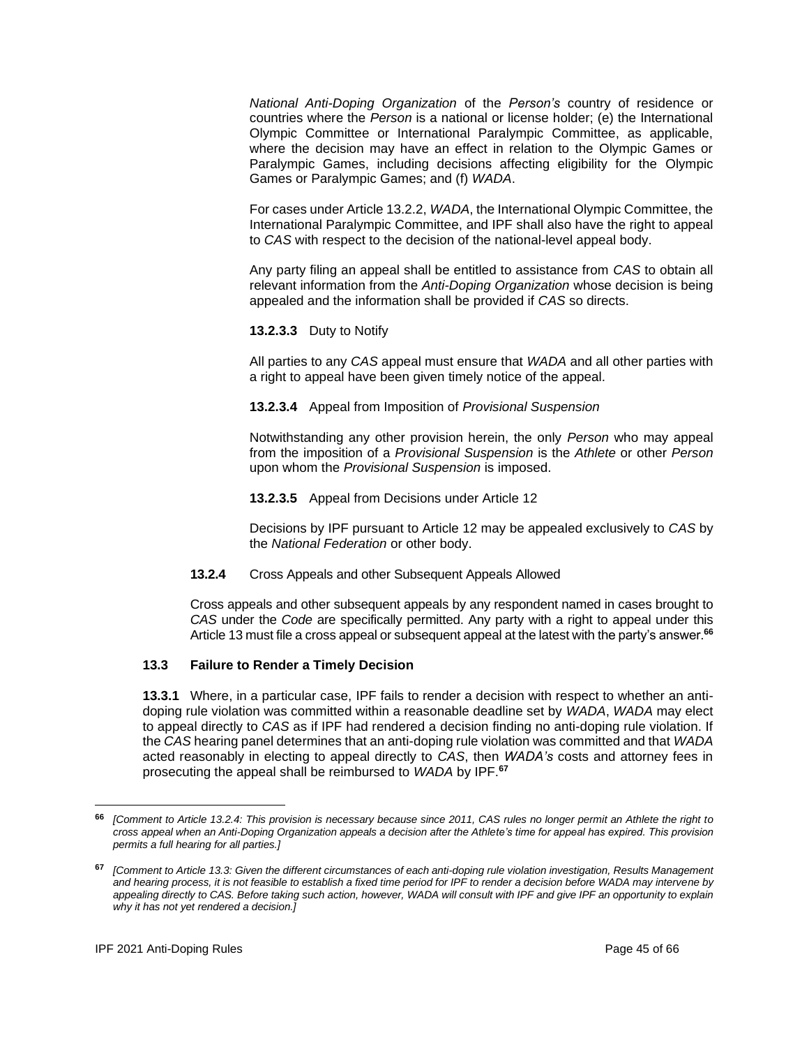*National Anti-Doping Organization* of the *Person's* country of residence or countries where the *Person* is a national or license holder; (e) the International Olympic Committee or International Paralympic Committee, as applicable, where the decision may have an effect in relation to the Olympic Games or Paralympic Games, including decisions affecting eligibility for the Olympic Games or Paralympic Games; and (f) *WADA*.

For cases under Article 13.2.2, *WADA*, the International Olympic Committee, the International Paralympic Committee, and IPF shall also have the right to appeal to *CAS* with respect to the decision of the national-level appeal body.

Any party filing an appeal shall be entitled to assistance from *CAS* to obtain all relevant information from the *Anti-Doping Organization* whose decision is being appealed and the information shall be provided if *CAS* so directs.

**13.2.3.3** Duty to Notify

All parties to any *CAS* appeal must ensure that *WADA* and all other parties with a right to appeal have been given timely notice of the appeal.

**13.2.3.4** Appeal from Imposition of *Provisional Suspension*

Notwithstanding any other provision herein, the only *Person* who may appeal from the imposition of a *Provisional Suspension* is the *Athlete* or other *Person* upon whom the *Provisional Suspension* is imposed.

**13.2.3.5** Appeal from Decisions under Article 12

Decisions by IPF pursuant to Article 12 may be appealed exclusively to *CAS* by the *National Federation* or other body.

**13.2.4** Cross Appeals and other Subsequent Appeals Allowed

Cross appeals and other subsequent appeals by any respondent named in cases brought to *CAS* under the *Code* are specifically permitted. Any party with a right to appeal under this Article 13 must file a cross appeal or subsequent appeal at the latest with the party's answer.[66]

### 13.3 Failure to Render a Timely Decision

**13.3.1** Where, in a particular case, IPF fails to render a decision with respect to whether an anti-doping rule violation was committed within a reasonable deadline set by *WADA*, *WADA* may elect to appeal directly to *CAS* as if IPF had rendered a decision finding no anti-doping rule violation. If the *CAS* hearing panel determines that an anti-doping rule violation was committed and that *WADA* acted reasonably in electing to appeal directly to *CAS*, then *WADA's* costs and attorney fees in prosecuting the appeal shall be reimbursed to *WADA* by IPF.[67]

---

[66] *[Comment to Article 13.2.4: This provision is necessary because since 2011, CAS rules no longer permit an Athlete the right to cross appeal when an Anti-Doping Organization appeals a decision after the Athlete's time for appeal has expired. This provision permits a full hearing for all parties.]*

[67] *[Comment to Article 13.3: Given the different circumstances of each anti-doping rule violation investigation, Results Management and hearing process, it is not feasible to establish a fixed time period for IPF to render a decision before WADA may intervene by appealing directly to CAS. Before taking such action, however, WADA will consult with IPF and give IPF an opportunity to explain why it has not yet rendered a decision.]*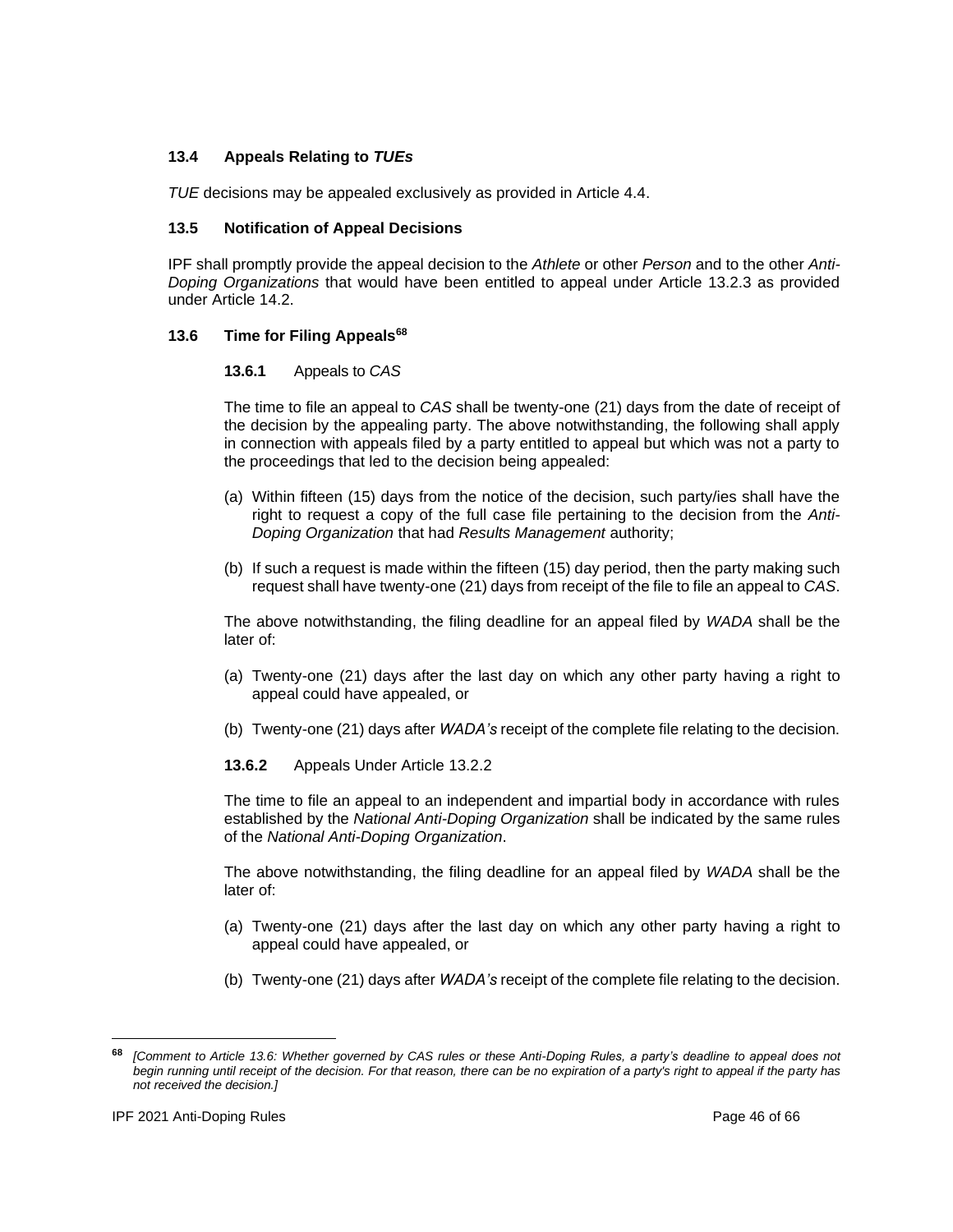### 13.4 Appeals Relating to *TUEs*

*TUE* decisions may be appealed exclusively as provided in Article 4.4.

### 13.5 Notification of Appeal Decisions

IPF shall promptly provide the appeal decision to the *Athlete* or other *Person* and to the other *Anti-Doping Organizations* that would have been entitled to appeal under Article 13.2.3 as provided under Article 14.2.

### 13.6 Time for Filing Appeals[68]

**13.6.1** Appeals to *CAS*

The time to file an appeal to *CAS* shall be twenty-one (21) days from the date of receipt of the decision by the appealing party. The above notwithstanding, the following shall apply in connection with appeals filed by a party entitled to appeal but which was not a party to the proceedings that led to the decision being appealed:

(a) Within fifteen (15) days from the notice of the decision, such party/ies shall have the right to request a copy of the full case file pertaining to the decision from the *Anti-Doping Organization* that had *Results Management* authority;

(b) If such a request is made within the fifteen (15) day period, then the party making such request shall have twenty-one (21) days from receipt of the file to file an appeal to *CAS*.

The above notwithstanding, the filing deadline for an appeal filed by *WADA* shall be the later of:

(a) Twenty-one (21) days after the last day on which any other party having a right to appeal could have appealed, or

(b) Twenty-one (21) days after *WADA's* receipt of the complete file relating to the decision.

**13.6.2** Appeals Under Article 13.2.2

The time to file an appeal to an independent and impartial body in accordance with rules established by the *National Anti-Doping Organization* shall be indicated by the same rules of the *National Anti-Doping Organization*.

The above notwithstanding, the filing deadline for an appeal filed by *WADA* shall be the later of:

(a) Twenty-one (21) days after the last day on which any other party having a right to appeal could have appealed, or

(b) Twenty-one (21) days after *WADA's* receipt of the complete file relating to the decision.

---

[68] *[Comment to Article 13.6: Whether governed by CAS rules or these Anti-Doping Rules, a party's deadline to appeal does not begin running until receipt of the decision. For that reason, there can be no expiration of a party's right to appeal if the party has not received the decision.]*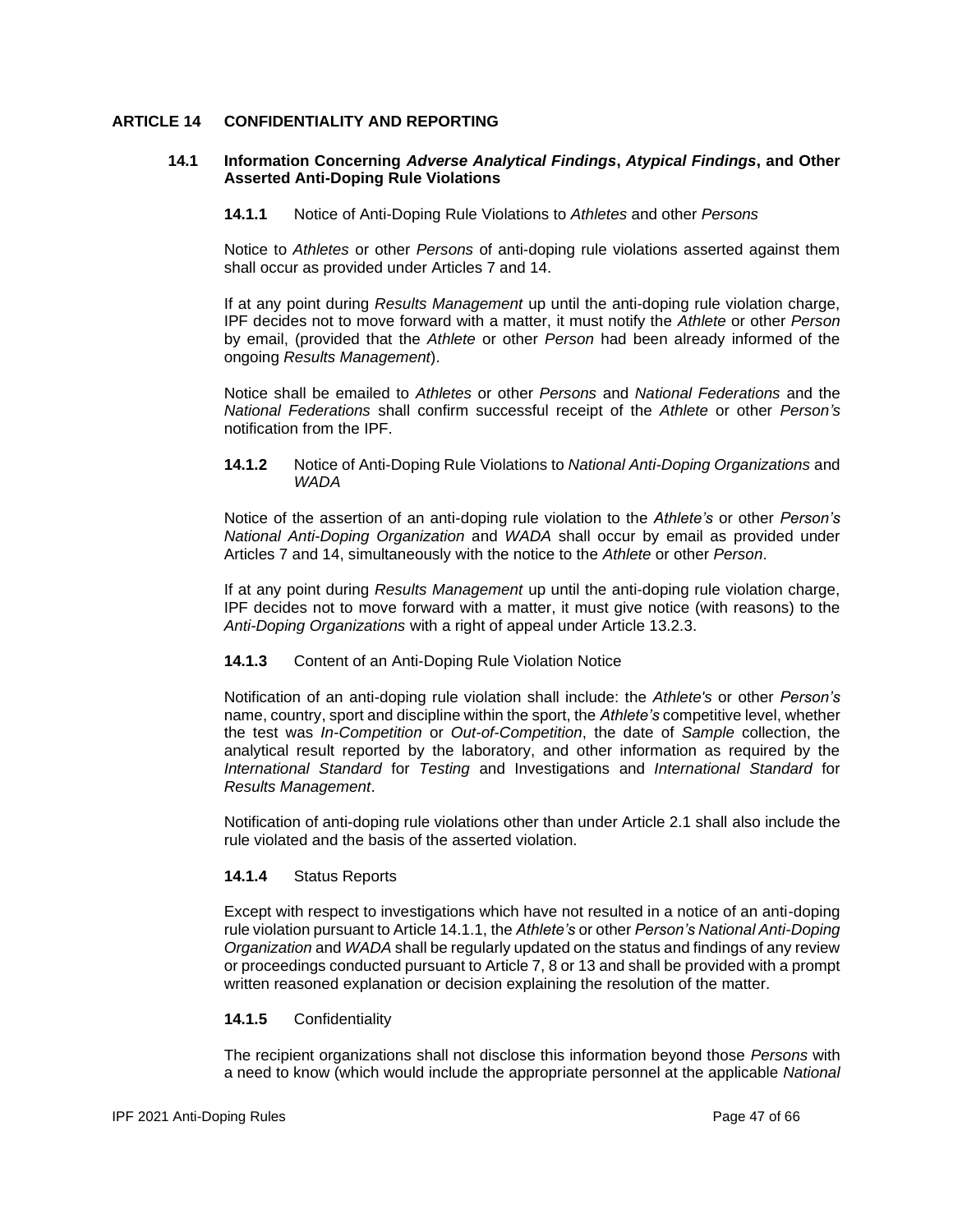# ARTICLE 14 CONFIDENTIALITY AND REPORTING

## 14.1 Information Concerning *Adverse Analytical Findings*, *Atypical Findings*, and Other Asserted Anti-Doping Rule Violations

### 14.1.1 Notice of Anti-Doping Rule Violations to *Athletes* and other *Persons*

Notice to *Athletes* or other *Persons* of anti-doping rule violations asserted against them shall occur as provided under Articles 7 and 14.

If at any point during *Results Management* up until the anti-doping rule violation charge, IPF decides not to move forward with a matter, it must notify the *Athlete* or other *Person* by email, (provided that the *Athlete* or other *Person* had been already informed of the ongoing *Results Management*).

Notice shall be emailed to *Athletes* or other *Persons* and *National Federations* and the *National Federations* shall confirm successful receipt of the *Athlete* or other *Person's* notification from the IPF.

### 14.1.2 Notice of Anti-Doping Rule Violations to *National Anti-Doping Organizations* and *WADA*

Notice of the assertion of an anti-doping rule violation to the *Athlete's* or other *Person's National Anti-Doping Organization* and *WADA* shall occur by email as provided under Articles 7 and 14, simultaneously with the notice to the *Athlete* or other *Person*.

If at any point during *Results Management* up until the anti-doping rule violation charge, IPF decides not to move forward with a matter, it must give notice (with reasons) to the *Anti-Doping Organizations* with a right of appeal under Article 13.2.3.

### 14.1.3 Content of an Anti-Doping Rule Violation Notice

Notification of an anti-doping rule violation shall include: the *Athlete's* or other *Person's* name, country, sport and discipline within the sport, the *Athlete's* competitive level, whether the test was *In-Competition* or *Out-of-Competition*, the date of *Sample* collection, the analytical result reported by the laboratory, and other information as required by the *International Standard* for *Testing* and Investigations and *International Standard* for *Results Management*.

Notification of anti-doping rule violations other than under Article 2.1 shall also include the rule violated and the basis of the asserted violation.

### 14.1.4 Status Reports

Except with respect to investigations which have not resulted in a notice of an anti-doping rule violation pursuant to Article 14.1.1, the *Athlete's* or other *Person's National Anti-Doping Organization* and *WADA* shall be regularly updated on the status and findings of any review or proceedings conducted pursuant to Article 7, 8 or 13 and shall be provided with a prompt written reasoned explanation or decision explaining the resolution of the matter.

### 14.1.5 Confidentiality

The recipient organizations shall not disclose this information beyond those *Persons* with a need to know (which would include the appropriate personnel at the applicable *National*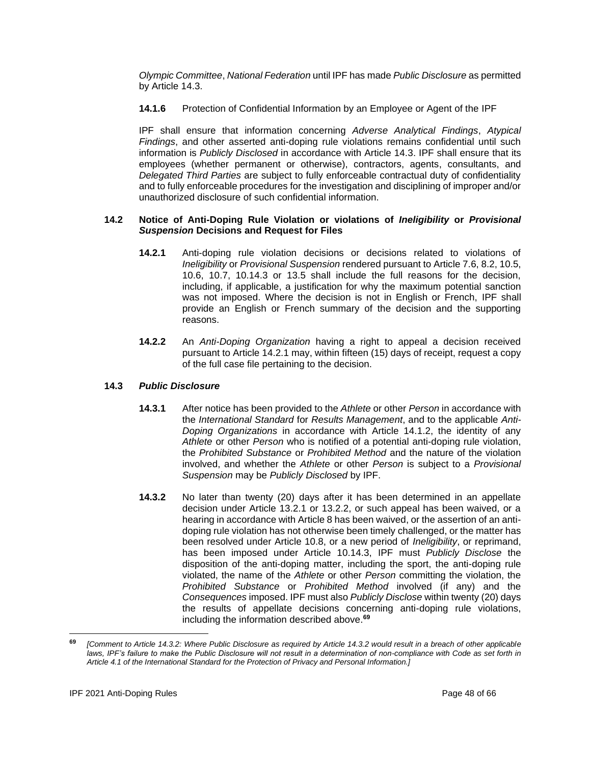*Olympic Committee*, *National Federation* until IPF has made *Public Disclosure* as permitted by Article 14.3.

**14.1.6** Protection of Confidential Information by an Employee or Agent of the IPF

IPF shall ensure that information concerning *Adverse Analytical Findings*, *Atypical Findings*, and other asserted anti-doping rule violations remains confidential until such information is *Publicly Disclosed* in accordance with Article 14.3. IPF shall ensure that its employees (whether permanent or otherwise), contractors, agents, consultants, and *Delegated Third Parties* are subject to fully enforceable contractual duty of confidentiality and to fully enforceable procedures for the investigation and disciplining of improper and/or unauthorized disclosure of such confidential information.

### 14.2 Notice of Anti-Doping Rule Violation or violations of *Ineligibility* or *Provisional Suspension* Decisions and Request for Files

**14.2.1** Anti-doping rule violation decisions or decisions related to violations of *Ineligibility* or *Provisional Suspension* rendered pursuant to Article 7.6, 8.2, 10.5, 10.6, 10.7, 10.14.3 or 13.5 shall include the full reasons for the decision, including, if applicable, a justification for why the maximum potential sanction was not imposed. Where the decision is not in English or French, IPF shall provide an English or French summary of the decision and the supporting reasons.

**14.2.2** An *Anti-Doping Organization* having a right to appeal a decision received pursuant to Article 14.2.1 may, within fifteen (15) days of receipt, request a copy of the full case file pertaining to the decision.

### 14.3 *Public Disclosure*

**14.3.1** After notice has been provided to the *Athlete* or other *Person* in accordance with the *International Standard* for *Results Management*, and to the applicable *Anti-Doping Organizations* in accordance with Article 14.1.2, the identity of any *Athlete* or other *Person* who is notified of a potential anti-doping rule violation, the *Prohibited Substance* or *Prohibited Method* and the nature of the violation involved, and whether the *Athlete* or other *Person* is subject to a *Provisional Suspension* may be *Publicly Disclosed* by IPF.

**14.3.2** No later than twenty (20) days after it has been determined in an appellate decision under Article 13.2.1 or 13.2.2, or such appeal has been waived, or a hearing in accordance with Article 8 has been waived, or the assertion of an anti-doping rule violation has not otherwise been timely challenged, or the matter has been resolved under Article 10.8, or a new period of *Ineligibility*, or reprimand, has been imposed under Article 10.14.3, IPF must *Publicly Disclose* the disposition of the anti-doping matter, including the sport, the anti-doping rule violated, the name of the *Athlete* or other *Person* committing the violation, the *Prohibited Substance* or *Prohibited Method* involved (if any) and the *Consequences* imposed. IPF must also *Publicly Disclose* within twenty (20) days the results of appellate decisions concerning anti-doping rule violations, including the information described above.[69]

---

[69] *[Comment to Article 14.3.2: Where Public Disclosure as required by Article 14.3.2 would result in a breach of other applicable laws, IPF's failure to make the Public Disclosure will not result in a determination of non-compliance with Code as set forth in Article 4.1 of the International Standard for the Protection of Privacy and Personal Information.]*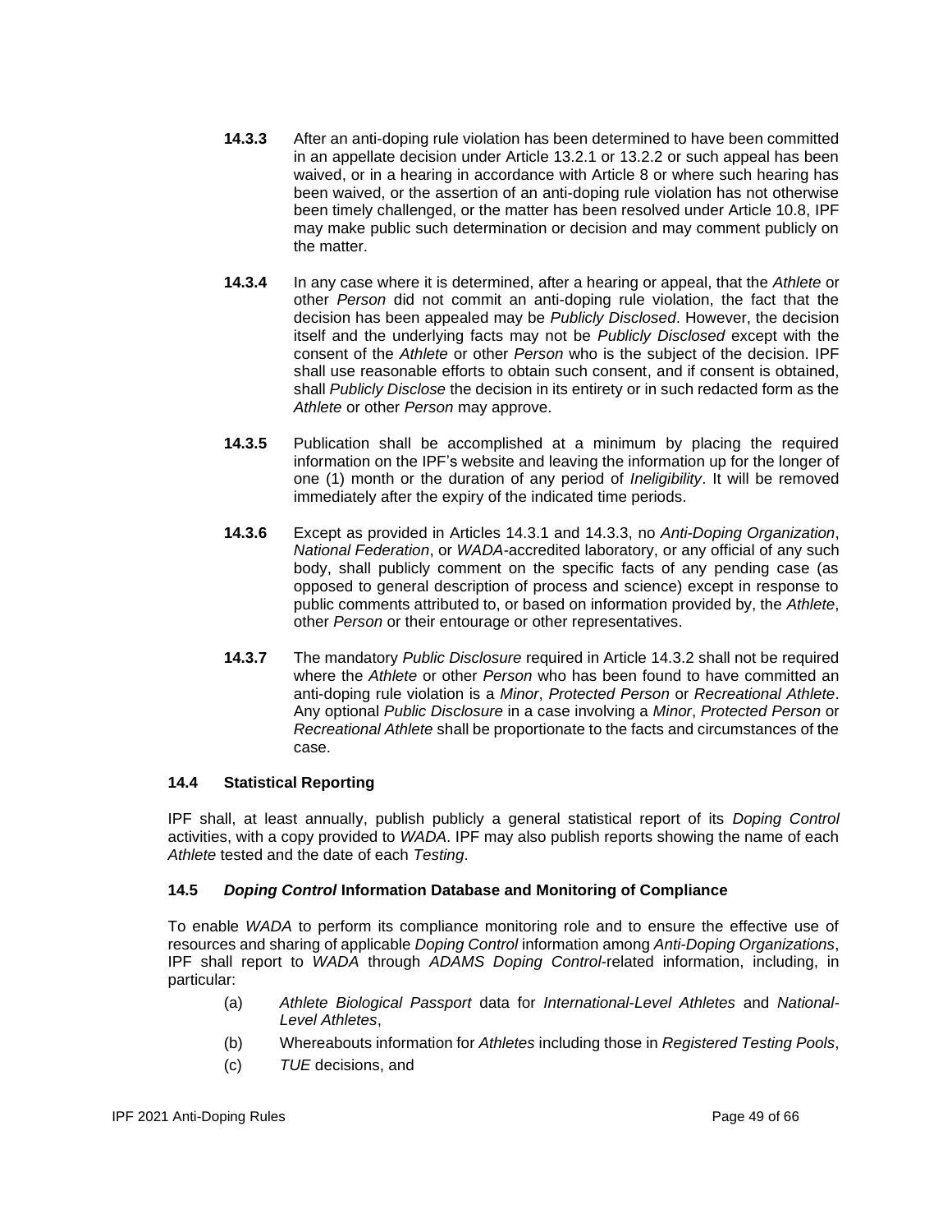**14.3.3** After an anti-doping rule violation has been determined to have been committed in an appellate decision under Article 13.2.1 or 13.2.2 or such appeal has been waived, or in a hearing in accordance with Article 8 or where such hearing has been waived, or the assertion of an anti-doping rule violation has not otherwise been timely challenged, or the matter has been resolved under Article 10.8, IPF may make public such determination or decision and may comment publicly on the matter.

**14.3.4** In any case where it is determined, after a hearing or appeal, that the *Athlete* or other *Person* did not commit an anti-doping rule violation, the fact that the decision has been appealed may be *Publicly Disclosed*. However, the decision itself and the underlying facts may not be *Publicly Disclosed* except with the consent of the *Athlete* or other *Person* who is the subject of the decision. IPF shall use reasonable efforts to obtain such consent, and if consent is obtained, shall *Publicly Disclose* the decision in its entirety or in such redacted form as the *Athlete* or other *Person* may approve.

**14.3.5** Publication shall be accomplished at a minimum by placing the required information on the IPF's website and leaving the information up for the longer of one (1) month or the duration of any period of *Ineligibility*. It will be removed immediately after the expiry of the indicated time periods.

**14.3.6** Except as provided in Articles 14.3.1 and 14.3.3, no *Anti-Doping Organization*, *National Federation*, or *WADA*-accredited laboratory, or any official of any such body, shall publicly comment on the specific facts of any pending case (as opposed to general description of process and science) except in response to public comments attributed to, or based on information provided by, the *Athlete*, other *Person* or their entourage or other representatives.

**14.3.7** The mandatory *Public Disclosure* required in Article 14.3.2 shall not be required where the *Athlete* or other *Person* who has been found to have committed an anti-doping rule violation is a *Minor*, *Protected Person* or *Recreational Athlete*. Any optional *Public Disclosure* in a case involving a *Minor*, *Protected Person* or *Recreational Athlete* shall be proportionate to the facts and circumstances of the case.

### 14.4 Statistical Reporting

IPF shall, at least annually, publish publicly a general statistical report of its *Doping Control* activities, with a copy provided to *WADA*. IPF may also publish reports showing the name of each *Athlete* tested and the date of each *Testing*.

### 14.5 *Doping Control* Information Database and Monitoring of Compliance

To enable *WADA* to perform its compliance monitoring role and to ensure the effective use of resources and sharing of applicable *Doping Control* information among *Anti-Doping Organizations*, IPF shall report to *WADA* through *ADAMS Doping Control*-related information, including, in particular:

(a) *Athlete Biological Passport* data for *International-Level Athletes* and *National-Level Athletes*,

(b) Whereabouts information for *Athletes* including those in *Registered Testing Pools*,

(c) *TUE* decisions, and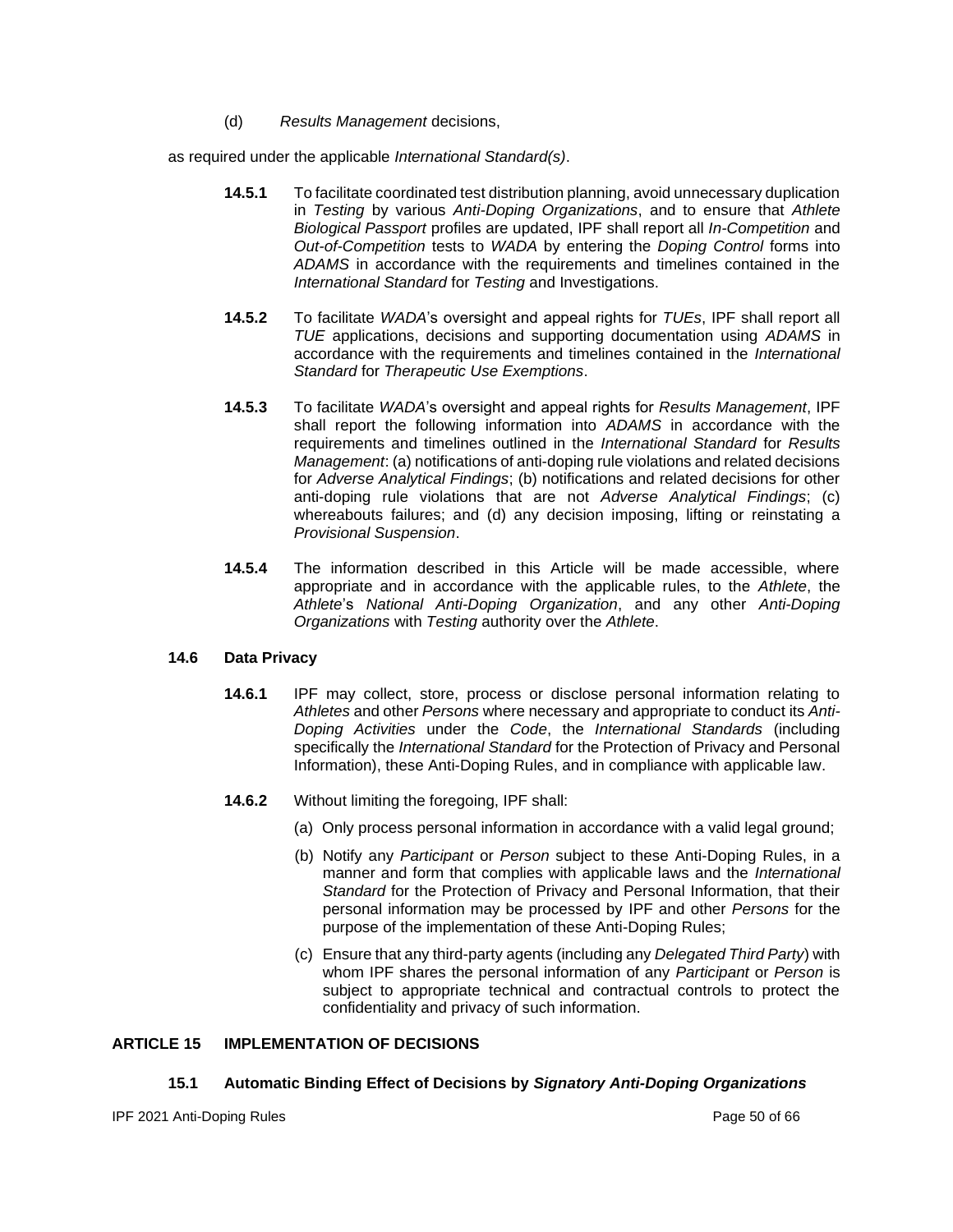(d) *Results Management* decisions,

as required under the applicable *International Standard(s)*.

**14.5.1** To facilitate coordinated test distribution planning, avoid unnecessary duplication in *Testing* by various *Anti-Doping Organizations*, and to ensure that *Athlete Biological Passport* profiles are updated, IPF shall report all *In-Competition* and *Out-of-Competition* tests to *WADA* by entering the *Doping Control* forms into *ADAMS* in accordance with the requirements and timelines contained in the *International Standard* for *Testing* and Investigations.

**14.5.2** To facilitate *WADA*'s oversight and appeal rights for *TUEs*, IPF shall report all *TUE* applications, decisions and supporting documentation using *ADAMS* in accordance with the requirements and timelines contained in the *International Standard* for *Therapeutic Use Exemptions*.

**14.5.3** To facilitate *WADA*'s oversight and appeal rights for *Results Management*, IPF shall report the following information into *ADAMS* in accordance with the requirements and timelines outlined in the *International Standard* for *Results Management*: (a) notifications of anti-doping rule violations and related decisions for *Adverse Analytical Findings*; (b) notifications and related decisions for other anti-doping rule violations that are not *Adverse Analytical Findings*; (c) whereabouts failures; and (d) any decision imposing, lifting or reinstating a *Provisional Suspension*.

**14.5.4** The information described in this Article will be made accessible, where appropriate and in accordance with the applicable rules, to the *Athlete*, the *Athlete*'s *National Anti-Doping Organization*, and any other *Anti-Doping Organizations* with *Testing* authority over the *Athlete*.

### 14.6 Data Privacy

**14.6.1** IPF may collect, store, process or disclose personal information relating to *Athletes* and other *Persons* where necessary and appropriate to conduct its *Anti-Doping Activities* under the *Code*, the *International Standards* (including specifically the *International Standard* for the Protection of Privacy and Personal Information), these Anti-Doping Rules, and in compliance with applicable law.

**14.6.2** Without limiting the foregoing, IPF shall:

(a) Only process personal information in accordance with a valid legal ground;

(b) Notify any *Participant* or *Person* subject to these Anti-Doping Rules, in a manner and form that complies with applicable laws and the *International Standard* for the Protection of Privacy and Personal Information, that their personal information may be processed by IPF and other *Persons* for the purpose of the implementation of these Anti-Doping Rules;

(c) Ensure that any third-party agents (including any *Delegated Third Party*) with whom IPF shares the personal information of any *Participant* or *Person* is subject to appropriate technical and contractual controls to protect the confidentiality and privacy of such information.

## ARTICLE 15 IMPLEMENTATION OF DECISIONS

### 15.1 Automatic Binding Effect of Decisions by *Signatory Anti-Doping Organizations*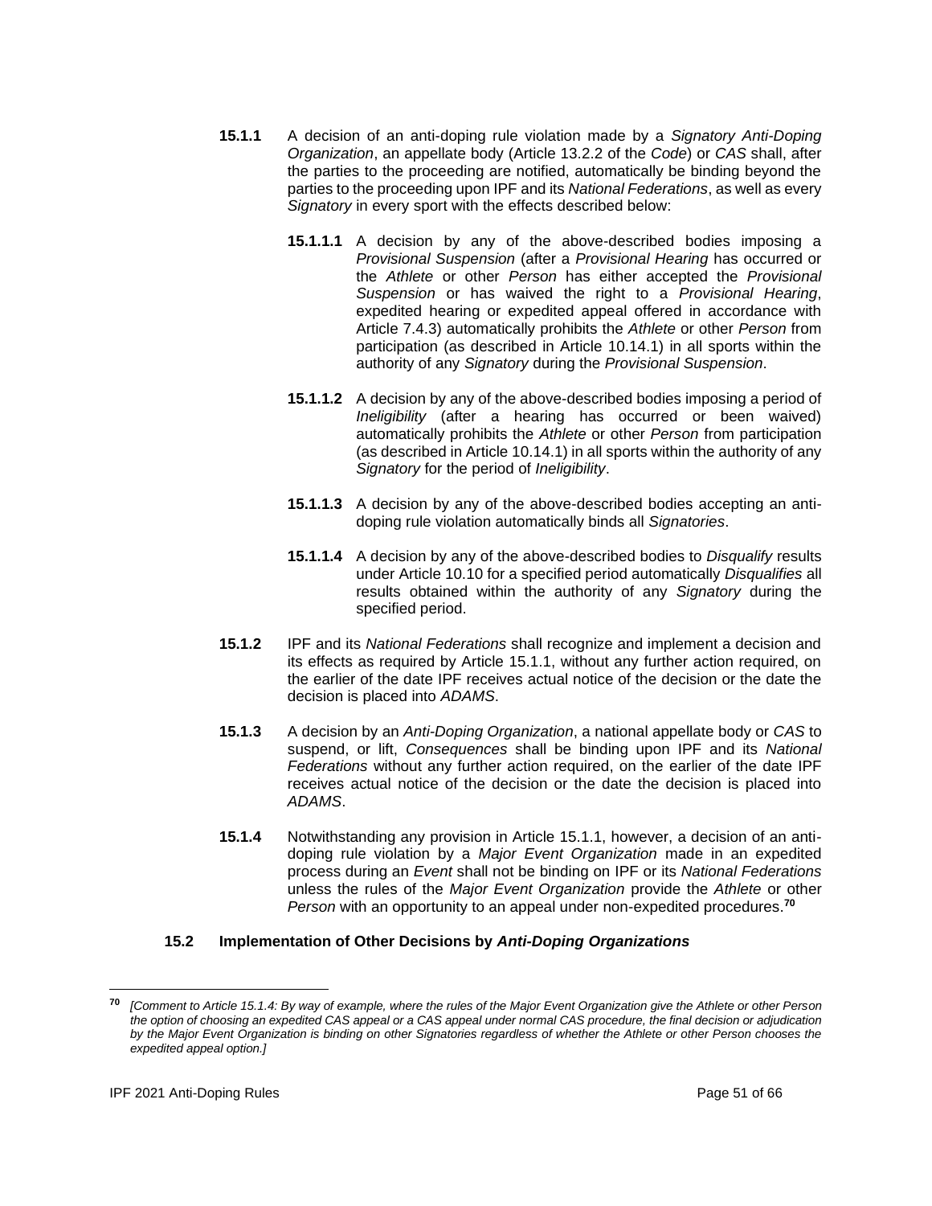**15.1.1** A decision of an anti-doping rule violation made by a *Signatory Anti-Doping Organization*, an appellate body (Article 13.2.2 of the *Code*) or *CAS* shall, after the parties to the proceeding are notified, automatically be binding beyond the parties to the proceeding upon IPF and its *National Federations*, as well as every *Signatory* in every sport with the effects described below:

**15.1.1.1** A decision by any of the above-described bodies imposing a *Provisional Suspension* (after a *Provisional Hearing* has occurred or the *Athlete* or other *Person* has either accepted the *Provisional Suspension* or has waived the right to a *Provisional Hearing*, expedited hearing or expedited appeal offered in accordance with Article 7.4.3) automatically prohibits the *Athlete* or other *Person* from participation (as described in Article 10.14.1) in all sports within the authority of any *Signatory* during the *Provisional Suspension*.

**15.1.1.2** A decision by any of the above-described bodies imposing a period of *Ineligibility* (after a hearing has occurred or been waived) automatically prohibits the *Athlete* or other *Person* from participation (as described in Article 10.14.1) in all sports within the authority of any *Signatory* for the period of *Ineligibility*.

**15.1.1.3** A decision by any of the above-described bodies accepting an anti-doping rule violation automatically binds all *Signatories*.

**15.1.1.4** A decision by any of the above-described bodies to *Disqualify* results under Article 10.10 for a specified period automatically *Disqualifies* all results obtained within the authority of any *Signatory* during the specified period.

**15.1.2** IPF and its *National Federations* shall recognize and implement a decision and its effects as required by Article 15.1.1, without any further action required, on the earlier of the date IPF receives actual notice of the decision or the date the decision is placed into *ADAMS*.

**15.1.3** A decision by an *Anti-Doping Organization*, a national appellate body or *CAS* to suspend, or lift, *Consequences* shall be binding upon IPF and its *National Federations* without any further action required, on the earlier of the date IPF receives actual notice of the decision or the date the decision is placed into *ADAMS*.

**15.1.4** Notwithstanding any provision in Article 15.1.1, however, a decision of an anti-doping rule violation by a *Major Event Organization* made in an expedited process during an *Event* shall not be binding on IPF or its *National Federations* unless the rules of the *Major Event Organization* provide the *Athlete* or other *Person* with an opportunity to an appeal under non-expedited procedures.[70]

**15.2 Implementation of Other Decisions by *Anti-Doping Organizations***

---

[70] *[Comment to Article 15.1.4: By way of example, where the rules of the Major Event Organization give the Athlete or other Person the option of choosing an expedited CAS appeal or a CAS appeal under normal CAS procedure, the final decision or adjudication by the Major Event Organization is binding on other Signatories regardless of whether the Athlete or other Person chooses the expedited appeal option.]*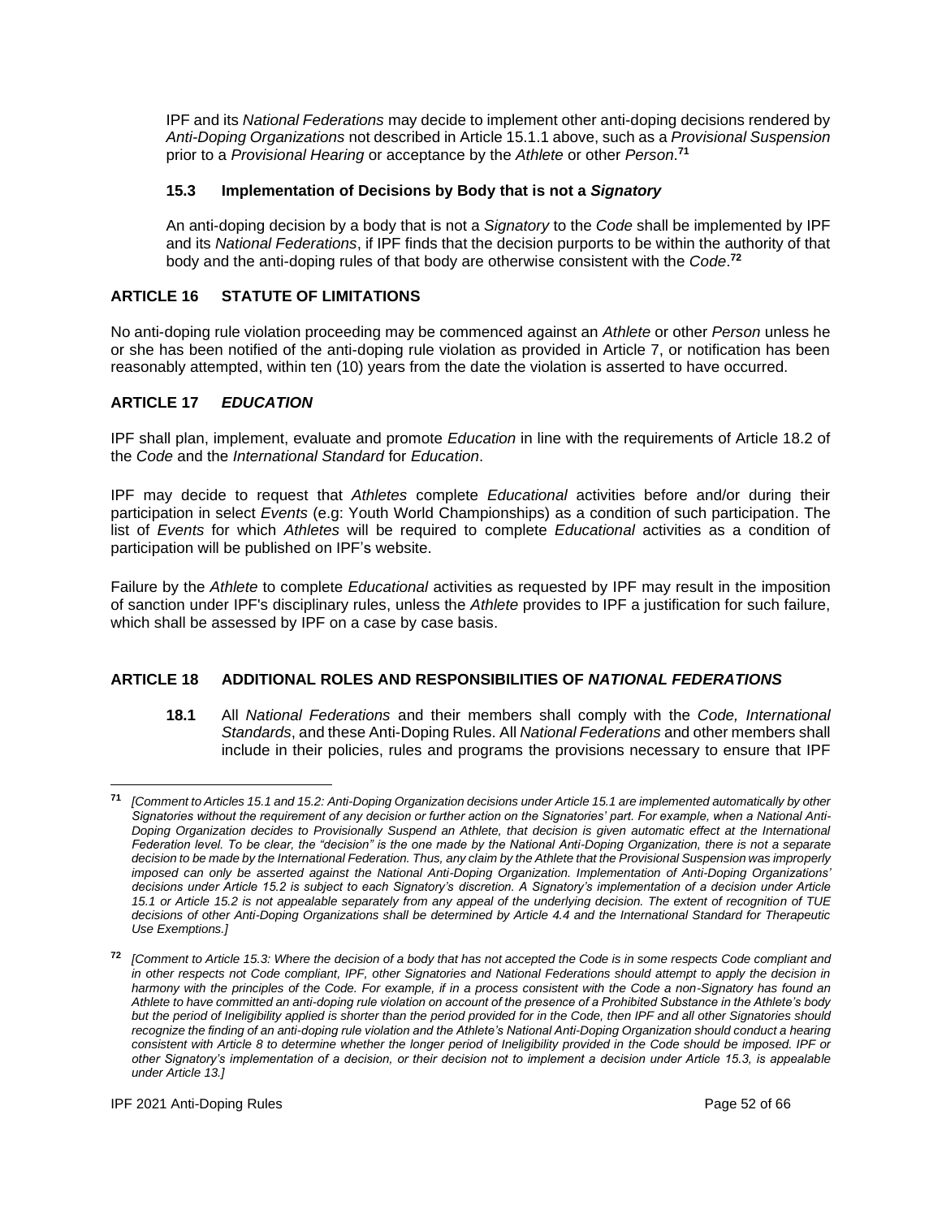IPF and its *National Federations* may decide to implement other anti-doping decisions rendered by *Anti-Doping Organizations* not described in Article 15.1.1 above, such as a *Provisional Suspension* prior to a *Provisional Hearing* or acceptance by the *Athlete* or other *Person*.[71]

### 15.3 Implementation of Decisions by Body that is not a *Signatory*

An anti-doping decision by a body that is not a *Signatory* to the *Code* shall be implemented by IPF and its *National Federations*, if IPF finds that the decision purports to be within the authority of that body and the anti-doping rules of that body are otherwise consistent with the *Code*.[72]

## ARTICLE 16 STATUTE OF LIMITATIONS

No anti-doping rule violation proceeding may be commenced against an *Athlete* or other *Person* unless he or she has been notified of the anti-doping rule violation as provided in Article 7, or notification has been reasonably attempted, within ten (10) years from the date the violation is asserted to have occurred.

## ARTICLE 17 *EDUCATION*

IPF shall plan, implement, evaluate and promote *Education* in line with the requirements of Article 18.2 of the *Code* and the *International Standard* for *Education*.

IPF may decide to request that *Athletes* complete *Educational* activities before and/or during their participation in select *Events* (e.g: Youth World Championships) as a condition of such participation. The list of *Events* for which *Athletes* will be required to complete *Educational* activities as a condition of participation will be published on IPF's website.

Failure by the *Athlete* to complete *Educational* activities as requested by IPF may result in the imposition of sanction under IPF's disciplinary rules, unless the *Athlete* provides to IPF a justification for such failure, which shall be assessed by IPF on a case by case basis.

## ARTICLE 18 ADDITIONAL ROLES AND RESPONSIBILITIES OF *NATIONAL FEDERATIONS*

**18.1** All *National Federations* and their members shall comply with the *Code, International Standards*, and these Anti-Doping Rules. All *National Federations* and other members shall include in their policies, rules and programs the provisions necessary to ensure that IPF

---

[71] *[Comment to Articles 15.1 and 15.2: Anti-Doping Organization decisions under Article 15.1 are implemented automatically by other Signatories without the requirement of any decision or further action on the Signatories' part. For example, when a National Anti-Doping Organization decides to Provisionally Suspend an Athlete, that decision is given automatic effect at the International Federation level. To be clear, the "decision" is the one made by the National Anti-Doping Organization, there is not a separate decision to be made by the International Federation. Thus, any claim by the Athlete that the Provisional Suspension was improperly imposed can only be asserted against the National Anti-Doping Organization. Implementation of Anti-Doping Organizations' decisions under Article 15.2 is subject to each Signatory's discretion. A Signatory's implementation of a decision under Article 15.1 or Article 15.2 is not appealable separately from any appeal of the underlying decision. The extent of recognition of TUE decisions of other Anti-Doping Organizations shall be determined by Article 4.4 and the International Standard for Therapeutic Use Exemptions.]*

[72] *[Comment to Article 15.3: Where the decision of a body that has not accepted the Code is in some respects Code compliant and in other respects not Code compliant, IPF, other Signatories and National Federations should attempt to apply the decision in harmony with the principles of the Code. For example, if in a process consistent with the Code a non-Signatory has found an Athlete to have committed an anti-doping rule violation on account of the presence of a Prohibited Substance in the Athlete's body but the period of Ineligibility applied is shorter than the period provided for in the Code, then IPF and all other Signatories should recognize the finding of an anti-doping rule violation and the Athlete's National Anti-Doping Organization should conduct a hearing consistent with Article 8 to determine whether the longer period of Ineligibility provided in the Code should be imposed. IPF or other Signatory's implementation of a decision, or their decision not to implement a decision under Article 15.3, is appealable under Article 13.]*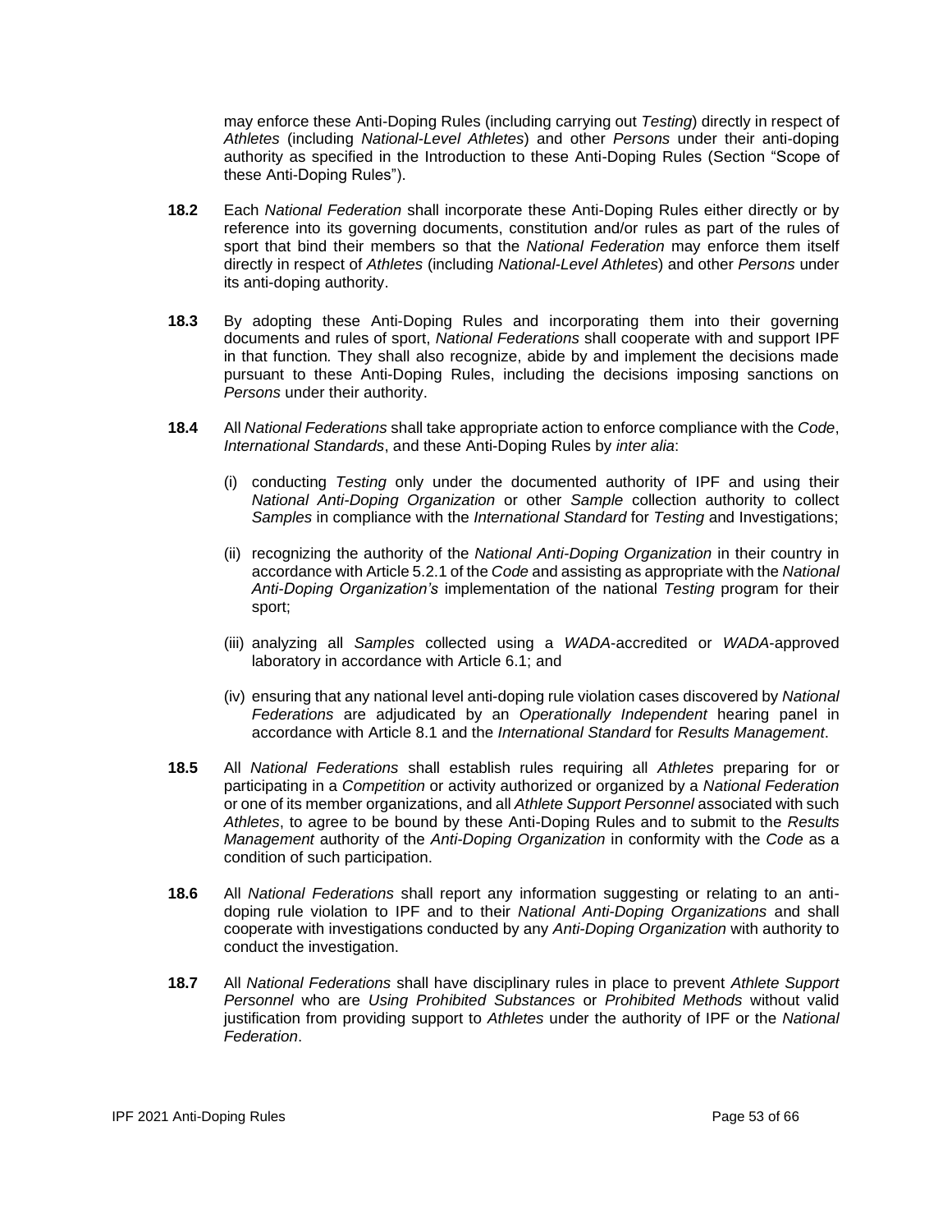may enforce these Anti-Doping Rules (including carrying out *Testing*) directly in respect of *Athletes* (including *National-Level Athletes*) and other *Persons* under their anti-doping authority as specified in the Introduction to these Anti-Doping Rules (Section "Scope of these Anti-Doping Rules").

**18.2** Each *National Federation* shall incorporate these Anti-Doping Rules either directly or by reference into its governing documents, constitution and/or rules as part of the rules of sport that bind their members so that the *National Federation* may enforce them itself directly in respect of *Athletes* (including *National-Level Athletes*) and other *Persons* under its anti-doping authority.

**18.3** By adopting these Anti-Doping Rules and incorporating them into their governing documents and rules of sport, *National Federations* shall cooperate with and support IPF in that function. They shall also recognize, abide by and implement the decisions made pursuant to these Anti-Doping Rules, including the decisions imposing sanctions on *Persons* under their authority.

**18.4** All *National Federations* shall take appropriate action to enforce compliance with the *Code*, *International Standards*, and these Anti-Doping Rules by *inter alia*:

(i) conducting *Testing* only under the documented authority of IPF and using their *National Anti-Doping Organization* or other *Sample* collection authority to collect *Samples* in compliance with the *International Standard* for *Testing* and Investigations;

(ii) recognizing the authority of the *National Anti-Doping Organization* in their country in accordance with Article 5.2.1 of the *Code* and assisting as appropriate with the *National Anti-Doping Organization's* implementation of the national *Testing* program for their sport;

(iii) analyzing all *Samples* collected using a *WADA*-accredited or *WADA*-approved laboratory in accordance with Article 6.1; and

(iv) ensuring that any national level anti-doping rule violation cases discovered by *National Federations* are adjudicated by an *Operationally Independent* hearing panel in accordance with Article 8.1 and the *International Standard* for *Results Management*.

**18.5** All *National Federations* shall establish rules requiring all *Athletes* preparing for or participating in a *Competition* or activity authorized or organized by a *National Federation* or one of its member organizations, and all *Athlete Support Personnel* associated with such *Athletes*, to agree to be bound by these Anti-Doping Rules and to submit to the *Results Management* authority of the *Anti-Doping Organization* in conformity with the *Code* as a condition of such participation.

**18.6** All *National Federations* shall report any information suggesting or relating to an anti-doping rule violation to IPF and to their *National Anti-Doping Organizations* and shall cooperate with investigations conducted by any *Anti-Doping Organization* with authority to conduct the investigation.

**18.7** All *National Federations* shall have disciplinary rules in place to prevent *Athlete Support Personnel* who are *Using Prohibited Substances* or *Prohibited Methods* without valid justification from providing support to *Athletes* under the authority of IPF or the *National Federation*.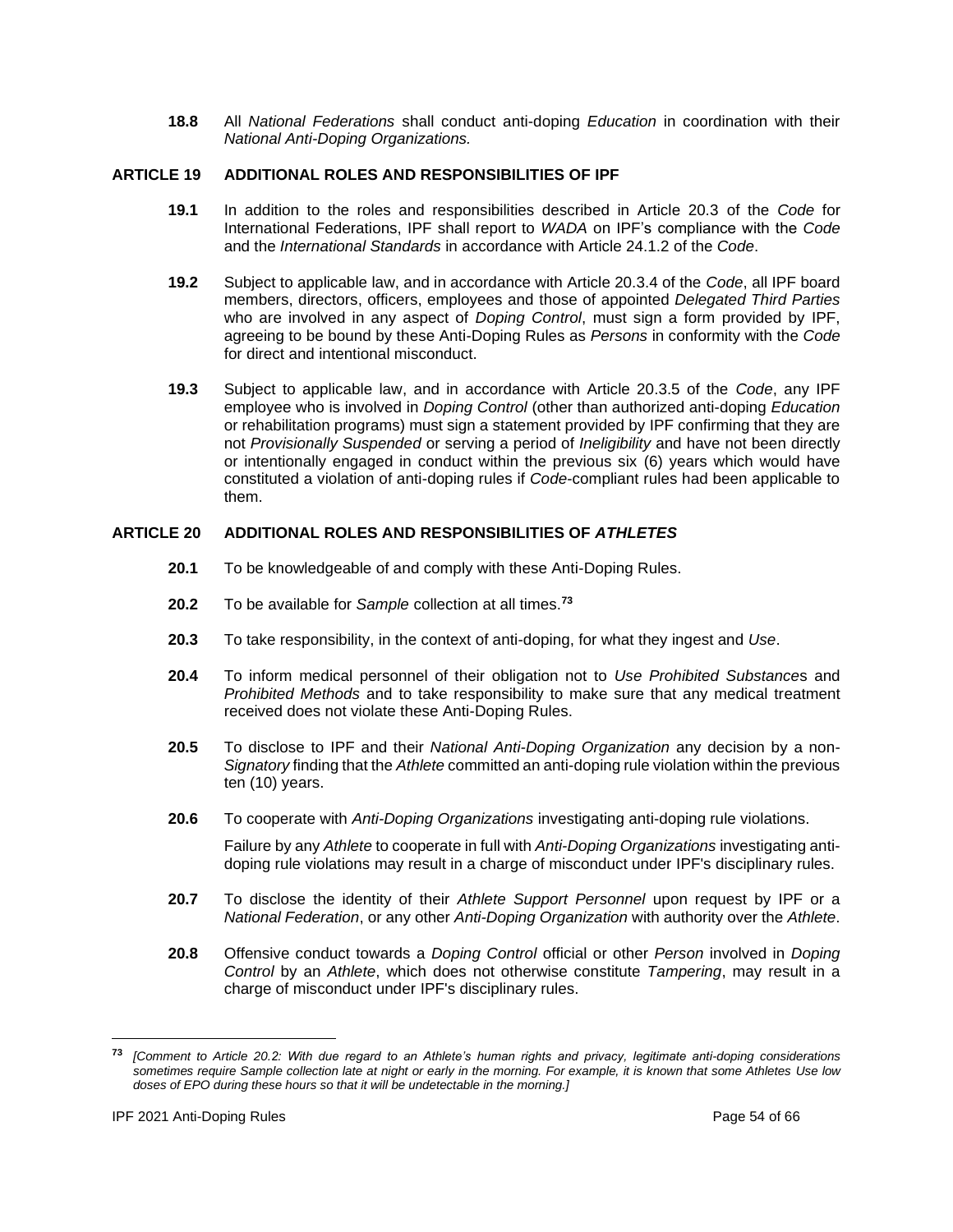**18.8** All *National Federations* shall conduct anti-doping *Education* in coordination with their *National Anti-Doping Organizations.*

## ARTICLE 19 ADDITIONAL ROLES AND RESPONSIBILITIES OF IPF

**19.1** In addition to the roles and responsibilities described in Article 20.3 of the *Code* for International Federations, IPF shall report to *WADA* on IPF's compliance with the *Code* and the *International Standards* in accordance with Article 24.1.2 of the *Code*.

**19.2** Subject to applicable law, and in accordance with Article 20.3.4 of the *Code*, all IPF board members, directors, officers, employees and those of appointed *Delegated Third Parties* who are involved in any aspect of *Doping Control*, must sign a form provided by IPF, agreeing to be bound by these Anti-Doping Rules as *Persons* in conformity with the *Code* for direct and intentional misconduct.

**19.3** Subject to applicable law, and in accordance with Article 20.3.5 of the *Code*, any IPF employee who is involved in *Doping Control* (other than authorized anti-doping *Education* or rehabilitation programs) must sign a statement provided by IPF confirming that they are not *Provisionally Suspended* or serving a period of *Ineligibility* and have not been directly or intentionally engaged in conduct within the previous six (6) years which would have constituted a violation of anti-doping rules if *Code*-compliant rules had been applicable to them.

## ARTICLE 20 ADDITIONAL ROLES AND RESPONSIBILITIES OF *ATHLETES*

**20.1** To be knowledgeable of and comply with these Anti-Doping Rules.

**20.2** To be available for *Sample* collection at all times.[73]

**20.3** To take responsibility, in the context of anti-doping, for what they ingest and *Use*.

**20.4** To inform medical personnel of their obligation not to *Use Prohibited Substance*s and *Prohibited Methods* and to take responsibility to make sure that any medical treatment received does not violate these Anti-Doping Rules.

**20.5** To disclose to IPF and their *National Anti-Doping Organization* any decision by a non-*Signatory* finding that the *Athlete* committed an anti-doping rule violation within the previous ten (10) years.

**20.6** To cooperate with *Anti-Doping Organizations* investigating anti-doping rule violations.

Failure by any *Athlete* to cooperate in full with *Anti-Doping Organizations* investigating anti-doping rule violations may result in a charge of misconduct under IPF's disciplinary rules.

**20.7** To disclose the identity of their *Athlete Support Personnel* upon request by IPF or a *National Federation*, or any other *Anti-Doping Organization* with authority over the *Athlete*.

**20.8** Offensive conduct towards a *Doping Control* official or other *Person* involved in *Doping Control* by an *Athlete*, which does not otherwise constitute *Tampering*, may result in a charge of misconduct under IPF's disciplinary rules.

---

[73] *[Comment to Article 20.2: With due regard to an Athlete's human rights and privacy, legitimate anti-doping considerations sometimes require Sample collection late at night or early in the morning. For example, it is known that some Athletes Use low doses of EPO during these hours so that it will be undetectable in the morning.]*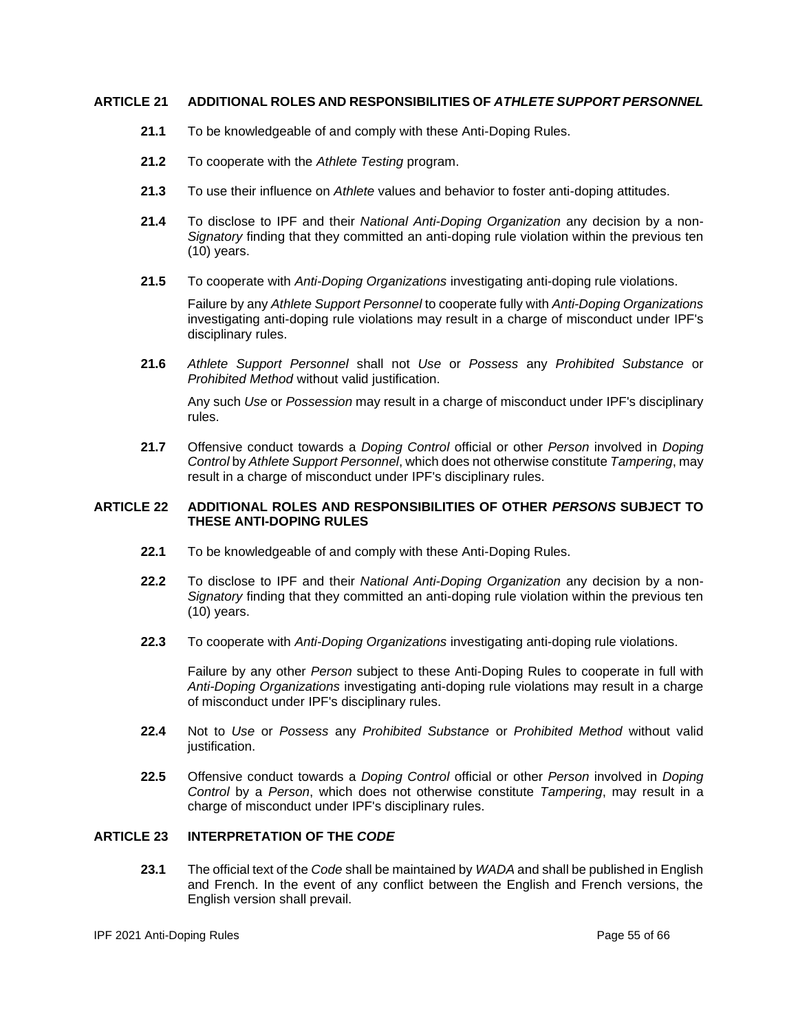## ARTICLE 21 ADDITIONAL ROLES AND RESPONSIBILITIES OF *ATHLETE SUPPORT PERSONNEL*

**21.1** To be knowledgeable of and comply with these Anti-Doping Rules.

**21.2** To cooperate with the *Athlete Testing* program.

**21.3** To use their influence on *Athlete* values and behavior to foster anti-doping attitudes.

**21.4** To disclose to IPF and their *National Anti-Doping Organization* any decision by a non-*Signatory* finding that they committed an anti-doping rule violation within the previous ten (10) years.

**21.5** To cooperate with *Anti-Doping Organizations* investigating anti-doping rule violations.

Failure by any *Athlete Support Personnel* to cooperate fully with *Anti-Doping Organizations* investigating anti-doping rule violations may result in a charge of misconduct under IPF's disciplinary rules.

**21.6** *Athlete Support Personnel* shall not *Use* or *Possess* any *Prohibited Substance* or *Prohibited Method* without valid justification.

Any such *Use* or *Possession* may result in a charge of misconduct under IPF's disciplinary rules.

**21.7** Offensive conduct towards a *Doping Control* official or other *Person* involved in *Doping Control* by *Athlete Support Personnel*, which does not otherwise constitute *Tampering*, may result in a charge of misconduct under IPF's disciplinary rules.

## ARTICLE 22 ADDITIONAL ROLES AND RESPONSIBILITIES OF OTHER *PERSONS* SUBJECT TO THESE ANTI-DOPING RULES

**22.1** To be knowledgeable of and comply with these Anti-Doping Rules.

**22.2** To disclose to IPF and their *National Anti-Doping Organization* any decision by a non-*Signatory* finding that they committed an anti-doping rule violation within the previous ten (10) years.

**22.3** To cooperate with *Anti-Doping Organizations* investigating anti-doping rule violations.

Failure by any other *Person* subject to these Anti-Doping Rules to cooperate in full with *Anti-Doping Organizations* investigating anti-doping rule violations may result in a charge of misconduct under IPF's disciplinary rules.

**22.4** Not to *Use* or *Possess* any *Prohibited Substance* or *Prohibited Method* without valid justification.

**22.5** Offensive conduct towards a *Doping Control* official or other *Person* involved in *Doping Control* by a *Person*, which does not otherwise constitute *Tampering*, may result in a charge of misconduct under IPF's disciplinary rules.

## ARTICLE 23 INTERPRETATION OF THE *CODE*

**23.1** The official text of the *Code* shall be maintained by *WADA* and shall be published in English and French. In the event of any conflict between the English and French versions, the English version shall prevail.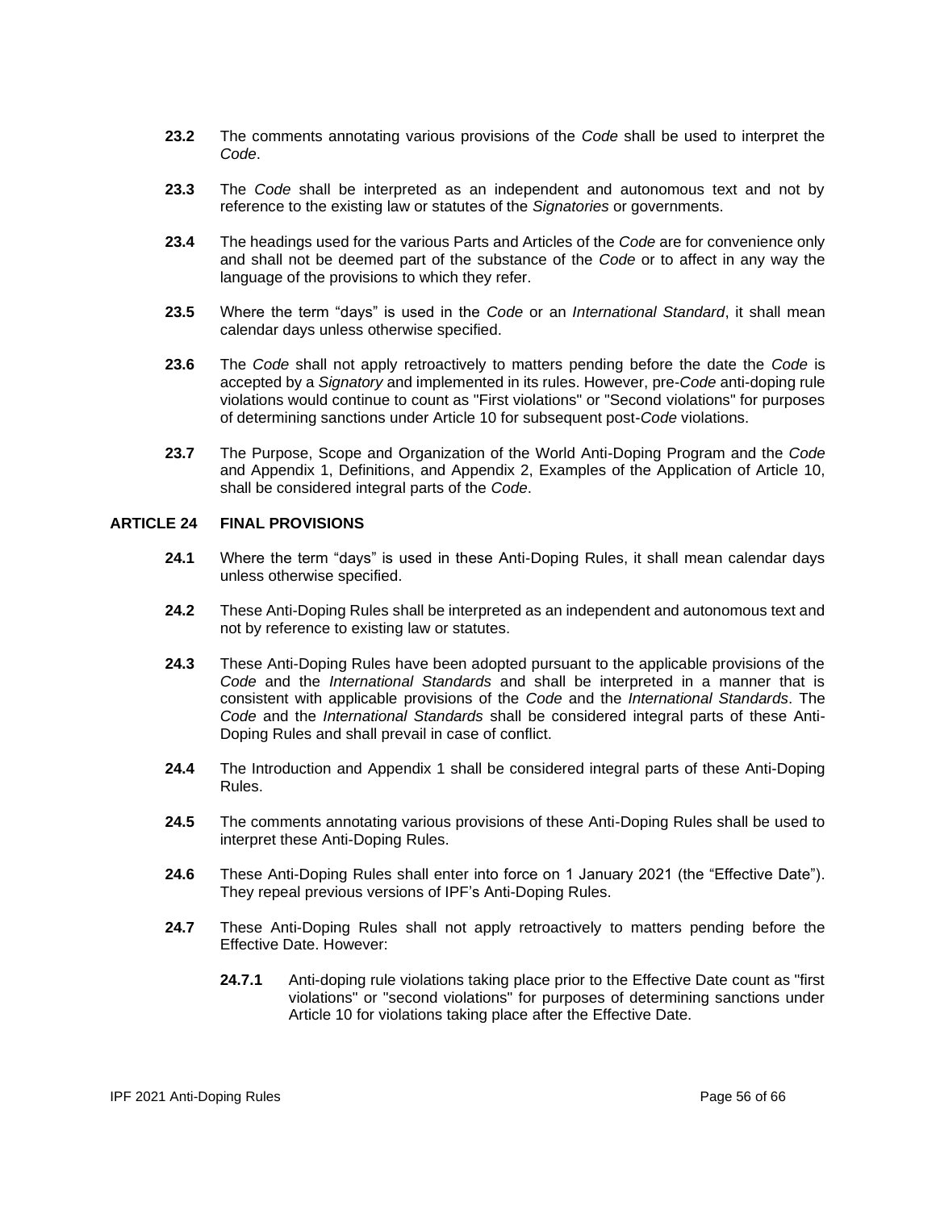**23.2** The comments annotating various provisions of the *Code* shall be used to interpret the *Code*.

**23.3** The *Code* shall be interpreted as an independent and autonomous text and not by reference to the existing law or statutes of the *Signatories* or governments.

**23.4** The headings used for the various Parts and Articles of the *Code* are for convenience only and shall not be deemed part of the substance of the *Code* or to affect in any way the language of the provisions to which they refer.

**23.5** Where the term "days" is used in the *Code* or an *International Standard*, it shall mean calendar days unless otherwise specified.

**23.6** The *Code* shall not apply retroactively to matters pending before the date the *Code* is accepted by a *Signatory* and implemented in its rules. However, pre-*Code* anti-doping rule violations would continue to count as "First violations" or "Second violations" for purposes of determining sanctions under Article 10 for subsequent post-*Code* violations.

**23.7** The Purpose, Scope and Organization of the World Anti-Doping Program and the *Code* and Appendix 1, Definitions, and Appendix 2, Examples of the Application of Article 10, shall be considered integral parts of the *Code*.

## ARTICLE 24 FINAL PROVISIONS

**24.1** Where the term "days" is used in these Anti-Doping Rules, it shall mean calendar days unless otherwise specified.

**24.2** These Anti-Doping Rules shall be interpreted as an independent and autonomous text and not by reference to existing law or statutes.

**24.3** These Anti-Doping Rules have been adopted pursuant to the applicable provisions of the *Code* and the *International Standards* and shall be interpreted in a manner that is consistent with applicable provisions of the *Code* and the *International Standards*. The *Code* and the *International Standards* shall be considered integral parts of these Anti-Doping Rules and shall prevail in case of conflict.

**24.4** The Introduction and Appendix 1 shall be considered integral parts of these Anti-Doping Rules.

**24.5** The comments annotating various provisions of these Anti-Doping Rules shall be used to interpret these Anti-Doping Rules.

**24.6** These Anti-Doping Rules shall enter into force on 1 January 2021 (the "Effective Date"). They repeal previous versions of IPF's Anti-Doping Rules.

**24.7** These Anti-Doping Rules shall not apply retroactively to matters pending before the Effective Date. However:

**24.7.1** Anti-doping rule violations taking place prior to the Effective Date count as "first violations" or "second violations" for purposes of determining sanctions under Article 10 for violations taking place after the Effective Date.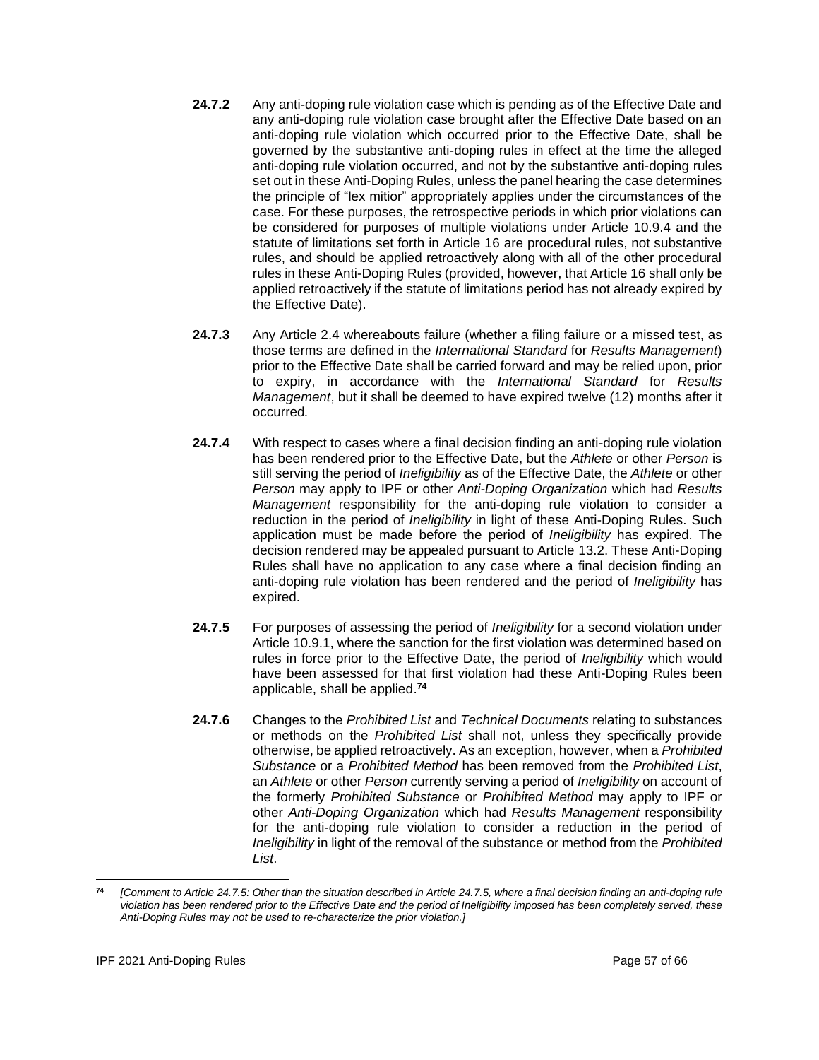**24.7.2** Any anti-doping rule violation case which is pending as of the Effective Date and any anti-doping rule violation case brought after the Effective Date based on an anti-doping rule violation which occurred prior to the Effective Date, shall be governed by the substantive anti-doping rules in effect at the time the alleged anti-doping rule violation occurred, and not by the substantive anti-doping rules set out in these Anti-Doping Rules, unless the panel hearing the case determines the principle of "lex mitior" appropriately applies under the circumstances of the case. For these purposes, the retrospective periods in which prior violations can be considered for purposes of multiple violations under Article 10.9.4 and the statute of limitations set forth in Article 16 are procedural rules, not substantive rules, and should be applied retroactively along with all of the other procedural rules in these Anti-Doping Rules (provided, however, that Article 16 shall only be applied retroactively if the statute of limitations period has not already expired by the Effective Date).

**24.7.3** Any Article 2.4 whereabouts failure (whether a filing failure or a missed test, as those terms are defined in the *International Standard* for *Results Management*) prior to the Effective Date shall be carried forward and may be relied upon, prior to expiry, in accordance with the *International Standard* for *Results Management*, but it shall be deemed to have expired twelve (12) months after it occurred.

**24.7.4** With respect to cases where a final decision finding an anti-doping rule violation has been rendered prior to the Effective Date, but the *Athlete* or other *Person* is still serving the period of *Ineligibility* as of the Effective Date, the *Athlete* or other *Person* may apply to IPF or other *Anti-Doping Organization* which had *Results Management* responsibility for the anti-doping rule violation to consider a reduction in the period of *Ineligibility* in light of these Anti-Doping Rules. Such application must be made before the period of *Ineligibility* has expired. The decision rendered may be appealed pursuant to Article 13.2. These Anti-Doping Rules shall have no application to any case where a final decision finding an anti-doping rule violation has been rendered and the period of *Ineligibility* has expired.

**24.7.5** For purposes of assessing the period of *Ineligibility* for a second violation under Article 10.9.1, where the sanction for the first violation was determined based on rules in force prior to the Effective Date, the period of *Ineligibility* which would have been assessed for that first violation had these Anti-Doping Rules been applicable, shall be applied.[74]

**24.7.6** Changes to the *Prohibited List* and *Technical Documents* relating to substances or methods on the *Prohibited List* shall not, unless they specifically provide otherwise, be applied retroactively. As an exception, however, when a *Prohibited Substance* or a *Prohibited Method* has been removed from the *Prohibited List*, an *Athlete* or other *Person* currently serving a period of *Ineligibility* on account of the formerly *Prohibited Substance* or *Prohibited Method* may apply to IPF or other *Anti-Doping Organization* which had *Results Management* responsibility for the anti-doping rule violation to consider a reduction in the period of *Ineligibility* in light of the removal of the substance or method from the *Prohibited List*.

---

[74] *[Comment to Article 24.7.5: Other than the situation described in Article 24.7.5, where a final decision finding an anti-doping rule violation has been rendered prior to the Effective Date and the period of Ineligibility imposed has been completely served, these Anti-Doping Rules may not be used to re-characterize the prior violation.]*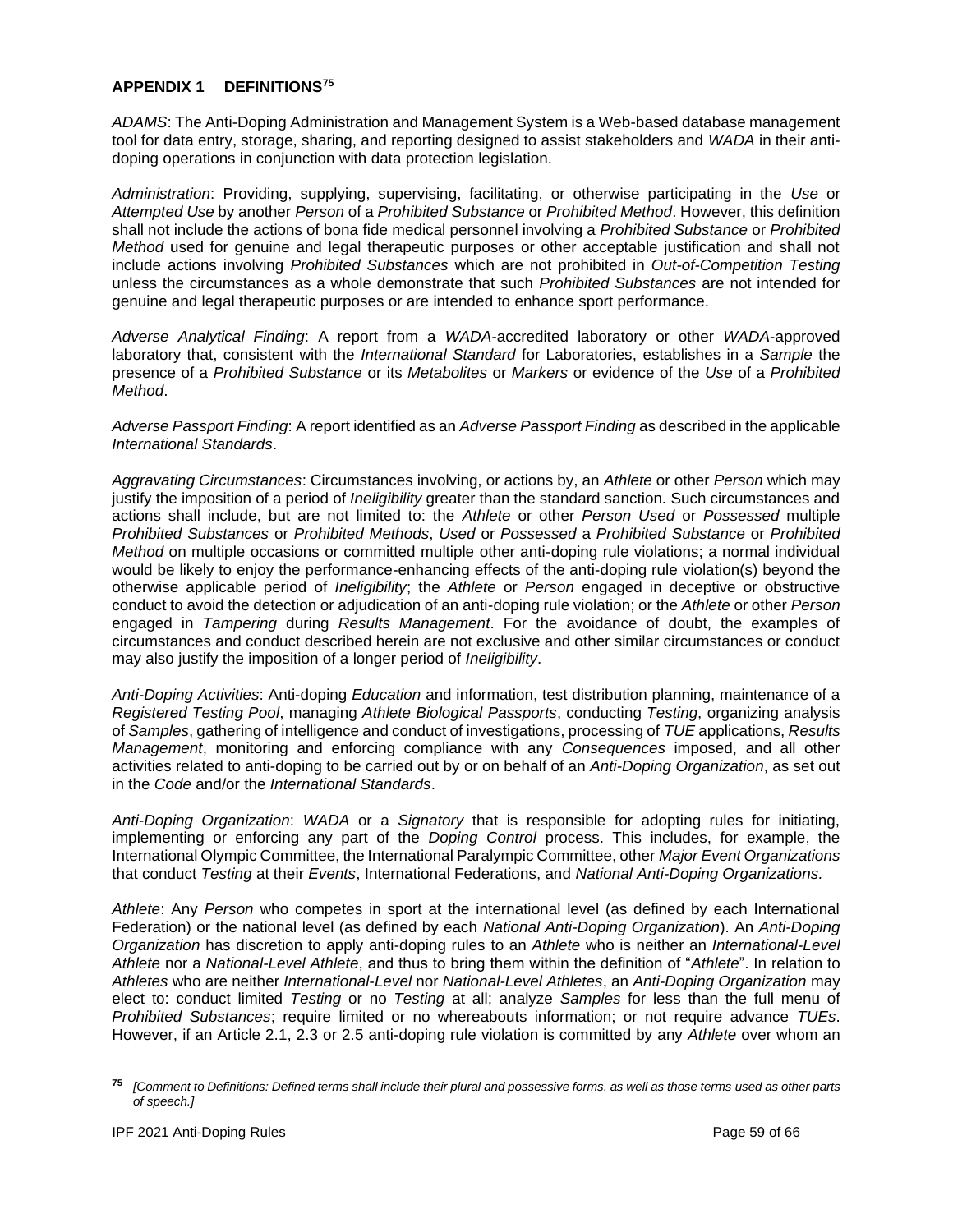## APPENDIX 1 DEFINITIONS[75]

*ADAMS*: The Anti-Doping Administration and Management System is a Web-based database management tool for data entry, storage, sharing, and reporting designed to assist stakeholders and *WADA* in their anti-doping operations in conjunction with data protection legislation.

*Administration*: Providing, supplying, supervising, facilitating, or otherwise participating in the *Use* or *Attempted Use* by another *Person* of a *Prohibited Substance* or *Prohibited Method*. However, this definition shall not include the actions of bona fide medical personnel involving a *Prohibited Substance* or *Prohibited Method* used for genuine and legal therapeutic purposes or other acceptable justification and shall not include actions involving *Prohibited Substances* which are not prohibited in *Out-of-Competition Testing* unless the circumstances as a whole demonstrate that such *Prohibited Substances* are not intended for genuine and legal therapeutic purposes or are intended to enhance sport performance.

*Adverse Analytical Finding*: A report from a *WADA*-accredited laboratory or other *WADA*-approved laboratory that, consistent with the *International Standard* for Laboratories, establishes in a *Sample* the presence of a *Prohibited Substance* or its *Metabolites* or *Markers* or evidence of the *Use* of a *Prohibited Method*.

*Adverse Passport Finding*: A report identified as an *Adverse Passport Finding* as described in the applicable *International Standards*.

*Aggravating Circumstances*: Circumstances involving, or actions by, an *Athlete* or other *Person* which may justify the imposition of a period of *Ineligibility* greater than the standard sanction. Such circumstances and actions shall include, but are not limited to: the *Athlete* or other *Person Used* or *Possessed* multiple *Prohibited Substances* or *Prohibited Methods*, *Used* or *Possessed* a *Prohibited Substance* or *Prohibited Method* on multiple occasions or committed multiple other anti-doping rule violations; a normal individual would be likely to enjoy the performance-enhancing effects of the anti-doping rule violation(s) beyond the otherwise applicable period of *Ineligibility*; the *Athlete* or *Person* engaged in deceptive or obstructive conduct to avoid the detection or adjudication of an anti-doping rule violation; or the *Athlete* or other *Person* engaged in *Tampering* during *Results Management*. For the avoidance of doubt, the examples of circumstances and conduct described herein are not exclusive and other similar circumstances or conduct may also justify the imposition of a longer period of *Ineligibility*.

*Anti-Doping Activities*: Anti-doping *Education* and information, test distribution planning, maintenance of a *Registered Testing Pool*, managing *Athlete Biological Passports*, conducting *Testing*, organizing analysis of *Samples*, gathering of intelligence and conduct of investigations, processing of *TUE* applications, *Results Management*, monitoring and enforcing compliance with any *Consequences* imposed, and all other activities related to anti-doping to be carried out by or on behalf of an *Anti-Doping Organization*, as set out in the *Code* and/or the *International Standards*.

*Anti-Doping Organization*: *WADA* or a *Signatory* that is responsible for adopting rules for initiating, implementing or enforcing any part of the *Doping Control* process. This includes, for example, the International Olympic Committee, the International Paralympic Committee, other *Major Event Organizations* that conduct *Testing* at their *Events*, International Federations, and *National Anti-Doping Organizations.*

*Athlete*: Any *Person* who competes in sport at the international level (as defined by each International Federation) or the national level (as defined by each *National Anti-Doping Organization*). An *Anti-Doping Organization* has discretion to apply anti-doping rules to an *Athlete* who is neither an *International-Level Athlete* nor a *National-Level Athlete*, and thus to bring them within the definition of "*Athlete*". In relation to *Athletes* who are neither *International-Level* nor *National-Level Athletes*, an *Anti-Doping Organization* may elect to: conduct limited *Testing* or no *Testing* at all; analyze *Samples* for less than the full menu of *Prohibited Substances*; require limited or no whereabouts information; or not require advance *TUEs*. However, if an Article 2.1, 2.3 or 2.5 anti-doping rule violation is committed by any *Athlete* over whom an

---

[75] *[Comment to Definitions: Defined terms shall include their plural and possessive forms, as well as those terms used as other parts of speech.]*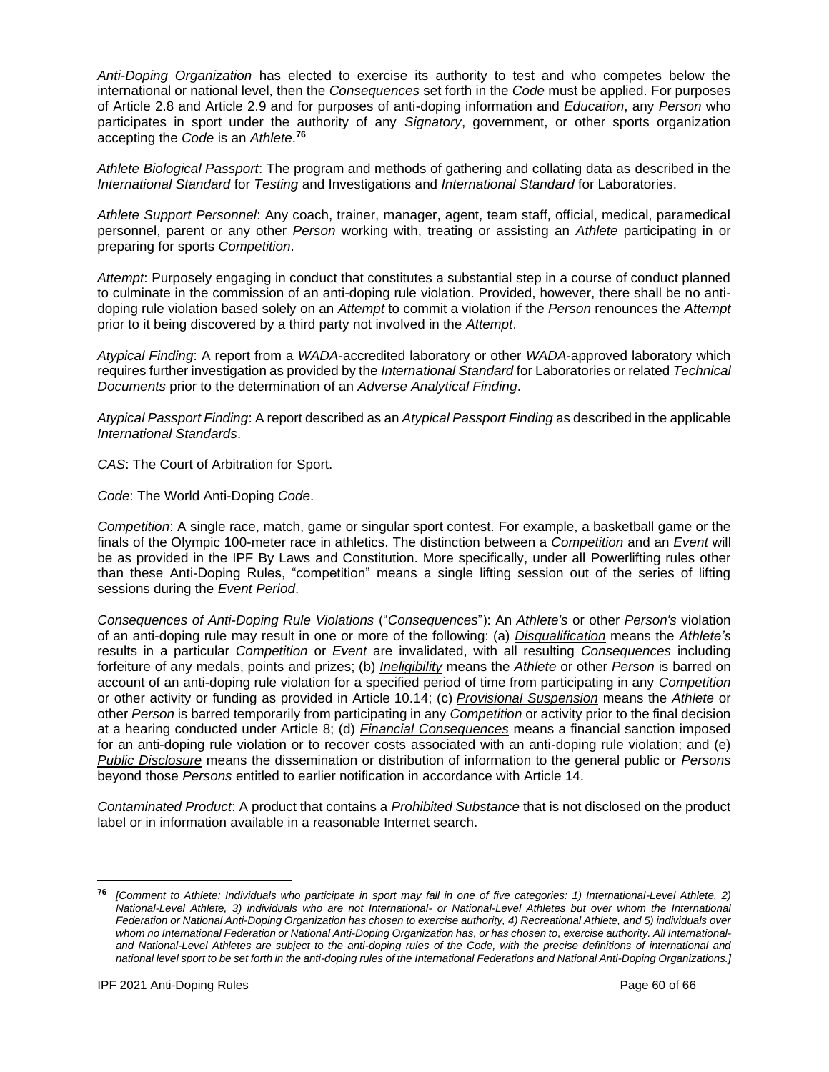*Anti-Doping Organization* has elected to exercise its authority to test and who competes below the international or national level, then the *Consequences* set forth in the *Code* must be applied. For purposes of Article 2.8 and Article 2.9 and for purposes of anti-doping information and *Education*, any *Person* who participates in sport under the authority of any *Signatory*, government, or other sports organization accepting the *Code* is an *Athlete*.[76]

*Athlete Biological Passport*: The program and methods of gathering and collating data as described in the *International Standard* for *Testing* and Investigations and *International Standard* for Laboratories.

*Athlete Support Personnel*: Any coach, trainer, manager, agent, team staff, official, medical, paramedical personnel, parent or any other *Person* working with, treating or assisting an *Athlete* participating in or preparing for sports *Competition*.

*Attempt*: Purposely engaging in conduct that constitutes a substantial step in a course of conduct planned to culminate in the commission of an anti-doping rule violation. Provided, however, there shall be no anti-doping rule violation based solely on an *Attempt* to commit a violation if the *Person* renounces the *Attempt* prior to it being discovered by a third party not involved in the *Attempt*.

*Atypical Finding*: A report from a *WADA*-accredited laboratory or other *WADA*-approved laboratory which requires further investigation as provided by the *International Standard* for Laboratories or related *Technical Documents* prior to the determination of an *Adverse Analytical Finding*.

*Atypical Passport Finding*: A report described as an *Atypical Passport Finding* as described in the applicable *International Standards*.

*CAS*: The Court of Arbitration for Sport.

*Code*: The World Anti-Doping *Code*.

*Competition*: A single race, match, game or singular sport contest. For example, a basketball game or the finals of the Olympic 100-meter race in athletics. The distinction between a *Competition* and an *Event* will be as provided in the IPF By Laws and Constitution. More specifically, under all Powerlifting rules other than these Anti-Doping Rules, "competition" means a single lifting session out of the series of lifting sessions during the *Event Period*.

*Consequences of Anti-Doping Rule Violations* ("*Consequences*"): An *Athlete's* or other *Person's* violation of an anti-doping rule may result in one or more of the following: (a) ***Disqualification*** means the *Athlete's* results in a particular *Competition* or *Event* are invalidated, with all resulting *Consequences* including forfeiture of any medals, points and prizes; (b) ***Ineligibility*** means the *Athlete* or other *Person* is barred on account of an anti-doping rule violation for a specified period of time from participating in any *Competition* or other activity or funding as provided in Article 10.14; (c) ***Provisional Suspension*** means the *Athlete* or other *Person* is barred temporarily from participating in any *Competition* or activity prior to the final decision at a hearing conducted under Article 8; (d) ***Financial Consequences*** means a financial sanction imposed for an anti-doping rule violation or to recover costs associated with an anti-doping rule violation; and (e) ***Public Disclosure*** means the dissemination or distribution of information to the general public or *Persons* beyond those *Persons* entitled to earlier notification in accordance with Article 14.

*Contaminated Product*: A product that contains a *Prohibited Substance* that is not disclosed on the product label or in information available in a reasonable Internet search.

---

[76] *[Comment to Athlete: Individuals who participate in sport may fall in one of five categories: 1) International-Level Athlete, 2) National-Level Athlete, 3) individuals who are not International- or National-Level Athletes but over whom the International Federation or National Anti-Doping Organization has chosen to exercise authority, 4) Recreational Athlete, and 5) individuals over whom no International Federation or National Anti-Doping Organization has, or has chosen to, exercise authority. All International- and National-Level Athletes are subject to the anti-doping rules of the Code, with the precise definitions of international and national level sport to be set forth in the anti-doping rules of the International Federations and National Anti-Doping Organizations.]*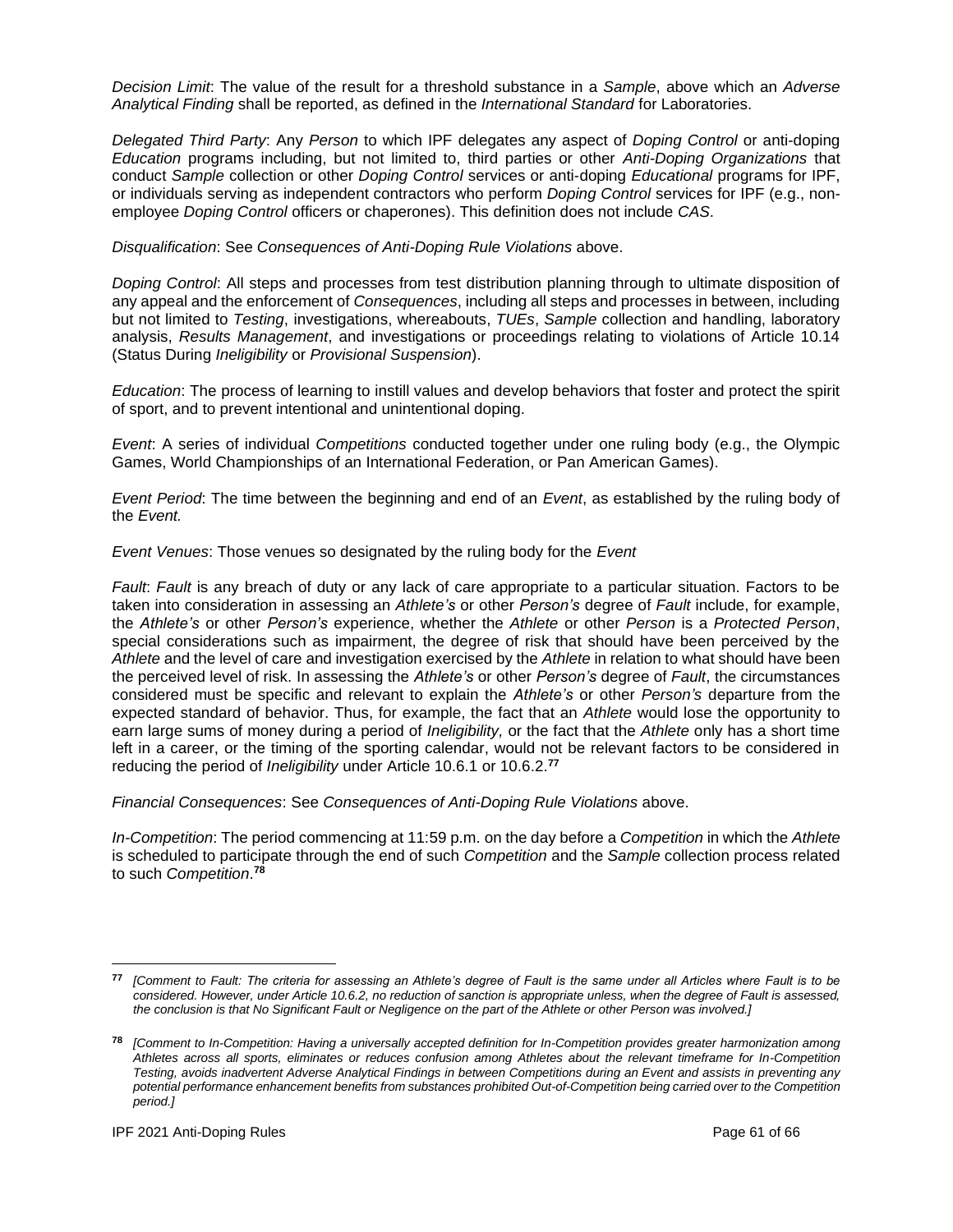*Decision Limit*: The value of the result for a threshold substance in a *Sample*, above which an *Adverse Analytical Finding* shall be reported, as defined in the *International Standard* for Laboratories.

*Delegated Third Party*: Any *Person* to which IPF delegates any aspect of *Doping Control* or anti-doping *Education* programs including, but not limited to, third parties or other *Anti-Doping Organizations* that conduct *Sample* collection or other *Doping Control* services or anti-doping *Educational* programs for IPF, or individuals serving as independent contractors who perform *Doping Control* services for IPF (e.g., non-employee *Doping Control* officers or chaperones). This definition does not include *CAS*.

*Disqualification*: See *Consequences of Anti-Doping Rule Violations* above.

*Doping Control*: All steps and processes from test distribution planning through to ultimate disposition of any appeal and the enforcement of *Consequences*, including all steps and processes in between, including but not limited to *Testing*, investigations, whereabouts, *TUEs*, *Sample* collection and handling, laboratory analysis, *Results Management*, and investigations or proceedings relating to violations of Article 10.14 (Status During *Ineligibility* or *Provisional Suspension*).

*Education*: The process of learning to instill values and develop behaviors that foster and protect the spirit of sport, and to prevent intentional and unintentional doping.

*Event*: A series of individual *Competitions* conducted together under one ruling body (e.g., the Olympic Games, World Championships of an International Federation, or Pan American Games).

*Event Period*: The time between the beginning and end of an *Event*, as established by the ruling body of the *Event.*

*Event Venues*: Those venues so designated by the ruling body for the *Event*

*Fault*: *Fault* is any breach of duty or any lack of care appropriate to a particular situation. Factors to be taken into consideration in assessing an *Athlete's* or other *Person's* degree of *Fault* include, for example, the *Athlete's* or other *Person's* experience, whether the *Athlete* or other *Person* is a *Protected Person*, special considerations such as impairment, the degree of risk that should have been perceived by the *Athlete* and the level of care and investigation exercised by the *Athlete* in relation to what should have been the perceived level of risk. In assessing the *Athlete's* or other *Person's* degree of *Fault*, the circumstances considered must be specific and relevant to explain the *Athlete's* or other *Person's* departure from the expected standard of behavior. Thus, for example, the fact that an *Athlete* would lose the opportunity to earn large sums of money during a period of *Ineligibility,* or the fact that the *Athlete* only has a short time left in a career, or the timing of the sporting calendar, would not be relevant factors to be considered in reducing the period of *Ineligibility* under Article 10.6.1 or 10.6.2.[77]

*Financial Consequences*: See *Consequences of Anti-Doping Rule Violations* above.

*In-Competition*: The period commencing at 11:59 p.m. on the day before a *Competition* in which the *Athlete* is scheduled to participate through the end of such *Competition* and the *Sample* collection process related to such *Competition*.[78]

---

[77] *[Comment to Fault: The criteria for assessing an Athlete's degree of Fault is the same under all Articles where Fault is to be considered. However, under Article 10.6.2, no reduction of sanction is appropriate unless, when the degree of Fault is assessed, the conclusion is that No Significant Fault or Negligence on the part of the Athlete or other Person was involved.]*

[78] *[Comment to In-Competition: Having a universally accepted definition for In-Competition provides greater harmonization among Athletes across all sports, eliminates or reduces confusion among Athletes about the relevant timeframe for In-Competition Testing, avoids inadvertent Adverse Analytical Findings in between Competitions during an Event and assists in preventing any potential performance enhancement benefits from substances prohibited Out-of-Competition being carried over to the Competition period.]*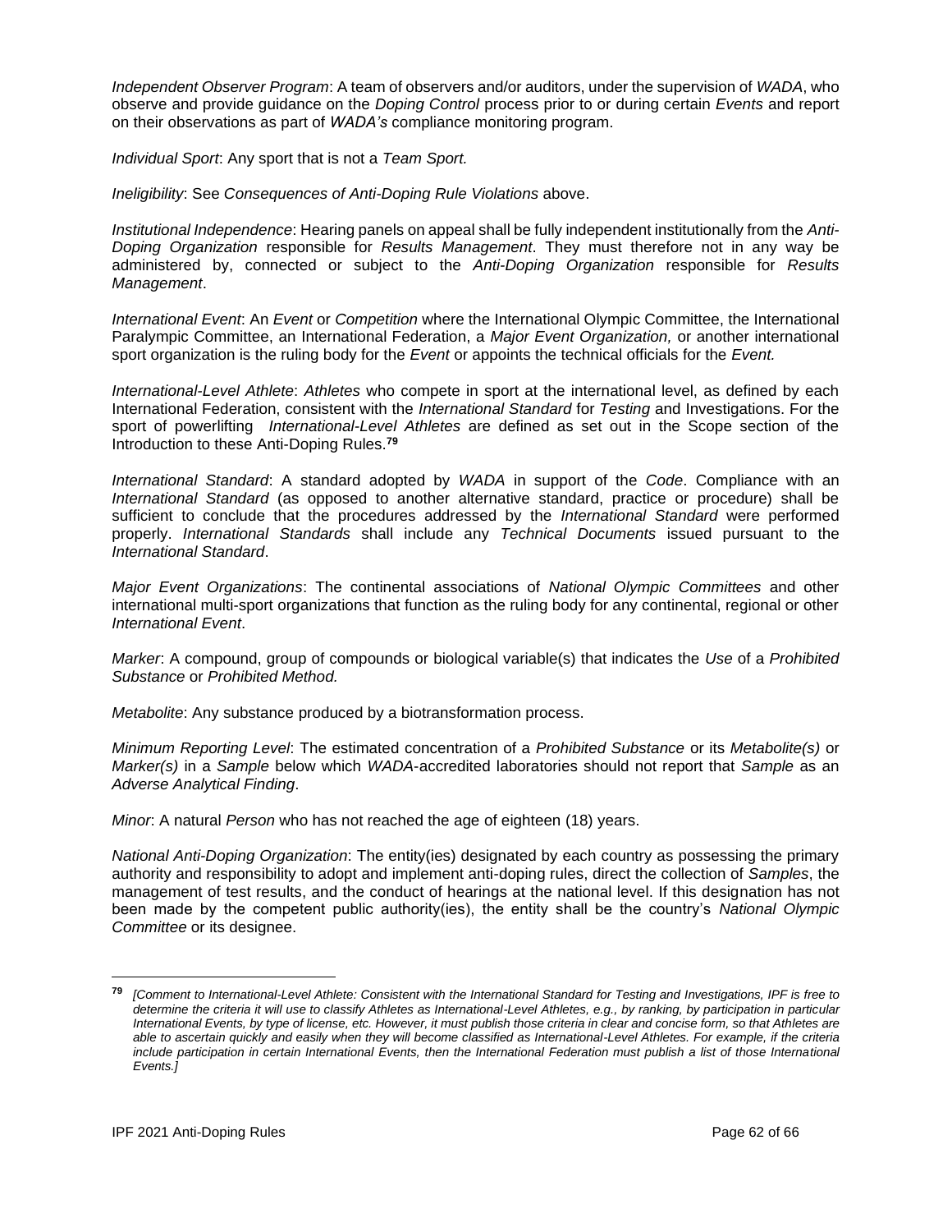*Independent Observer Program*: A team of observers and/or auditors, under the supervision of *WADA*, who observe and provide guidance on the *Doping Control* process prior to or during certain *Events* and report on their observations as part of *WADA's* compliance monitoring program.

*Individual Sport*: Any sport that is not a *Team Sport.*

*Ineligibility*: See *Consequences of Anti-Doping Rule Violations* above.

*Institutional Independence*: Hearing panels on appeal shall be fully independent institutionally from the *Anti-Doping Organization* responsible for *Results Management*. They must therefore not in any way be administered by, connected or subject to the *Anti-Doping Organization* responsible for *Results Management*.

*International Event*: An *Event* or *Competition* where the International Olympic Committee, the International Paralympic Committee, an International Federation, a *Major Event Organization,* or another international sport organization is the ruling body for the *Event* or appoints the technical officials for the *Event.*

*International-Level Athlete*: *Athletes* who compete in sport at the international level, as defined by each International Federation, consistent with the *International Standard* for *Testing* and Investigations. For the sport of powerlifting *International-Level Athletes* are defined as set out in the Scope section of the Introduction to these Anti-Doping Rules.[79]

*International Standard*: A standard adopted by *WADA* in support of the *Code*. Compliance with an *International Standard* (as opposed to another alternative standard, practice or procedure) shall be sufficient to conclude that the procedures addressed by the *International Standard* were performed properly. *International Standards* shall include any *Technical Documents* issued pursuant to the *International Standard*.

*Major Event Organizations*: The continental associations of *National Olympic Committees* and other international multi-sport organizations that function as the ruling body for any continental, regional or other *International Event*.

*Marker*: A compound, group of compounds or biological variable(s) that indicates the *Use* of a *Prohibited Substance* or *Prohibited Method.*

*Metabolite*: Any substance produced by a biotransformation process.

*Minimum Reporting Level*: The estimated concentration of a *Prohibited Substance* or its *Metabolite(s)* or *Marker(s)* in a *Sample* below which *WADA*-accredited laboratories should not report that *Sample* as an *Adverse Analytical Finding*.

*Minor*: A natural *Person* who has not reached the age of eighteen (18) years.

*National Anti-Doping Organization*: The entity(ies) designated by each country as possessing the primary authority and responsibility to adopt and implement anti-doping rules, direct the collection of *Samples*, the management of test results, and the conduct of hearings at the national level. If this designation has not been made by the competent public authority(ies), the entity shall be the country's *National Olympic Committee* or its designee.

---

[79] *[Comment to International-Level Athlete: Consistent with the International Standard for Testing and Investigations, IPF is free to determine the criteria it will use to classify Athletes as International-Level Athletes, e.g., by ranking, by participation in particular International Events, by type of license, etc. However, it must publish those criteria in clear and concise form, so that Athletes are able to ascertain quickly and easily when they will become classified as International-Level Athletes. For example, if the criteria include participation in certain International Events, then the International Federation must publish a list of those International Events.]*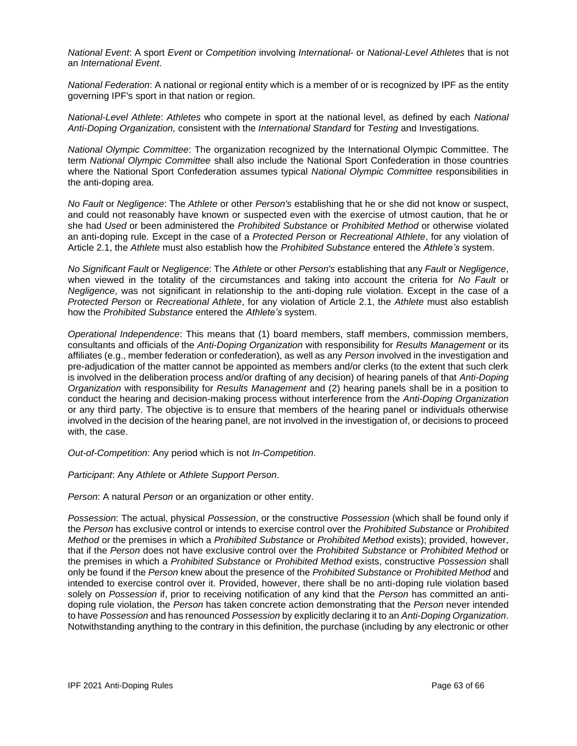*National Event*: A sport *Event* or *Competition* involving *International*- or *National-Level Athletes* that is not an *International Event*.

*National Federation*: A national or regional entity which is a member of or is recognized by IPF as the entity governing IPF's sport in that nation or region.

*National-Level Athlete*: *Athletes* who compete in sport at the national level, as defined by each *National Anti-Doping Organization,* consistent with the *International Standard* for *Testing* and Investigations.

*National Olympic Committee*: The organization recognized by the International Olympic Committee. The term *National Olympic Committee* shall also include the National Sport Confederation in those countries where the National Sport Confederation assumes typical *National Olympic Committee* responsibilities in the anti-doping area.

*No Fault* or *Negligence*: The *Athlete* or other *Person's* establishing that he or she did not know or suspect, and could not reasonably have known or suspected even with the exercise of utmost caution, that he or she had *Used* or been administered the *Prohibited Substance* or *Prohibited Method* or otherwise violated an anti-doping rule*.* Except in the case of a *Protected Person* or *Recreational Athlete*, for any violation of Article 2.1, the *Athlete* must also establish how the *Prohibited Substance* entered the *Athlete's* system.

*No Significant Fault* or *Negligence*: The *Athlete* or other *Person's* establishing that any *Fault* or *Negligence*, when viewed in the totality of the circumstances and taking into account the criteria for *No Fault* or *Negligence*, was not significant in relationship to the anti-doping rule violation. Except in the case of a *Protected Person* or *Recreational Athlete*, for any violation of Article 2.1, the *Athlete* must also establish how the *Prohibited Substance* entered the *Athlete's* system.

*Operational Independence*: This means that (1) board members, staff members, commission members, consultants and officials of the *Anti-Doping Organization* with responsibility for *Results Management* or its affiliates (e.g., member federation or confederation), as well as any *Person* involved in the investigation and pre-adjudication of the matter cannot be appointed as members and/or clerks (to the extent that such clerk is involved in the deliberation process and/or drafting of any decision) of hearing panels of that *Anti-Doping Organization* with responsibility for *Results Management* and (2) hearing panels shall be in a position to conduct the hearing and decision-making process without interference from the *Anti-Doping Organization* or any third party. The objective is to ensure that members of the hearing panel or individuals otherwise involved in the decision of the hearing panel, are not involved in the investigation of, or decisions to proceed with, the case.

*Out-of-Competition*: Any period which is not *In-Competition*.

*Participant*: Any *Athlete* or *Athlete Support Person*.

*Person*: A natural *Person* or an organization or other entity.

*Possession*: The actual, physical *Possession*, or the constructive *Possession* (which shall be found only if the *Person* has exclusive control or intends to exercise control over the *Prohibited Substance* or *Prohibited Method* or the premises in which a *Prohibited Substance* or *Prohibited Method* exists); provided, however, that if the *Person* does not have exclusive control over the *Prohibited Substance* or *Prohibited Method* or the premises in which a *Prohibited Substance* or *Prohibited Method* exists, constructive *Possession* shall only be found if the *Person* knew about the presence of the *Prohibited Substance* or *Prohibited Method* and intended to exercise control over it. Provided, however, there shall be no anti-doping rule violation based solely on *Possession* if, prior to receiving notification of any kind that the *Person* has committed an anti-doping rule violation, the *Person* has taken concrete action demonstrating that the *Person* never intended to have *Possession* and has renounced *Possession* by explicitly declaring it to an *Anti-Doping Organization*. Notwithstanding anything to the contrary in this definition, the purchase (including by any electronic or other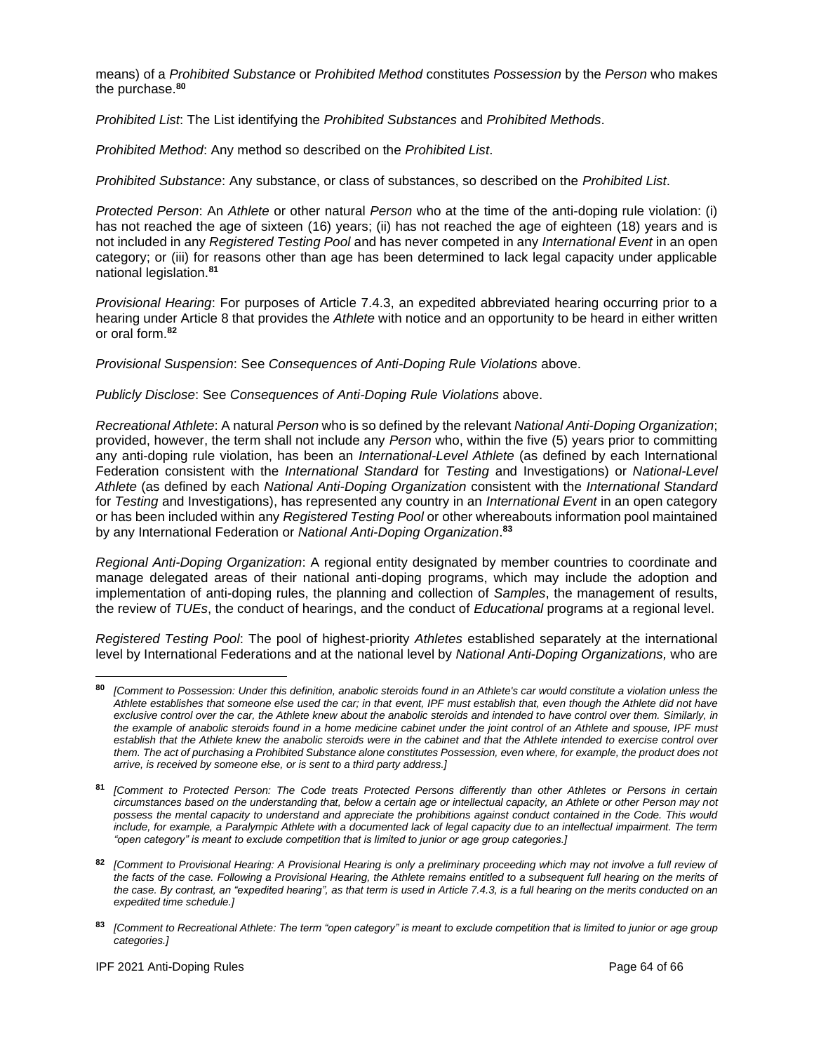means) of a *Prohibited Substance* or *Prohibited Method* constitutes *Possession* by the *Person* who makes the purchase.[80]

*Prohibited List*: The List identifying the *Prohibited Substances* and *Prohibited Methods*.

*Prohibited Method*: Any method so described on the *Prohibited List*.

*Prohibited Substance*: Any substance, or class of substances, so described on the *Prohibited List*.

*Protected Person*: An *Athlete* or other natural *Person* who at the time of the anti-doping rule violation: (i) has not reached the age of sixteen (16) years; (ii) has not reached the age of eighteen (18) years and is not included in any *Registered Testing Pool* and has never competed in any *International Event* in an open category; or (iii) for reasons other than age has been determined to lack legal capacity under applicable national legislation.[81]

*Provisional Hearing*: For purposes of Article 7.4.3, an expedited abbreviated hearing occurring prior to a hearing under Article 8 that provides the *Athlete* with notice and an opportunity to be heard in either written or oral form.[82]

*Provisional Suspension*: See *Consequences of Anti-Doping Rule Violations* above.

*Publicly Disclose*: See *Consequences of Anti-Doping Rule Violations* above.

*Recreational Athlete*: A natural *Person* who is so defined by the relevant *National Anti-Doping Organization*; provided, however, the term shall not include any *Person* who, within the five (5) years prior to committing any anti-doping rule violation, has been an *International-Level Athlete* (as defined by each International Federation consistent with the *International Standard* for *Testing* and Investigations) or *National-Level Athlete* (as defined by each *National Anti-Doping Organization* consistent with the *International Standard* for *Testing* and Investigations), has represented any country in an *International Event* in an open category or has been included within any *Registered Testing Pool* or other whereabouts information pool maintained by any International Federation or *National Anti-Doping Organization*.[83]

*Regional Anti-Doping Organization*: A regional entity designated by member countries to coordinate and manage delegated areas of their national anti-doping programs, which may include the adoption and implementation of anti-doping rules, the planning and collection of *Samples*, the management of results, the review of *TUEs*, the conduct of hearings, and the conduct of *Educational* programs at a regional level.

*Registered Testing Pool*: The pool of highest-priority *Athletes* established separately at the international level by International Federations and at the national level by *National Anti-Doping Organizations,* who are

---

[80] *[Comment to Possession: Under this definition, anabolic steroids found in an Athlete's car would constitute a violation unless the Athlete establishes that someone else used the car; in that event, IPF must establish that, even though the Athlete did not have exclusive control over the car, the Athlete knew about the anabolic steroids and intended to have control over them. Similarly, in the example of anabolic steroids found in a home medicine cabinet under the joint control of an Athlete and spouse, IPF must establish that the Athlete knew the anabolic steroids were in the cabinet and that the Athlete intended to exercise control over them. The act of purchasing a Prohibited Substance alone constitutes Possession, even where, for example, the product does not arrive, is received by someone else, or is sent to a third party address.]*

[81] *[Comment to Protected Person: The Code treats Protected Persons differently than other Athletes or Persons in certain circumstances based on the understanding that, below a certain age or intellectual capacity, an Athlete or other Person may not possess the mental capacity to understand and appreciate the prohibitions against conduct contained in the Code. This would include, for example, a Paralympic Athlete with a documented lack of legal capacity due to an intellectual impairment. The term "open category" is meant to exclude competition that is limited to junior or age group categories.]*

[82] *[Comment to Provisional Hearing: A Provisional Hearing is only a preliminary proceeding which may not involve a full review of the facts of the case. Following a Provisional Hearing, the Athlete remains entitled to a subsequent full hearing on the merits of the case. By contrast, an "expedited hearing", as that term is used in Article 7.4.3, is a full hearing on the merits conducted on an expedited time schedule.]*

[83] *[Comment to Recreational Athlete: The term "open category" is meant to exclude competition that is limited to junior or age group categories.]*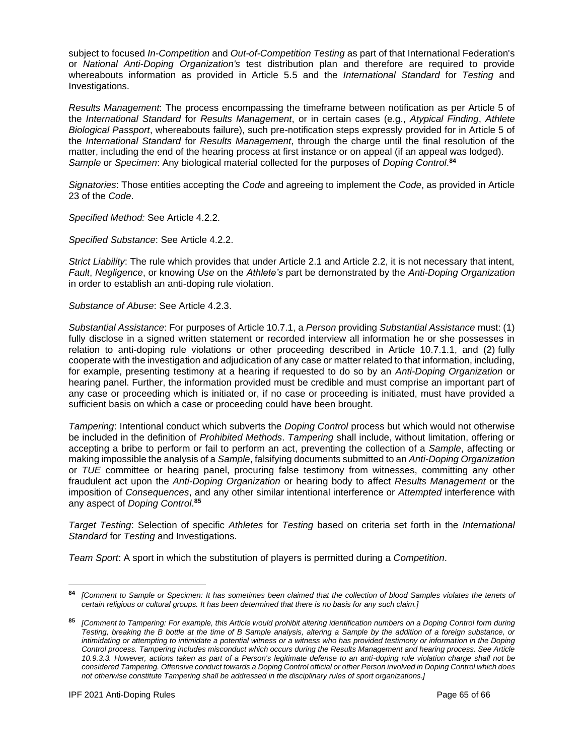subject to focused *In-Competition* and *Out-of-Competition Testing* as part of that International Federation's or *National Anti-Doping Organization's* test distribution plan and therefore are required to provide whereabouts information as provided in Article 5.5 and the *International Standard* for *Testing* and Investigations.

*Results Management*: The process encompassing the timeframe between notification as per Article 5 of the *International Standard* for *Results Management*, or in certain cases (e.g., *Atypical Finding*, *Athlete Biological Passport*, whereabouts failure), such pre-notification steps expressly provided for in Article 5 of the *International Standard* for *Results Management*, through the charge until the final resolution of the matter, including the end of the hearing process at first instance or on appeal (if an appeal was lodged).
*Sample* or *Specimen*: Any biological material collected for the purposes of *Doping Control*.[84]

*Signatories*: Those entities accepting the *Code* and agreeing to implement the *Code*, as provided in Article 23 of the *Code*.

*Specified Method:* See Article 4.2.2.

*Specified Substance*: See Article 4.2.2.

*Strict Liability*: The rule which provides that under Article 2.1 and Article 2.2, it is not necessary that intent, *Fault*, *Negligence*, or knowing *Use* on the *Athlete's* part be demonstrated by the *Anti-Doping Organization* in order to establish an anti-doping rule violation.

*Substance of Abuse*: See Article 4.2.3.

*Substantial Assistance*: For purposes of Article 10.7.1, a *Person* providing *Substantial Assistance* must: (1) fully disclose in a signed written statement or recorded interview all information he or she possesses in relation to anti-doping rule violations or other proceeding described in Article 10.7.1.1, and (2) fully cooperate with the investigation and adjudication of any case or matter related to that information, including, for example, presenting testimony at a hearing if requested to do so by an *Anti-Doping Organization* or hearing panel. Further, the information provided must be credible and must comprise an important part of any case or proceeding which is initiated or, if no case or proceeding is initiated, must have provided a sufficient basis on which a case or proceeding could have been brought.

*Tampering*: Intentional conduct which subverts the *Doping Control* process but which would not otherwise be included in the definition of *Prohibited Methods*. *Tampering* shall include, without limitation, offering or accepting a bribe to perform or fail to perform an act, preventing the collection of a *Sample*, affecting or making impossible the analysis of a *Sample*, falsifying documents submitted to an *Anti-Doping Organization* or *TUE* committee or hearing panel, procuring false testimony from witnesses, committing any other fraudulent act upon the *Anti-Doping Organization* or hearing body to affect *Results Management* or the imposition of *Consequences*, and any other similar intentional interference or *Attempted* interference with any aspect of *Doping Control*.[85]

*Target Testing*: Selection of specific *Athletes* for *Testing* based on criteria set forth in the *International Standard* for *Testing* and Investigations.

*Team Sport*: A sport in which the substitution of players is permitted during a *Competition*.

---

[84] *[Comment to Sample or Specimen: It has sometimes been claimed that the collection of blood Samples violates the tenets of certain religious or cultural groups. It has been determined that there is no basis for any such claim.]*

[85] *[Comment to Tampering: For example, this Article would prohibit altering identification numbers on a Doping Control form during Testing, breaking the B bottle at the time of B Sample analysis, altering a Sample by the addition of a foreign substance, or intimidating or attempting to intimidate a potential witness or a witness who has provided testimony or information in the Doping Control process. Tampering includes misconduct which occurs during the Results Management and hearing process. See Article 10.9.3.3. However, actions taken as part of a Person's legitimate defense to an anti-doping rule violation charge shall not be considered Tampering. Offensive conduct towards a Doping Control official or other Person involved in Doping Control which does not otherwise constitute Tampering shall be addressed in the disciplinary rules of sport organizations.]*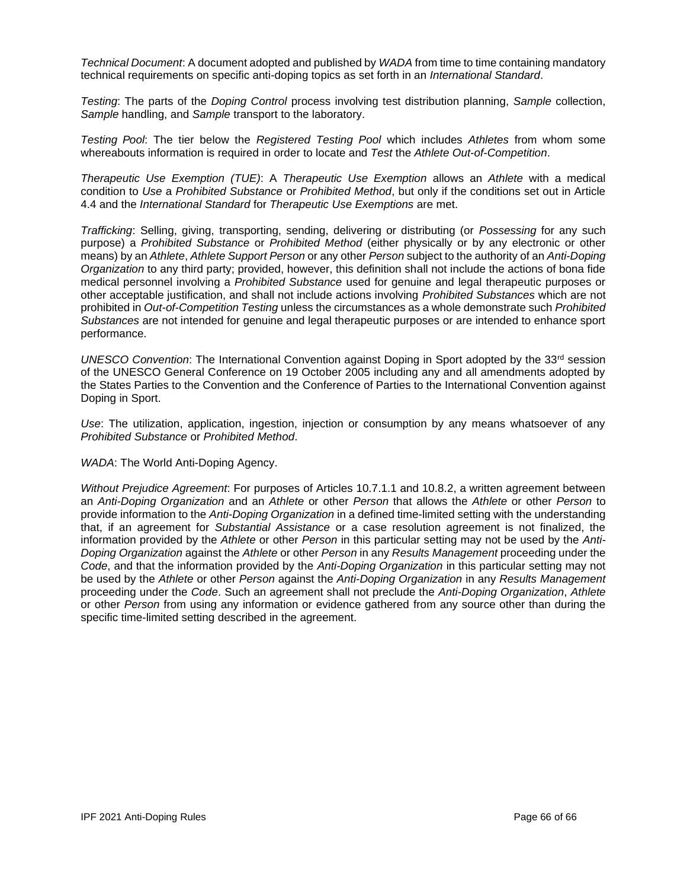*Technical Document*: A document adopted and published by *WADA* from time to time containing mandatory technical requirements on specific anti-doping topics as set forth in an *International Standard*.

*Testing*: The parts of the *Doping Control* process involving test distribution planning, *Sample* collection, *Sample* handling, and *Sample* transport to the laboratory.

*Testing Pool*: The tier below the *Registered Testing Pool* which includes *Athletes* from whom some whereabouts information is required in order to locate and *Test* the *Athlete Out-of-Competition*.

*Therapeutic Use Exemption (TUE)*: A *Therapeutic Use Exemption* allows an *Athlete* with a medical condition to *Use* a *Prohibited Substance* or *Prohibited Method*, but only if the conditions set out in Article 4.4 and the *International Standard* for *Therapeutic Use Exemptions* are met.

*Trafficking*: Selling, giving, transporting, sending, delivering or distributing (or *Possessing* for any such purpose) a *Prohibited Substance* or *Prohibited Method* (either physically or by any electronic or other means) by an *Athlete*, *Athlete Support Person* or any other *Person* subject to the authority of an *Anti-Doping Organization* to any third party; provided, however, this definition shall not include the actions of bona fide medical personnel involving a *Prohibited Substance* used for genuine and legal therapeutic purposes or other acceptable justification, and shall not include actions involving *Prohibited Substances* which are not prohibited in *Out-of-Competition Testing* unless the circumstances as a whole demonstrate such *Prohibited Substances* are not intended for genuine and legal therapeutic purposes or are intended to enhance sport performance.

*UNESCO Convention*: The International Convention against Doping in Sport adopted by the 33rd session of the UNESCO General Conference on 19 October 2005 including any and all amendments adopted by the States Parties to the Convention and the Conference of Parties to the International Convention against Doping in Sport.

*Use*: The utilization, application, ingestion, injection or consumption by any means whatsoever of any *Prohibited Substance* or *Prohibited Method*.

*WADA*: The World Anti-Doping Agency.

*Without Prejudice Agreement*: For purposes of Articles 10.7.1.1 and 10.8.2, a written agreement between an *Anti-Doping Organization* and an *Athlete* or other *Person* that allows the *Athlete* or other *Person* to provide information to the *Anti-Doping Organization* in a defined time-limited setting with the understanding that, if an agreement for *Substantial Assistance* or a case resolution agreement is not finalized, the information provided by the *Athlete* or other *Person* in this particular setting may not be used by the *Anti-Doping Organization* against the *Athlete* or other *Person* in any *Results Management* proceeding under the *Code*, and that the information provided by the *Anti-Doping Organization* in this particular setting may not be used by the *Athlete* or other *Person* against the *Anti-Doping Organization* in any *Results Management* proceeding under the *Code*. Such an agreement shall not preclude the *Anti-Doping Organization*, *Athlete* or other *Person* from using any information or evidence gathered from any source other than during the specific time-limited setting described in the agreement.